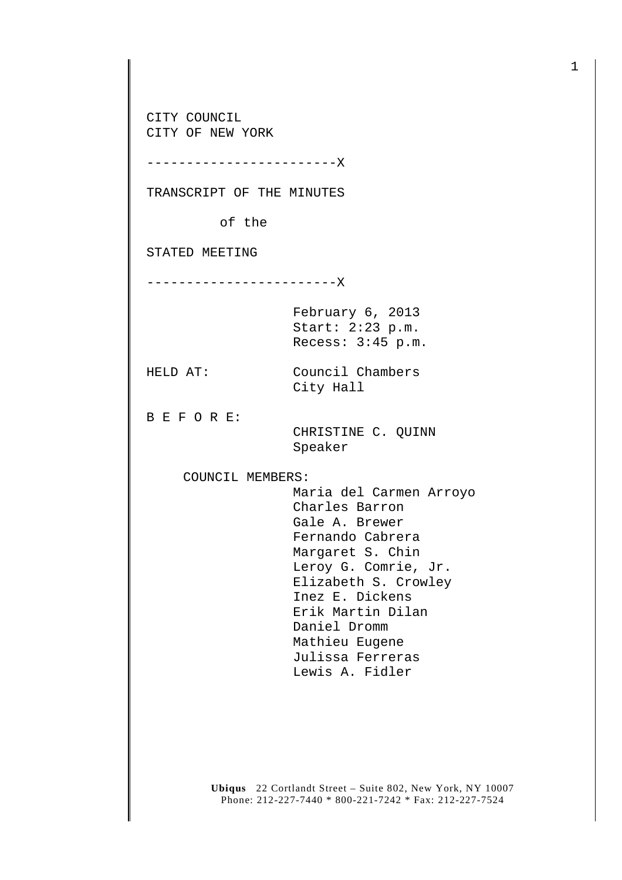CITY COUNCIL
CITY OF NEW YORK

------------------------X

TRANSCRIPT OF THE MINUTES

of the

STATED MEETING

------------------------X

February 6, 2013
Start: 2:23 p.m.
Recess: 3:45 p.m.

HELD AT: Council Chambers
City Hall

B E F O R E:

CHRISTINE C. QUINN
Speaker

COUNCIL MEMBERS:

Maria del Carmen Arroyo
Charles Barron
Gale A. Brewer
Fernando Cabrera
Margaret S. Chin
Leroy G. Comrie, Jr.
Elizabeth S. Crowley
Inez E. Dickens
Erik Martin Dilan
Daniel Dromm
Mathieu Eugene
Julissa Ferreras
Lewis A. Fidler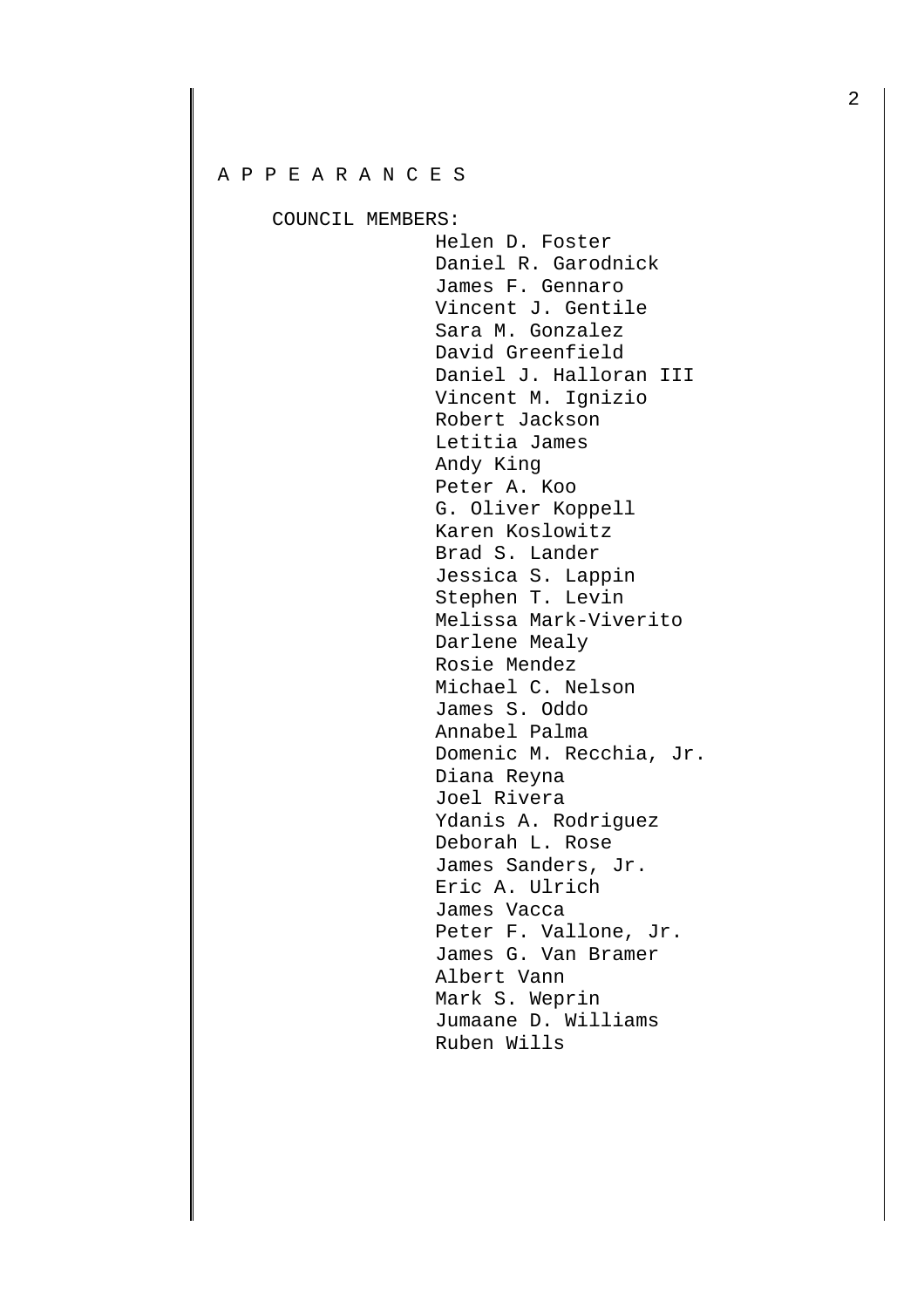A P P E A R A N C E S

COUNCIL MEMBERS:

Helen D. Foster
Daniel R. Garodnick
James F. Gennaro
Vincent J. Gentile
Sara M. Gonzalez
David Greenfield
Daniel J. Halloran III
Vincent M. Ignizio
Robert Jackson
Letitia James
Andy King
Peter A. Koo
G. Oliver Koppell
Karen Koslowitz
Brad S. Lander
Jessica S. Lappin
Stephen T. Levin
Melissa Mark-Viverito
Darlene Mealy
Rosie Mendez
Michael C. Nelson
James S. Oddo
Annabel Palma
Domenic M. Recchia, Jr.
Diana Reyna
Joel Rivera
Ydanis A. Rodriguez
Deborah L. Rose
James Sanders, Jr.
Eric A. Ulrich
James Vacca
Peter F. Vallone, Jr.
James G. Van Bramer
Albert Vann
Mark S. Weprin
Jumaane D. Williams
Ruben Wills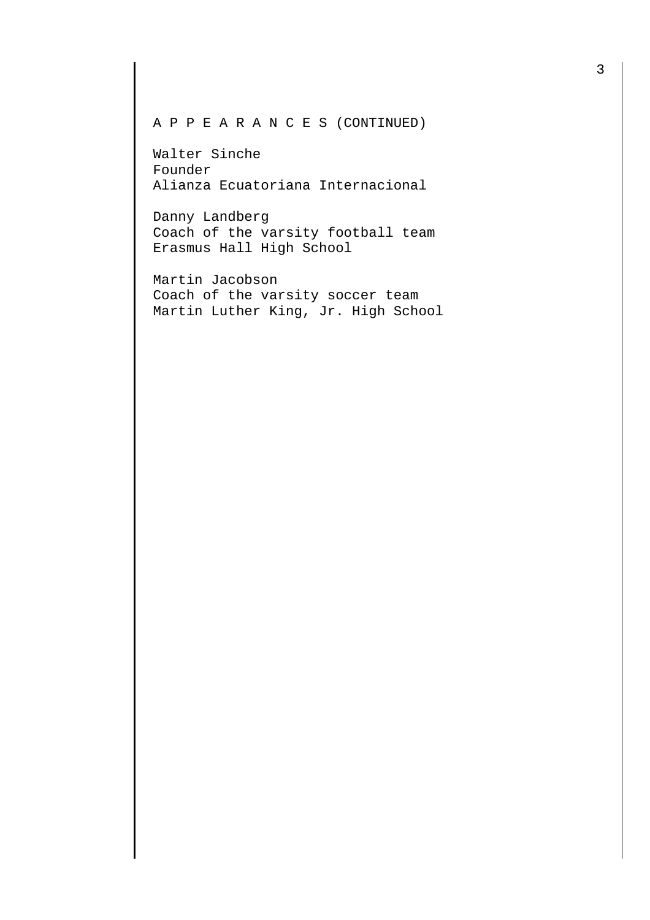A P P E A R A N C E S (CONTINUED)

Walter Sinche
Founder
Alianza Ecuatoriana Internacional

Danny Landberg
Coach of the varsity football team
Erasmus Hall High School

Martin Jacobson
Coach of the varsity soccer team
Martin Luther King, Jr. High School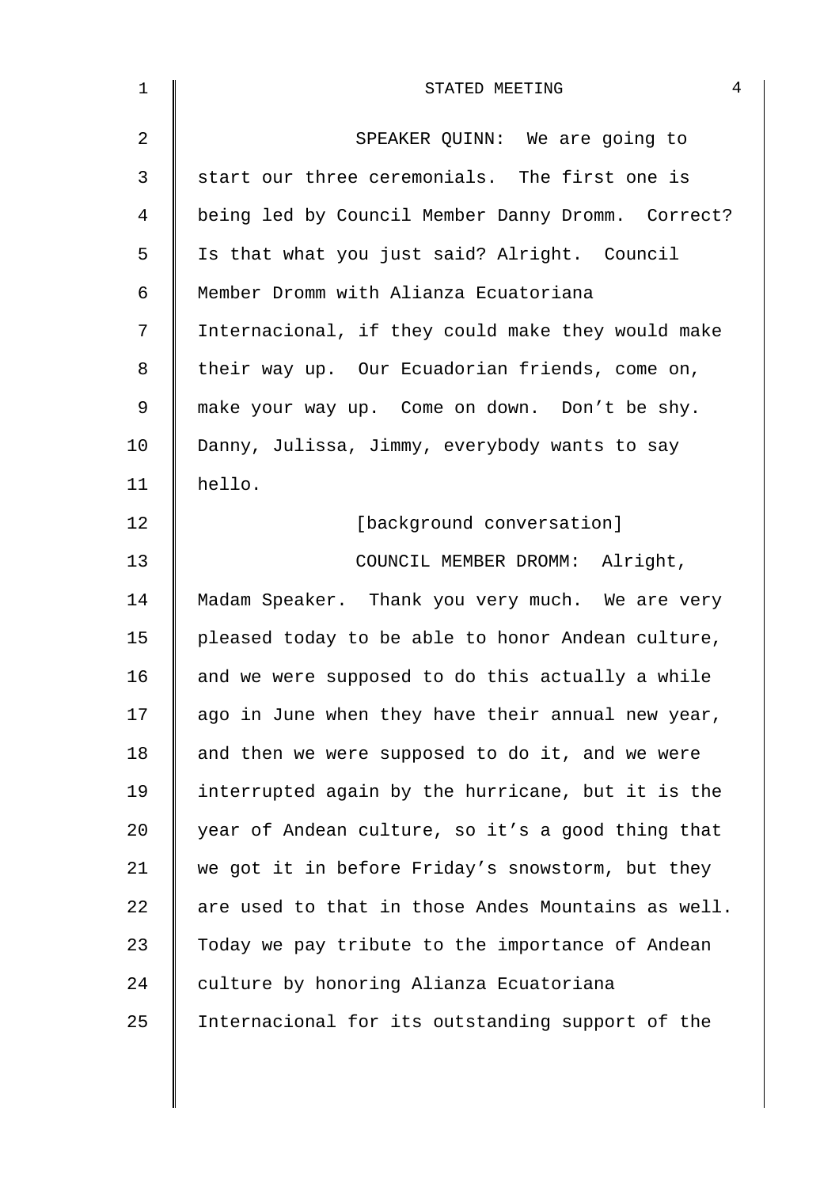SPEAKER QUINN: We are going to start our three ceremonials. The first one is being led by Council Member Danny Dromm. Correct? Is that what you just said? Alright. Council Member Dromm with Alianza Ecuatoriana Internacional, if they could make they would make their way up. Our Ecuadorian friends, come on, make your way up. Come on down. Don't be shy. Danny, Julissa, Jimmy, everybody wants to say hello.

[background conversation]

COUNCIL MEMBER DROMM: Alright, Madam Speaker. Thank you very much. We are very pleased today to be able to honor Andean culture, and we were supposed to do this actually a while ago in June when they have their annual new year, and then we were supposed to do it, and we were interrupted again by the hurricane, but it is the year of Andean culture, so it's a good thing that we got it in before Friday's snowstorm, but they are used to that in those Andes Mountains as well. Today we pay tribute to the importance of Andean culture by honoring Alianza Ecuatoriana Internacional for its outstanding support of the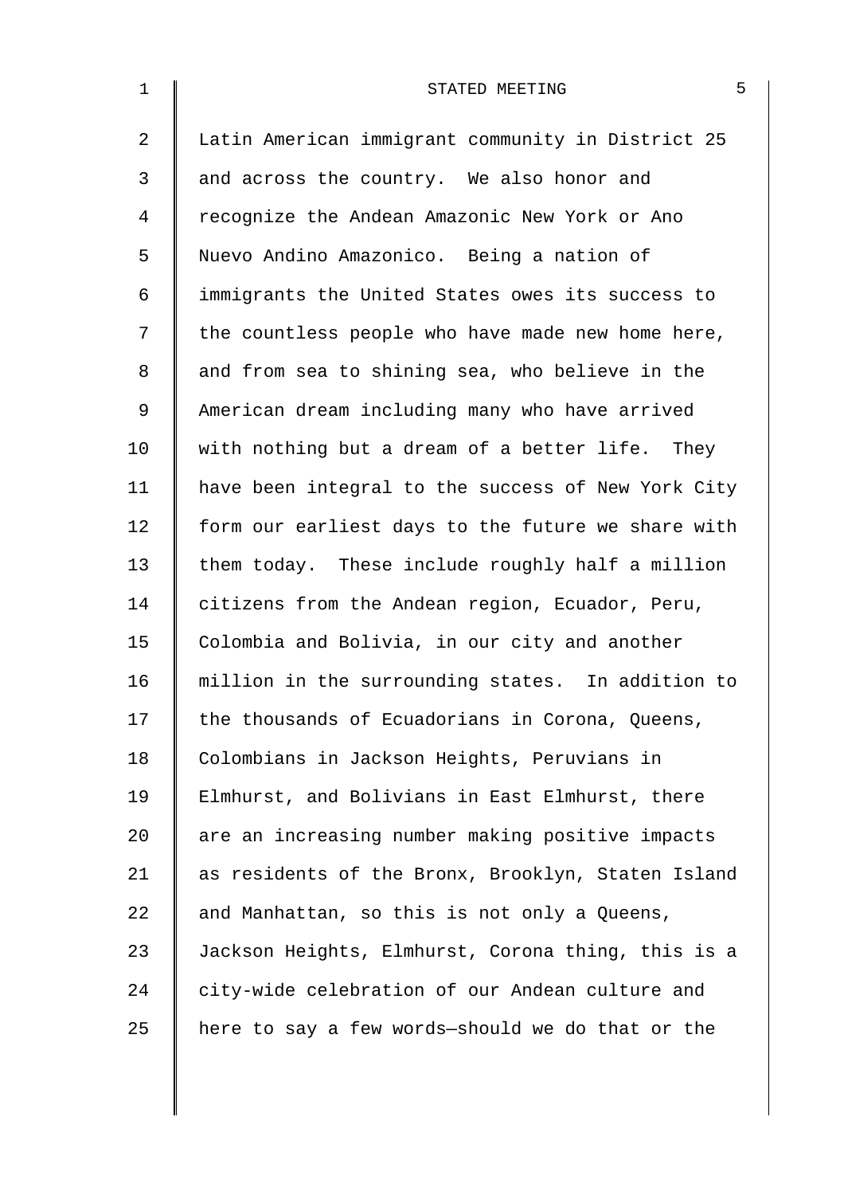Latin American immigrant community in District 25 and across the country. We also honor and recognize the Andean Amazonic New York or Ano Nuevo Andino Amazonico. Being a nation of immigrants the United States owes its success to the countless people who have made new home here, and from sea to shining sea, who believe in the American dream including many who have arrived with nothing but a dream of a better life. They have been integral to the success of New York City form our earliest days to the future we share with them today. These include roughly half a million citizens from the Andean region, Ecuador, Peru, Colombia and Bolivia, in our city and another million in the surrounding states. In addition to the thousands of Ecuadorians in Corona, Queens, Colombians in Jackson Heights, Peruvians in Elmhurst, and Bolivians in East Elmhurst, there are an increasing number making positive impacts as residents of the Bronx, Brooklyn, Staten Island and Manhattan, so this is not only a Queens, Jackson Heights, Elmhurst, Corona thing, this is a city-wide celebration of our Andean culture and here to say a few words—should we do that or the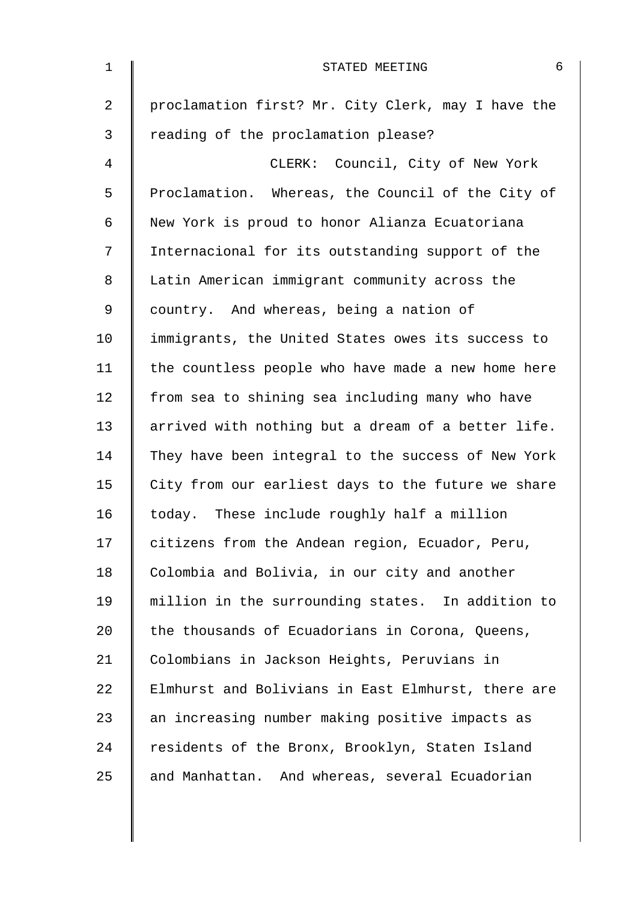proclamation first? Mr. City Clerk, may I have the reading of the proclamation please?

CLERK: Council, City of New York Proclamation. Whereas, the Council of the City of New York is proud to honor Alianza Ecuatoriana Internacional for its outstanding support of the Latin American immigrant community across the country. And whereas, being a nation of immigrants, the United States owes its success to the countless people who have made a new home here from sea to shining sea including many who have arrived with nothing but a dream of a better life. They have been integral to the success of New York City from our earliest days to the future we share today. These include roughly half a million citizens from the Andean region, Ecuador, Peru, Colombia and Bolivia, in our city and another million in the surrounding states. In addition to the thousands of Ecuadorians in Corona, Queens, Colombians in Jackson Heights, Peruvians in Elmhurst and Bolivians in East Elmhurst, there are an increasing number making positive impacts as residents of the Bronx, Brooklyn, Staten Island and Manhattan. And whereas, several Ecuadorian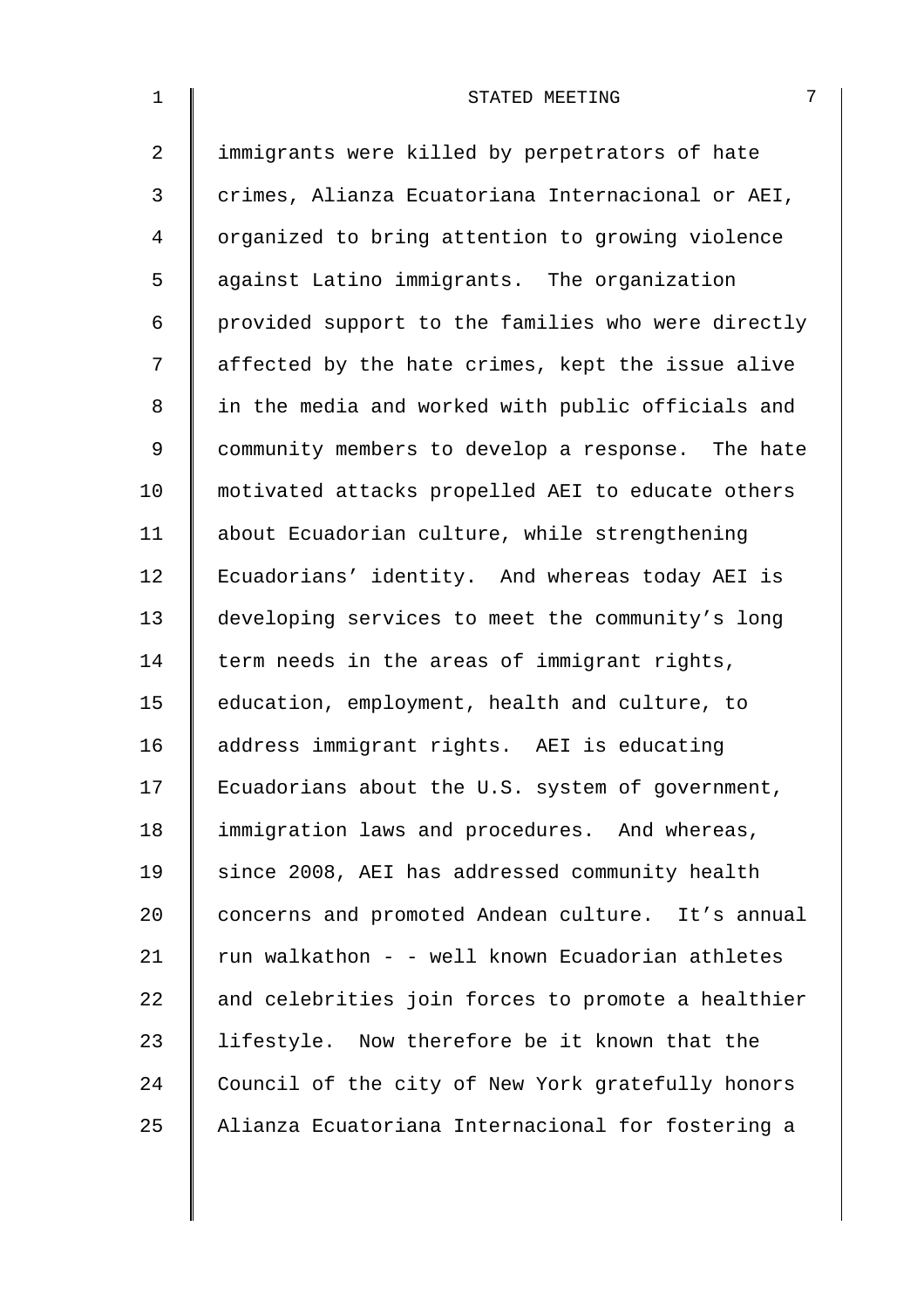immigrants were killed by perpetrators of hate crimes, Alianza Ecuatoriana Internacional or AEI, organized to bring attention to growing violence against Latino immigrants. The organization provided support to the families who were directly affected by the hate crimes, kept the issue alive in the media and worked with public officials and community members to develop a response. The hate motivated attacks propelled AEI to educate others about Ecuadorian culture, while strengthening Ecuadorians' identity. And whereas today AEI is developing services to meet the community's long term needs in the areas of immigrant rights, education, employment, health and culture, to address immigrant rights. AEI is educating Ecuadorians about the U.S. system of government, immigration laws and procedures. And whereas, since 2008, AEI has addressed community health concerns and promoted Andean culture. It's annual run walkathon - - well known Ecuadorian athletes and celebrities join forces to promote a healthier lifestyle. Now therefore be it known that the Council of the city of New York gratefully honors Alianza Ecuatoriana Internacional for fostering a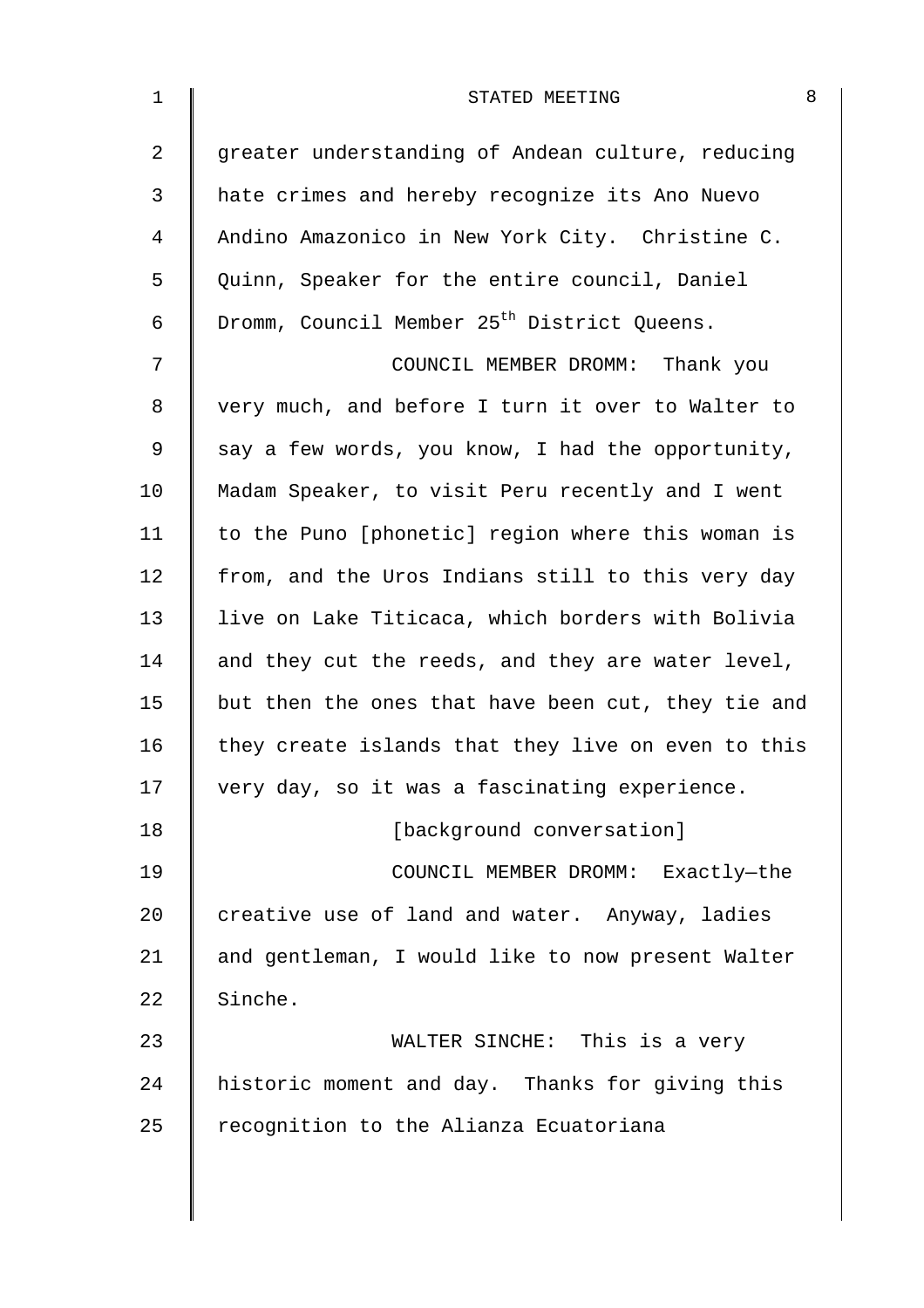greater understanding of Andean culture, reducing hate crimes and hereby recognize its Ano Nuevo Andino Amazonico in New York City. Christine C. Quinn, Speaker for the entire council, Daniel Dromm, Council Member 25th District Queens.

COUNCIL MEMBER DROMM: Thank you very much, and before I turn it over to Walter to say a few words, you know, I had the opportunity, Madam Speaker, to visit Peru recently and I went to the Puno [phonetic] region where this woman is from, and the Uros Indians still to this very day live on Lake Titicaca, which borders with Bolivia and they cut the reeds, and they are water level, but then the ones that have been cut, they tie and they create islands that they live on even to this very day, so it was a fascinating experience.

[background conversation]

COUNCIL MEMBER DROMM: Exactly—the creative use of land and water. Anyway, ladies and gentleman, I would like to now present Walter Sinche.

WALTER SINCHE: This is a very historic moment and day. Thanks for giving this recognition to the Alianza Ecuatoriana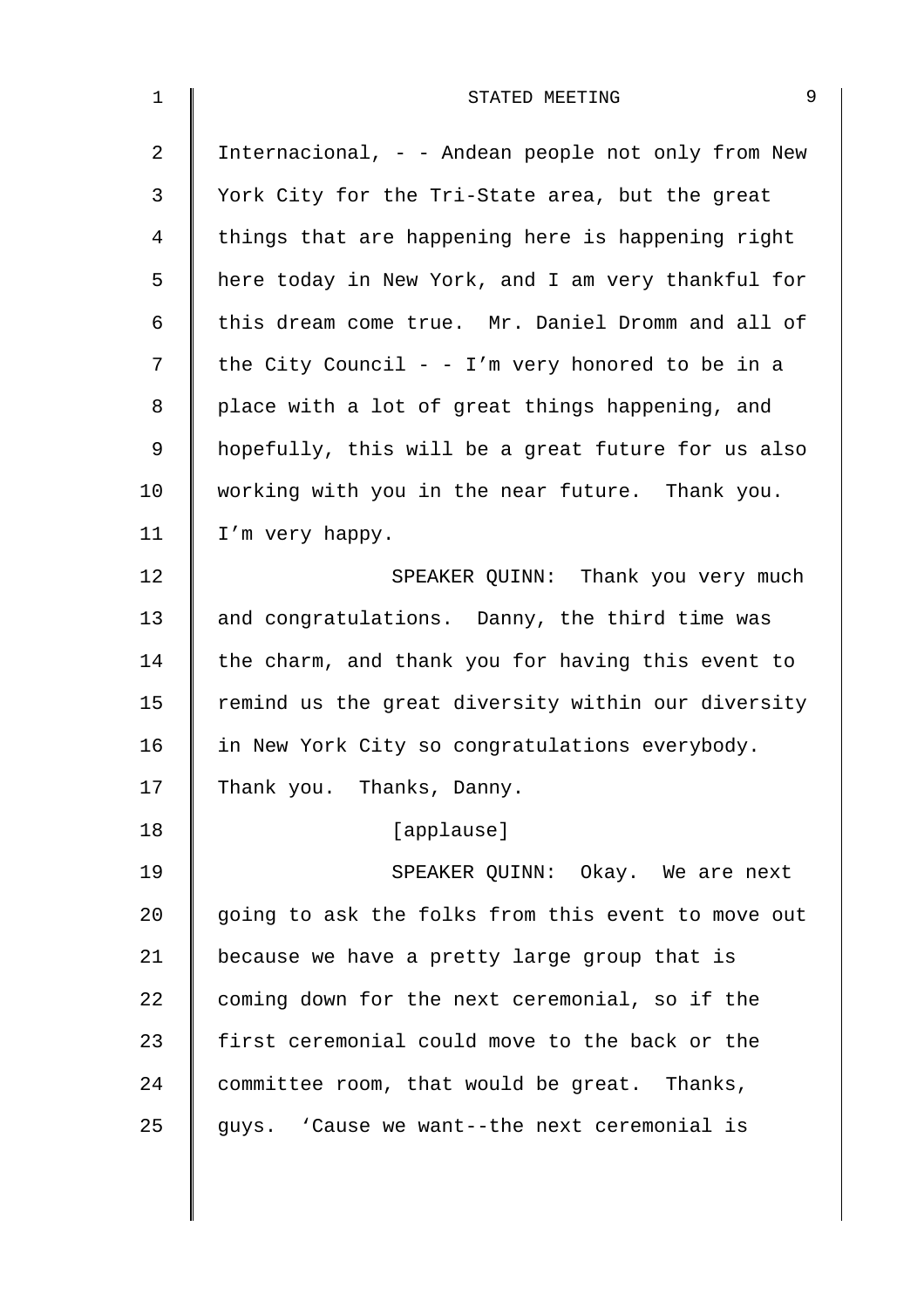Internacional, - - Andean people not only from New York City for the Tri-State area, but the great things that are happening here is happening right here today in New York, and I am very thankful for this dream come true. Mr. Daniel Dromm and all of the City Council - - I'm very honored to be in a place with a lot of great things happening, and hopefully, this will be a great future for us also working with you in the near future. Thank you. I'm very happy.

SPEAKER QUINN: Thank you very much and congratulations. Danny, the third time was the charm, and thank you for having this event to remind us the great diversity within our diversity in New York City so congratulations everybody. Thank you. Thanks, Danny.

[applause]

SPEAKER QUINN: Okay. We are next going to ask the folks from this event to move out because we have a pretty large group that is coming down for the next ceremonial, so if the first ceremonial could move to the back or the committee room, that would be great. Thanks, guys. 'Cause we want--the next ceremonial is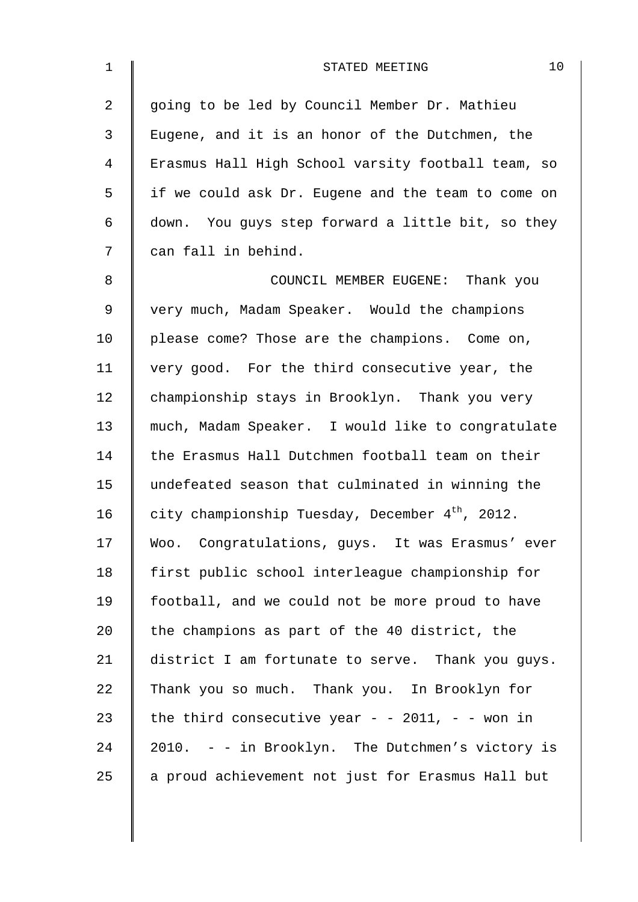going to be led by Council Member Dr. Mathieu Eugene, and it is an honor of the Dutchmen, the Erasmus Hall High School varsity football team, so if we could ask Dr. Eugene and the team to come on down. You guys step forward a little bit, so they can fall in behind.

COUNCIL MEMBER EUGENE: Thank you very much, Madam Speaker. Would the champions please come? Those are the champions. Come on, very good. For the third consecutive year, the championship stays in Brooklyn. Thank you very much, Madam Speaker. I would like to congratulate the Erasmus Hall Dutchmen football team on their undefeated season that culminated in winning the city championship Tuesday, December $4^{th}$, 2012. Woo. Congratulations, guys. It was Erasmus' ever first public school interleague championship for football, and we could not be more proud to have the champions as part of the 40 district, the district I am fortunate to serve. Thank you guys. Thank you so much. Thank you. In Brooklyn for the third consecutive year - - 2011, - - won in 2010. - - in Brooklyn. The Dutchmen's victory is a proud achievement not just for Erasmus Hall but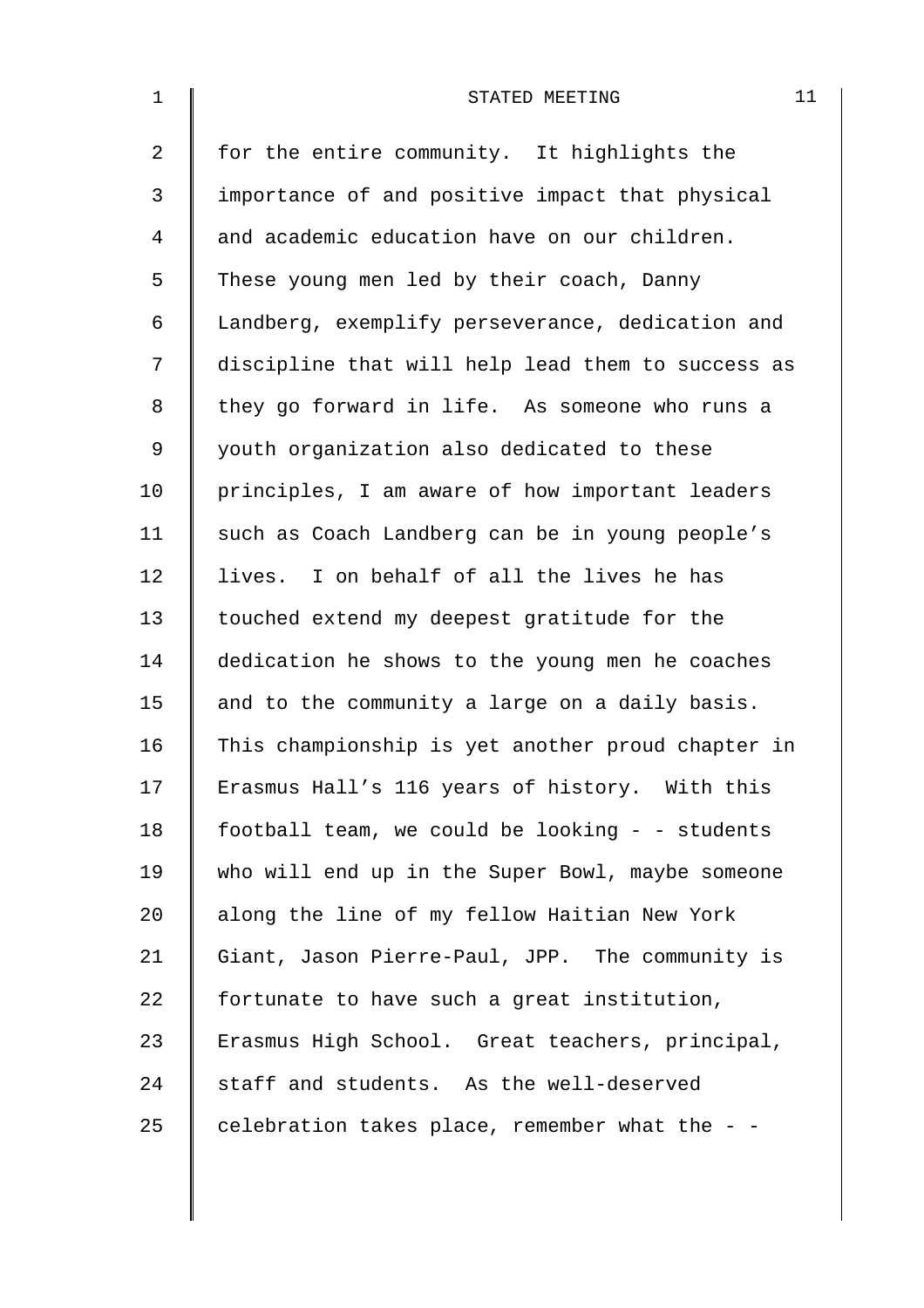for the entire community. It highlights the importance of and positive impact that physical and academic education have on our children. These young men led by their coach, Danny Landberg, exemplify perseverance, dedication and discipline that will help lead them to success as they go forward in life. As someone who runs a youth organization also dedicated to these principles, I am aware of how important leaders such as Coach Landberg can be in young people's lives. I on behalf of all the lives he has touched extend my deepest gratitude for the dedication he shows to the young men he coaches and to the community a large on a daily basis. This championship is yet another proud chapter in Erasmus Hall's 116 years of history. With this football team, we could be looking - - students who will end up in the Super Bowl, maybe someone along the line of my fellow Haitian New York Giant, Jason Pierre-Paul, JPP. The community is fortunate to have such a great institution, Erasmus High School. Great teachers, principal, staff and students. As the well-deserved celebration takes place, remember what the - -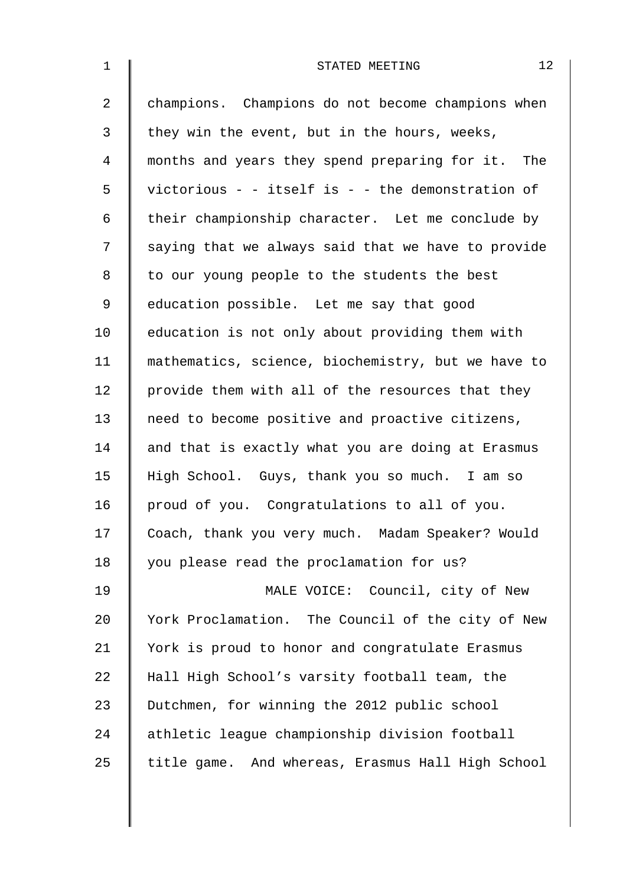champions. Champions do not become champions when they win the event, but in the hours, weeks, months and years they spend preparing for it. The victorious - - itself is - - the demonstration of their championship character. Let me conclude by saying that we always said that we have to provide to our young people to the students the best education possible. Let me say that good education is not only about providing them with mathematics, science, biochemistry, but we have to provide them with all of the resources that they need to become positive and proactive citizens, and that is exactly what you are doing at Erasmus High School. Guys, thank you so much. I am so proud of you. Congratulations to all of you. Coach, thank you very much. Madam Speaker? Would you please read the proclamation for us?

MALE VOICE: Council, city of New York Proclamation. The Council of the city of New York is proud to honor and congratulate Erasmus Hall High School's varsity football team, the Dutchmen, for winning the 2012 public school athletic league championship division football title game. And whereas, Erasmus Hall High School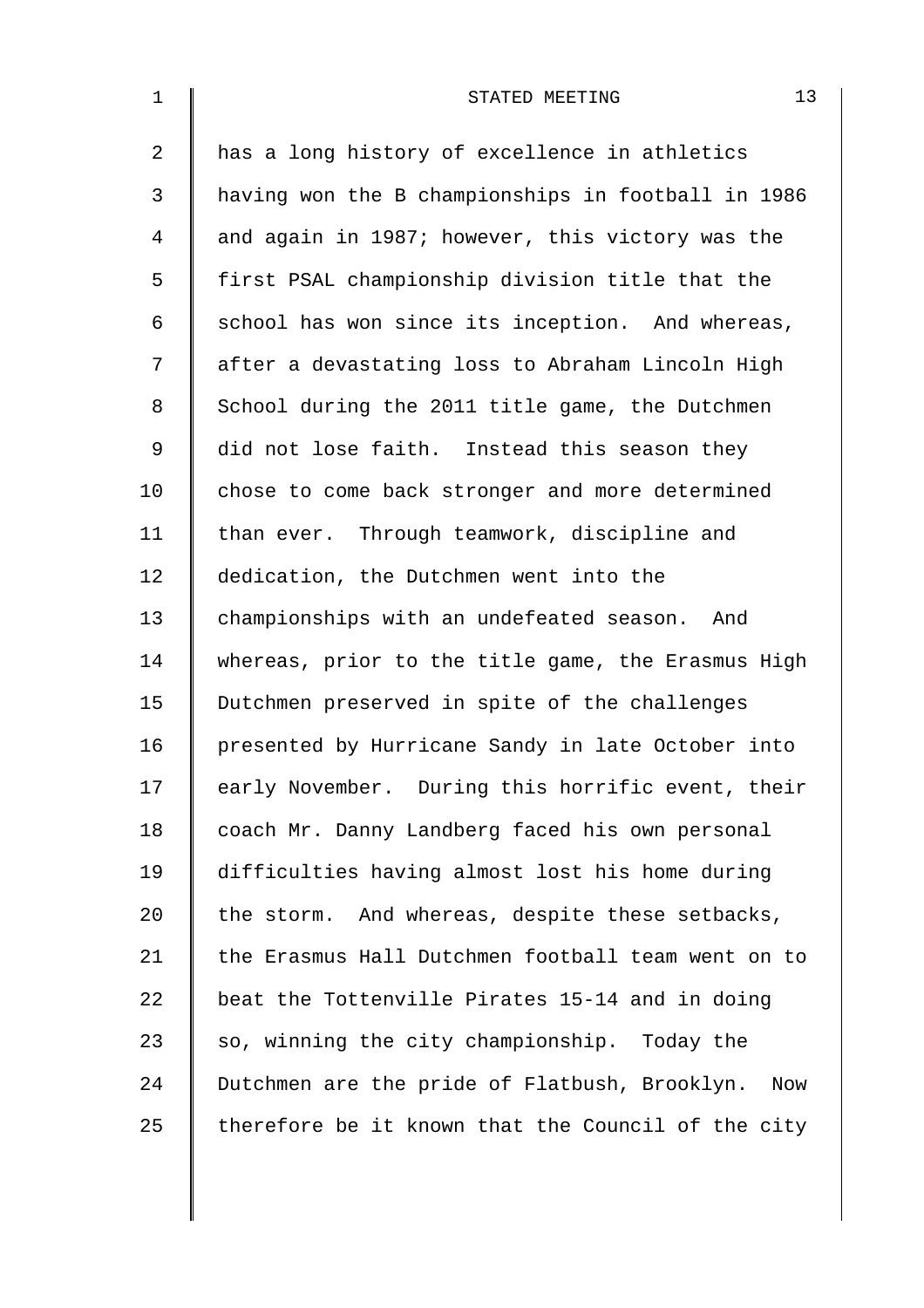has a long history of excellence in athletics having won the B championships in football in 1986 and again in 1987; however, this victory was the first PSAL championship division title that the school has won since its inception. And whereas, after a devastating loss to Abraham Lincoln High School during the 2011 title game, the Dutchmen did not lose faith. Instead this season they chose to come back stronger and more determined than ever. Through teamwork, discipline and dedication, the Dutchmen went into the championships with an undefeated season. And whereas, prior to the title game, the Erasmus High Dutchmen preserved in spite of the challenges presented by Hurricane Sandy in late October into early November. During this horrific event, their coach Mr. Danny Landberg faced his own personal difficulties having almost lost his home during the storm. And whereas, despite these setbacks, the Erasmus Hall Dutchmen football team went on to beat the Tottenville Pirates 15-14 and in doing so, winning the city championship. Today the Dutchmen are the pride of Flatbush, Brooklyn. Now therefore be it known that the Council of the city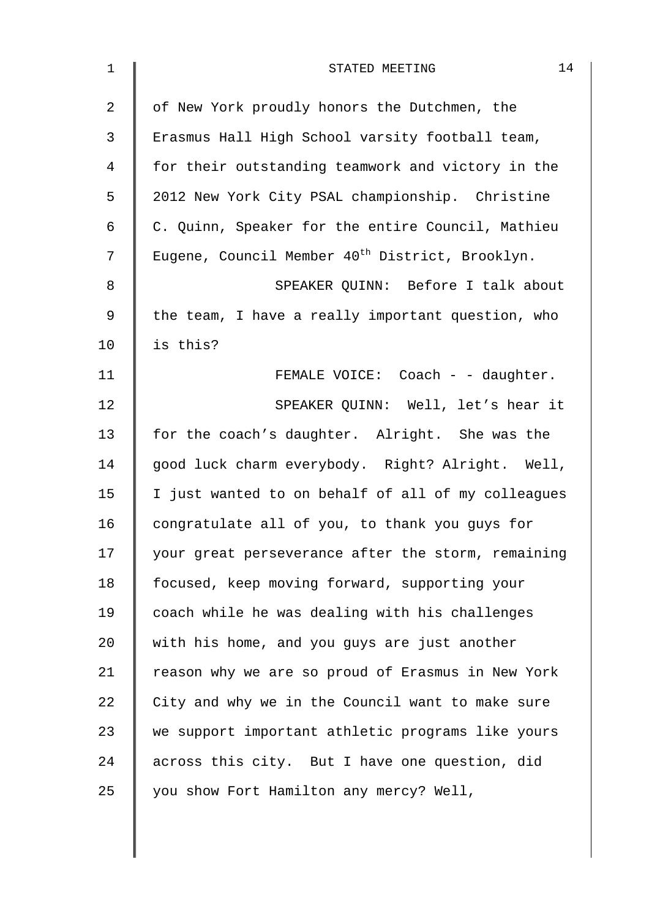of New York proudly honors the Dutchmen, the Erasmus Hall High School varsity football team, for their outstanding teamwork and victory in the 2012 New York City PSAL championship. Christine C. Quinn, Speaker for the entire Council, Mathieu Eugene, Council Member 40th District, Brooklyn.

SPEAKER QUINN: Before I talk about the team, I have a really important question, who is this?

FEMALE VOICE: Coach - - daughter.

SPEAKER QUINN: Well, let's hear it for the coach's daughter. Alright. She was the good luck charm everybody. Right? Alright. Well, I just wanted to on behalf of all of my colleagues congratulate all of you, to thank you guys for your great perseverance after the storm, remaining focused, keep moving forward, supporting your coach while he was dealing with his challenges with his home, and you guys are just another reason why we are so proud of Erasmus in New York City and why we in the Council want to make sure we support important athletic programs like yours across this city. But I have one question, did you show Fort Hamilton any mercy? Well,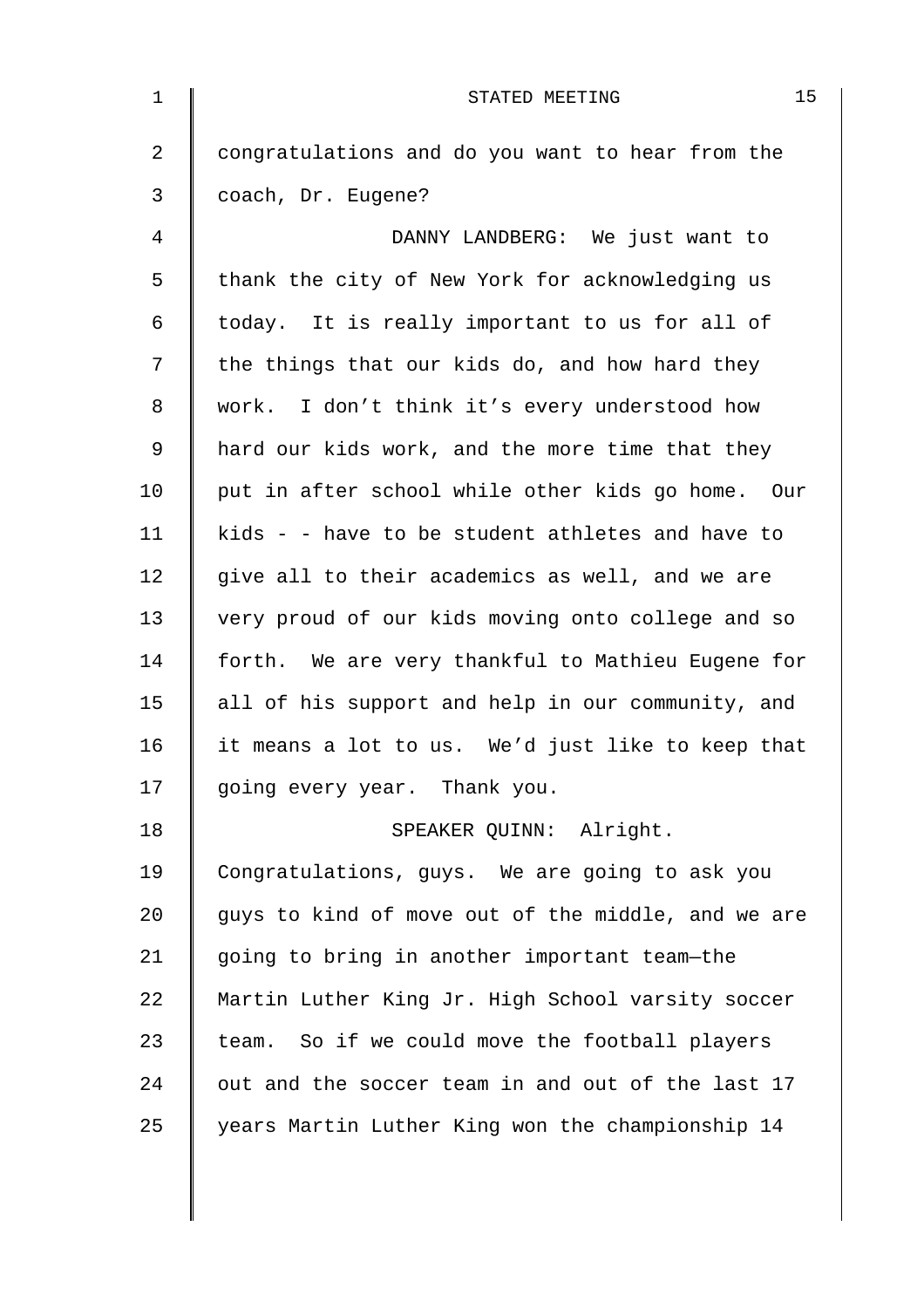congratulations and do you want to hear from the coach, Dr. Eugene?

DANNY LANDBERG: We just want to thank the city of New York for acknowledging us today. It is really important to us for all of the things that our kids do, and how hard they work. I don't think it's every understood how hard our kids work, and the more time that they put in after school while other kids go home. Our kids - - have to be student athletes and have to give all to their academics as well, and we are very proud of our kids moving onto college and so forth. We are very thankful to Mathieu Eugene for all of his support and help in our community, and it means a lot to us. We'd just like to keep that going every year. Thank you.

SPEAKER QUINN: Alright. Congratulations, guys. We are going to ask you guys to kind of move out of the middle, and we are going to bring in another important team—the Martin Luther King Jr. High School varsity soccer team. So if we could move the football players out and the soccer team in and out of the last 17 years Martin Luther King won the championship 14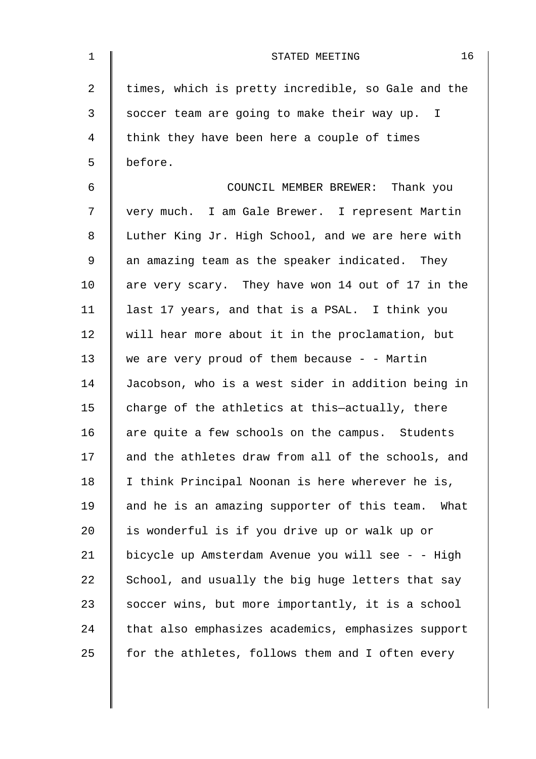times, which is pretty incredible, so Gale and the soccer team are going to make their way up. I think they have been here a couple of times before.

COUNCIL MEMBER BREWER: Thank you very much. I am Gale Brewer. I represent Martin Luther King Jr. High School, and we are here with an amazing team as the speaker indicated. They are very scary. They have won 14 out of 17 in the last 17 years, and that is a PSAL. I think you will hear more about it in the proclamation, but we are very proud of them because - - Martin Jacobson, who is a west sider in addition being in charge of the athletics at this—actually, there are quite a few schools on the campus. Students and the athletes draw from all of the schools, and I think Principal Noonan is here wherever he is, and he is an amazing supporter of this team. What is wonderful is if you drive up or walk up or bicycle up Amsterdam Avenue you will see - - High School, and usually the big huge letters that say soccer wins, but more importantly, it is a school that also emphasizes academics, emphasizes support for the athletes, follows them and I often every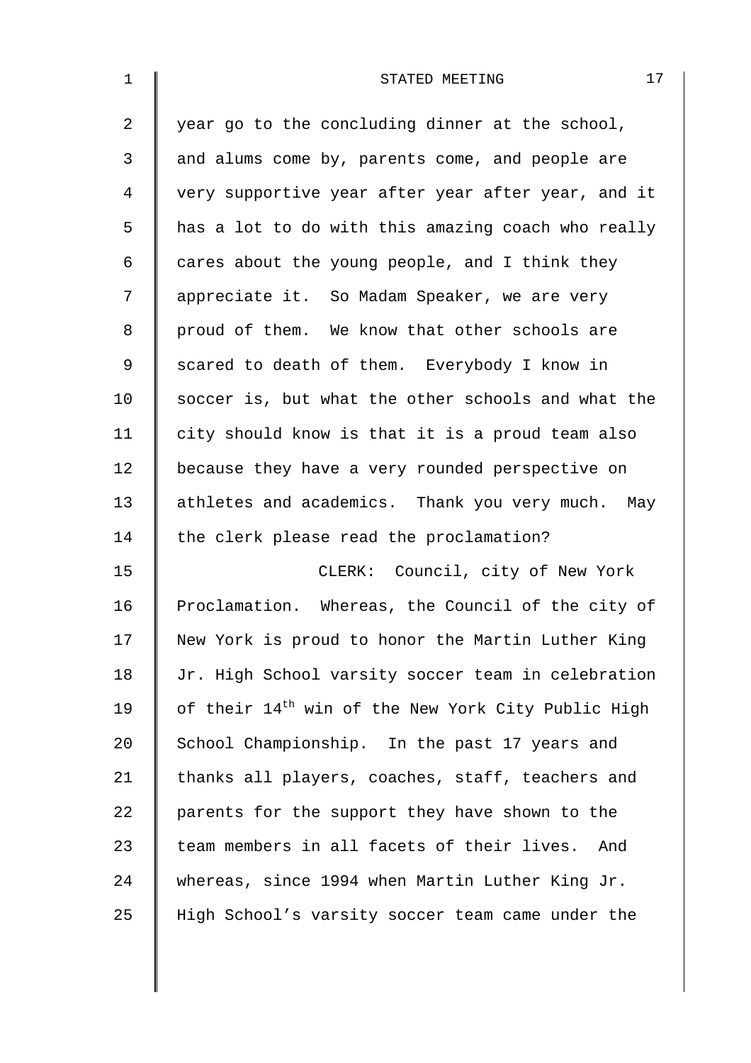year go to the concluding dinner at the school, and alums come by, parents come, and people are very supportive year after year after year, and it has a lot to do with this amazing coach who really cares about the young people, and I think they appreciate it. So Madam Speaker, we are very proud of them. We know that other schools are scared to death of them. Everybody I know in soccer is, but what the other schools and what the city should know is that it is a proud team also because they have a very rounded perspective on athletes and academics. Thank you very much. May the clerk please read the proclamation?

CLERK: Council, city of New York Proclamation. Whereas, the Council of the city of New York is proud to honor the Martin Luther King Jr. High School varsity soccer team in celebration of their $14^{th}$ win of the New York City Public High School Championship. In the past 17 years and thanks all players, coaches, staff, teachers and parents for the support they have shown to the team members in all facets of their lives. And whereas, since 1994 when Martin Luther King Jr. High School's varsity soccer team came under the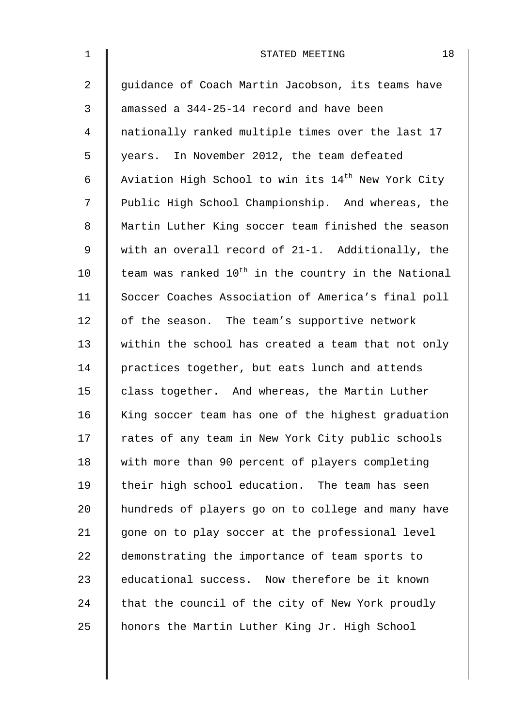guidance of Coach Martin Jacobson, its teams have amassed a 344-25-14 record and have been nationally ranked multiple times over the last 17 years. In November 2012, the team defeated Aviation High School to win its 14th New York City Public High School Championship. And whereas, the Martin Luther King soccer team finished the season with an overall record of 21-1. Additionally, the team was ranked 10th in the country in the National Soccer Coaches Association of America's final poll of the season. The team's supportive network within the school has created a team that not only practices together, but eats lunch and attends class together. And whereas, the Martin Luther King soccer team has one of the highest graduation rates of any team in New York City public schools with more than 90 percent of players completing their high school education. The team has seen hundreds of players go on to college and many have gone on to play soccer at the professional level demonstrating the importance of team sports to educational success. Now therefore be it known that the council of the city of New York proudly honors the Martin Luther King Jr. High School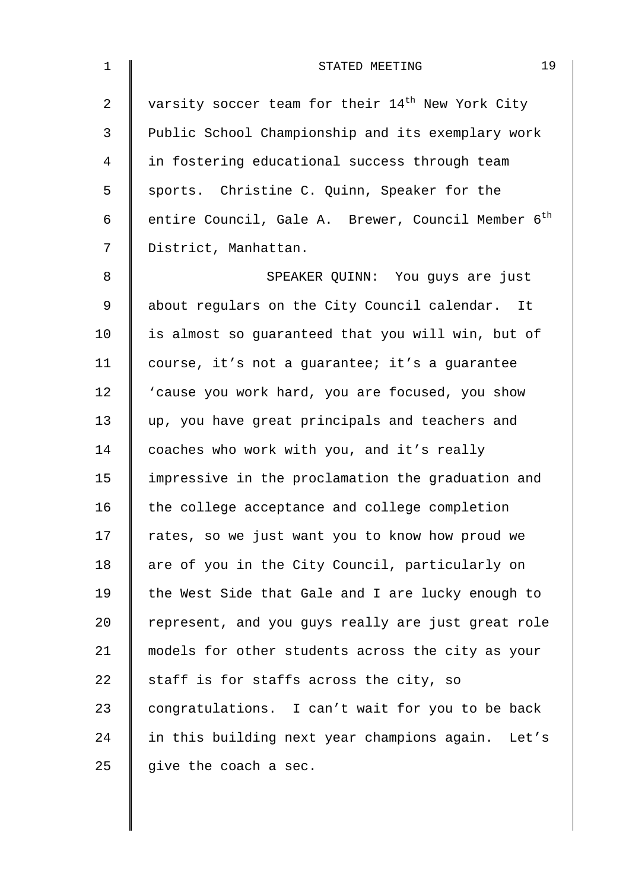varsity soccer team for their 14th New York City Public School Championship and its exemplary work in fostering educational success through team sports. Christine C. Quinn, Speaker for the entire Council, Gale A. Brewer, Council Member 6th District, Manhattan.

SPEAKER QUINN: You guys are just about regulars on the City Council calendar. It is almost so guaranteed that you will win, but of course, it's not a guarantee; it's a guarantee 'cause you work hard, you are focused, you show up, you have great principals and teachers and coaches who work with you, and it's really impressive in the proclamation the graduation and the college acceptance and college completion rates, so we just want you to know how proud we are of you in the City Council, particularly on the West Side that Gale and I are lucky enough to represent, and you guys really are just great role models for other students across the city as your staff is for staffs across the city, so congratulations. I can't wait for you to be back in this building next year champions again. Let's give the coach a sec.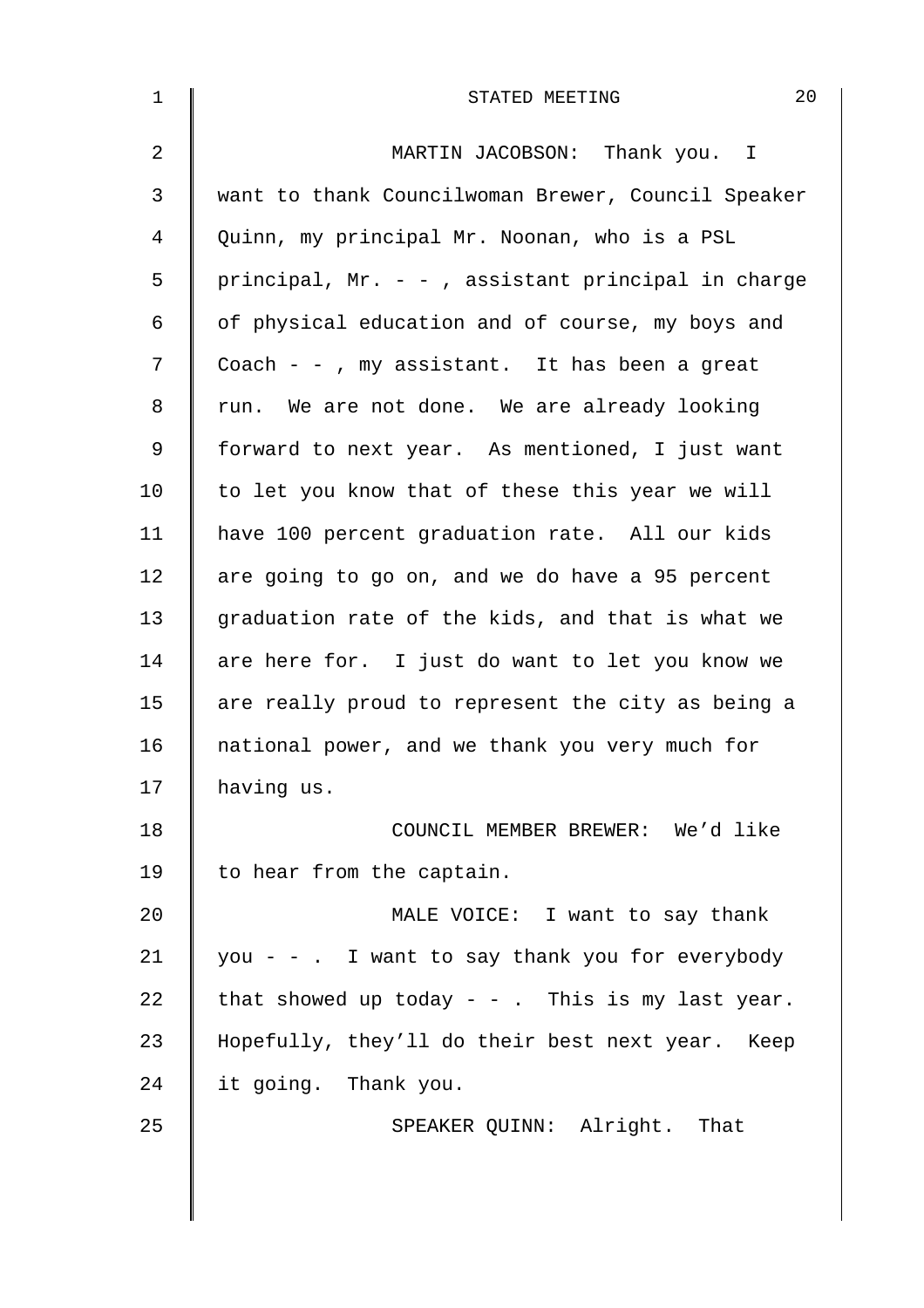MARTIN JACOBSON: Thank you. I want to thank Councilwoman Brewer, Council Speaker Quinn, my principal Mr. Noonan, who is a PSL principal, Mr. - - , assistant principal in charge of physical education and of course, my boys and Coach - - , my assistant. It has been a great run. We are not done. We are already looking forward to next year. As mentioned, I just want to let you know that of these this year we will have 100 percent graduation rate. All our kids are going to go on, and we do have a 95 percent graduation rate of the kids, and that is what we are here for. I just do want to let you know we are really proud to represent the city as being a national power, and we thank you very much for having us.

COUNCIL MEMBER BREWER: We'd like to hear from the captain.

MALE VOICE: I want to say thank you - - . I want to say thank you for everybody that showed up today - - . This is my last year. Hopefully, they'll do their best next year. Keep it going. Thank you.

SPEAKER QUINN: Alright. That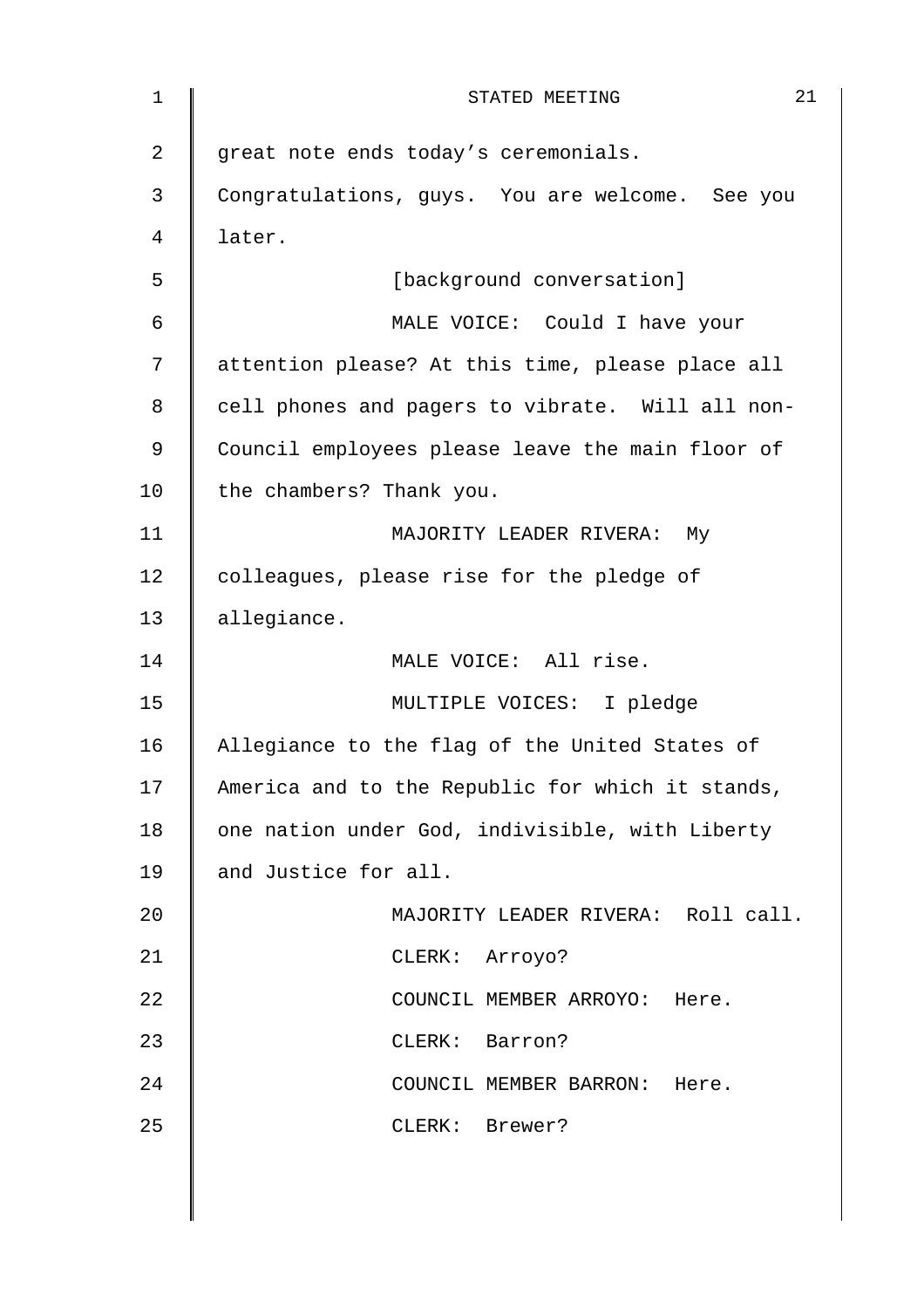great note ends today's ceremonials. Congratulations, guys. You are welcome. See you later.

[background conversation]

MALE VOICE: Could I have your attention please? At this time, please place all cell phones and pagers to vibrate. Will all non-Council employees please leave the main floor of the chambers? Thank you.

MAJORITY LEADER RIVERA: My colleagues, please rise for the pledge of allegiance.

MALE VOICE: All rise.

MULTIPLE VOICES: I pledge Allegiance to the flag of the United States of America and to the Republic for which it stands, one nation under God, indivisible, with Liberty and Justice for all.

MAJORITY LEADER RIVERA: Roll call.

CLERK: Arroyo?

COUNCIL MEMBER ARROYO: Here.

CLERK: Barron?

COUNCIL MEMBER BARRON: Here.

CLERK: Brewer?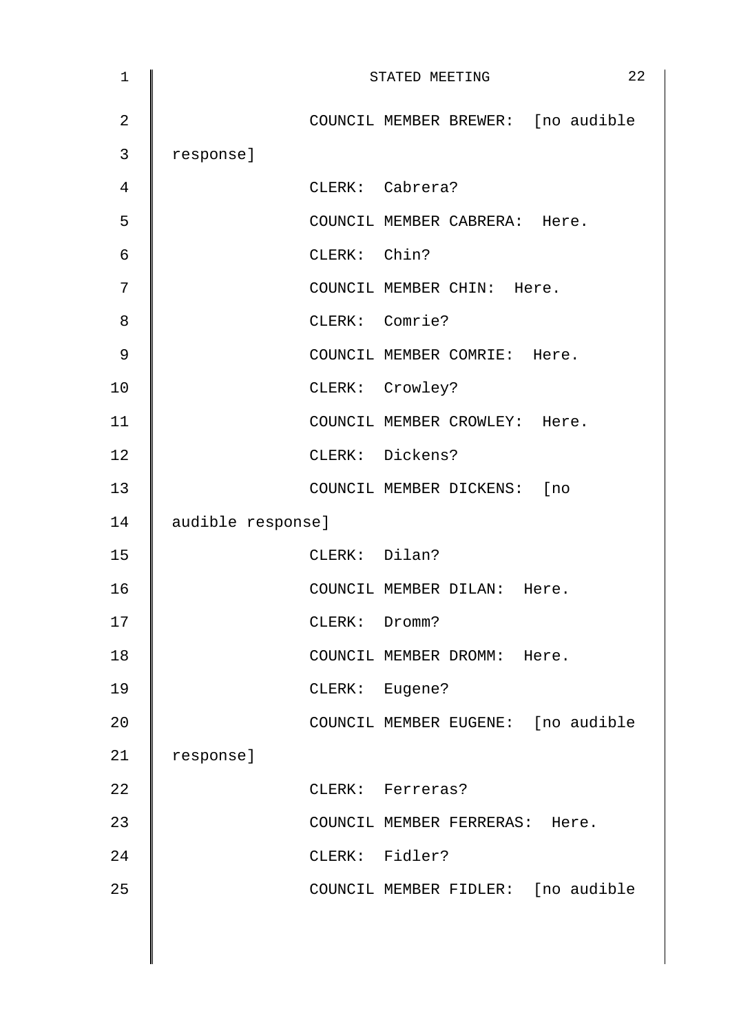COUNCIL MEMBER BREWER: [no audible response]

CLERK: Cabrera?

COUNCIL MEMBER CABRERA: Here.

CLERK: Chin?

COUNCIL MEMBER CHIN: Here.

CLERK: Comrie?

COUNCIL MEMBER COMRIE: Here.

CLERK: Crowley?

COUNCIL MEMBER CROWLEY: Here.

CLERK: Dickens?

COUNCIL MEMBER DICKENS: [no audible response]

CLERK: Dilan?

COUNCIL MEMBER DILAN: Here.

CLERK: Dromm?

COUNCIL MEMBER DROMM: Here.

CLERK: Eugene?

COUNCIL MEMBER EUGENE: [no audible response]

CLERK: Ferreras?

COUNCIL MEMBER FERRERAS: Here.

CLERK: Fidler?

COUNCIL MEMBER FIDLER: [no audible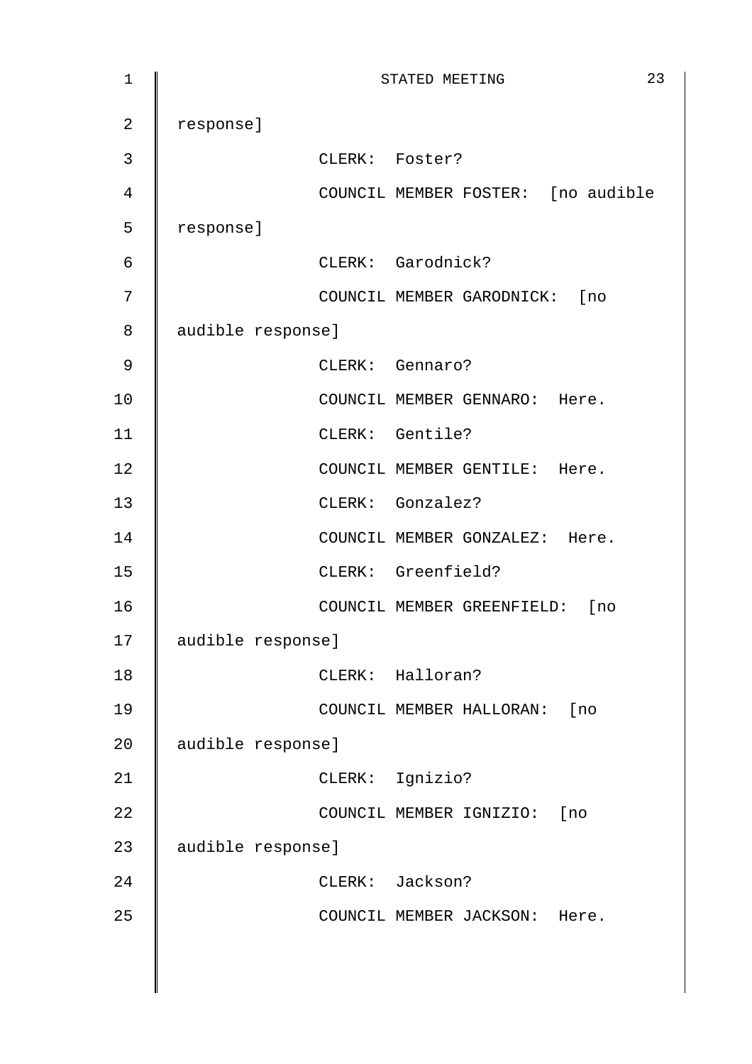response]

CLERK: Foster?

COUNCIL MEMBER FOSTER: [no audible response]

CLERK: Garodnick?

COUNCIL MEMBER GARODNICK: [no audible response]

CLERK: Gennaro?

COUNCIL MEMBER GENNARO: Here.

CLERK: Gentile?

COUNCIL MEMBER GENTILE: Here.

CLERK: Gonzalez?

COUNCIL MEMBER GONZALEZ: Here.

CLERK: Greenfield?

COUNCIL MEMBER GREENFIELD: [no audible response]

CLERK: Halloran?

COUNCIL MEMBER HALLORAN: [no audible response]

CLERK: Ignizio?

COUNCIL MEMBER IGNIZIO: [no audible response]

CLERK: Jackson?

COUNCIL MEMBER JACKSON: Here.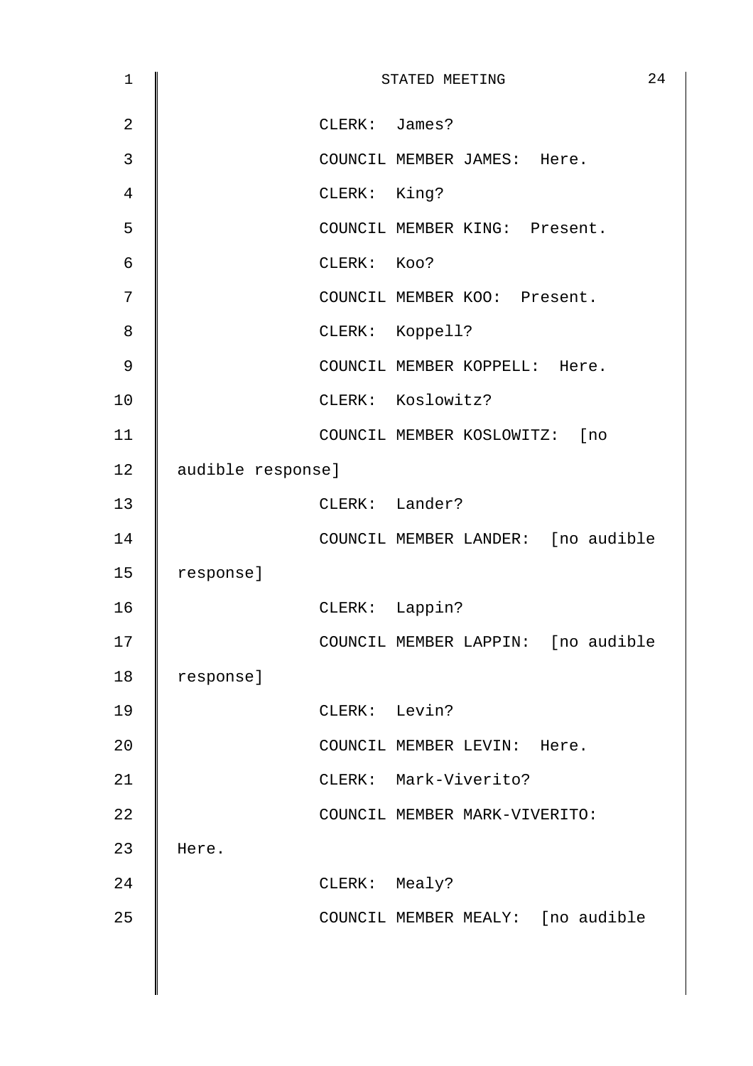CLERK: James?

COUNCIL MEMBER JAMES: Here.

CLERK: King?

COUNCIL MEMBER KING: Present.

CLERK: Koo?

COUNCIL MEMBER KOO: Present.

CLERK: Koppell?

COUNCIL MEMBER KOPPELL: Here.

CLERK: Koslowitz?

COUNCIL MEMBER KOSLOWITZ: [no audible response]

CLERK: Lander?

COUNCIL MEMBER LANDER: [no audible response]

CLERK: Lappin?

COUNCIL MEMBER LAPPIN: [no audible response]

CLERK: Levin?

COUNCIL MEMBER LEVIN: Here.

CLERK: Mark-Viverito?

COUNCIL MEMBER MARK-VIVERITO: Here.

CLERK: Mealy?

COUNCIL MEMBER MEALY: [no audible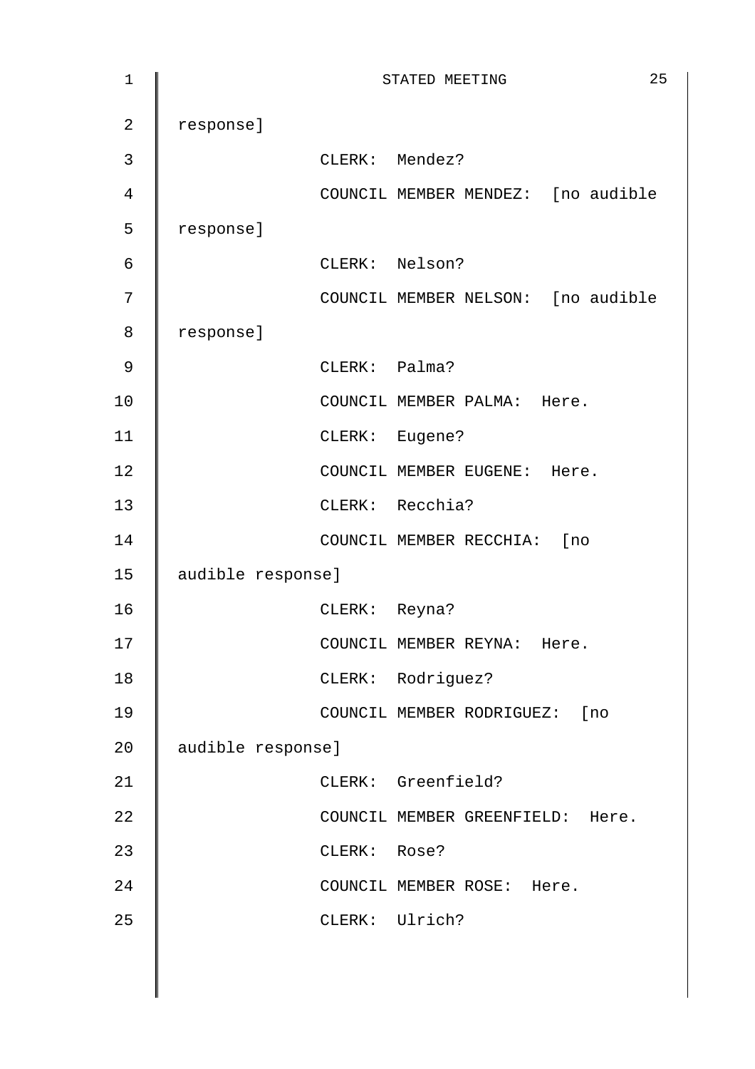response]

CLERK: Mendez?

COUNCIL MEMBER MENDEZ: [no audible response]

CLERK: Nelson?

COUNCIL MEMBER NELSON: [no audible response]

CLERK: Palma?

COUNCIL MEMBER PALMA: Here.

CLERK: Eugene?

COUNCIL MEMBER EUGENE: Here.

CLERK: Recchia?

COUNCIL MEMBER RECCHIA: [no audible response]

CLERK: Reyna?

COUNCIL MEMBER REYNA: Here.

CLERK: Rodriguez?

COUNCIL MEMBER RODRIGUEZ: [no audible response]

CLERK: Greenfield?

COUNCIL MEMBER GREENFIELD: Here.

CLERK: Rose?

COUNCIL MEMBER ROSE: Here.

CLERK: Ulrich?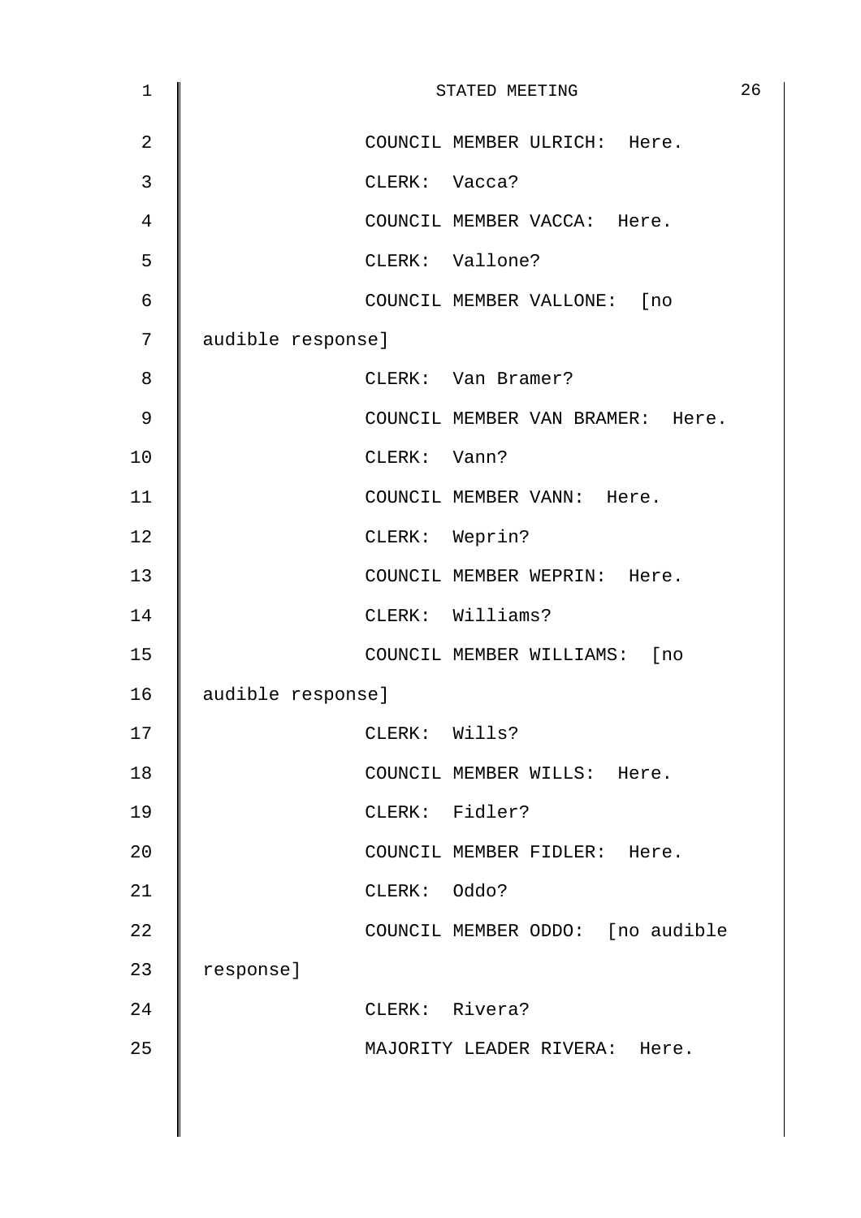COUNCIL MEMBER ULRICH: Here.

CLERK: Vacca?

COUNCIL MEMBER VACCA: Here.

CLERK: Vallone?

COUNCIL MEMBER VALLONE: [no audible response]

CLERK: Van Bramer?

COUNCIL MEMBER VAN BRAMER: Here.

CLERK: Vann?

COUNCIL MEMBER VANN: Here.

CLERK: Weprin?

COUNCIL MEMBER WEPRIN: Here.

CLERK: Williams?

COUNCIL MEMBER WILLIAMS: [no audible response]

CLERK: Wills?

COUNCIL MEMBER WILLS: Here.

CLERK: Fidler?

COUNCIL MEMBER FIDLER: Here.

CLERK: Oddo?

COUNCIL MEMBER ODDO: [no audible response]

CLERK: Rivera?

MAJORITY LEADER RIVERA: Here.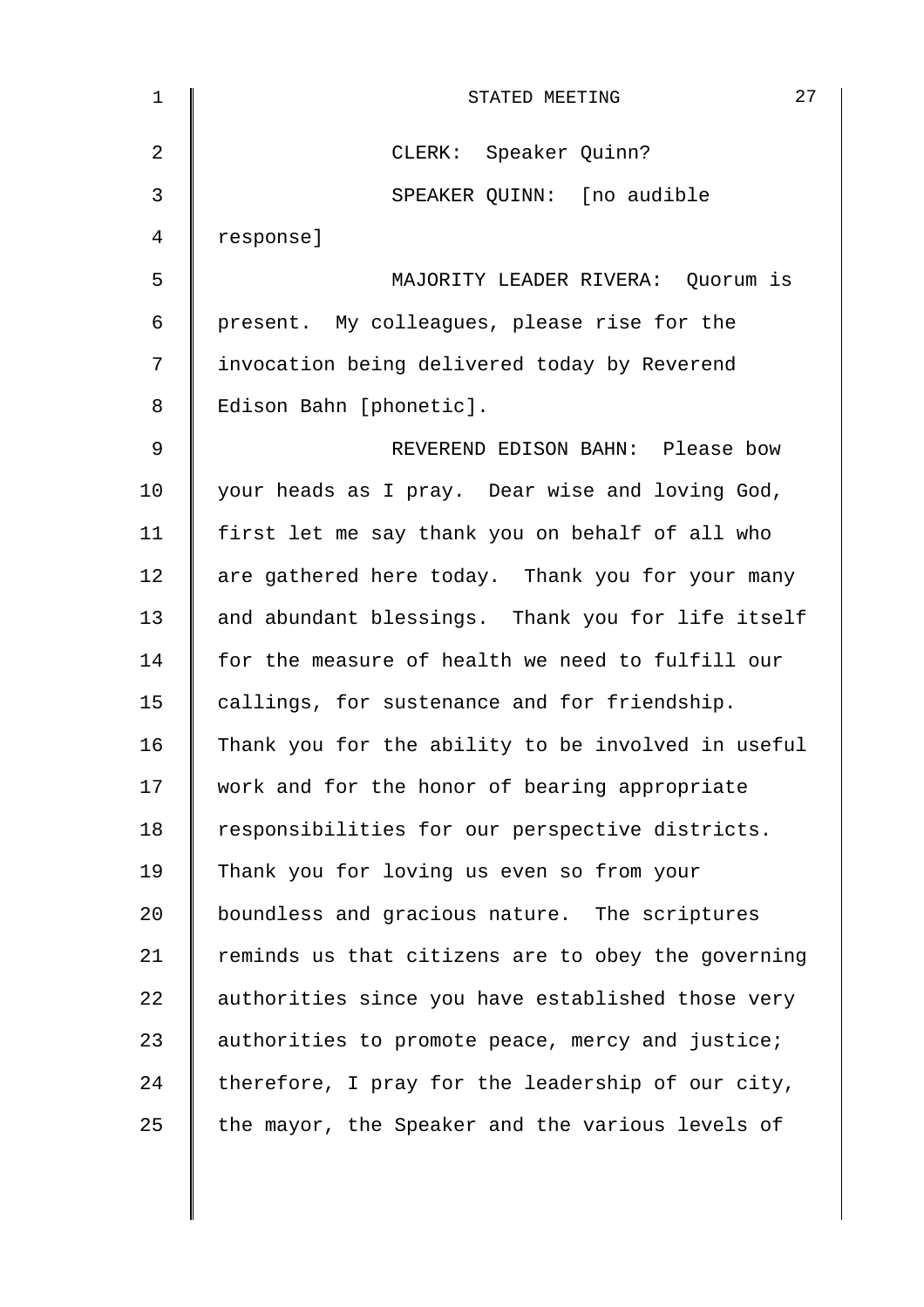CLERK: Speaker Quinn?

SPEAKER QUINN: [no audible response]

MAJORITY LEADER RIVERA: Quorum is present. My colleagues, please rise for the invocation being delivered today by Reverend Edison Bahn [phonetic].

REVEREND EDISON BAHN: Please bow your heads as I pray. Dear wise and loving God, first let me say thank you on behalf of all who are gathered here today. Thank you for your many and abundant blessings. Thank you for life itself for the measure of health we need to fulfill our callings, for sustenance and for friendship. Thank you for the ability to be involved in useful work and for the honor of bearing appropriate responsibilities for our perspective districts. Thank you for loving us even so from your boundless and gracious nature. The scriptures reminds us that citizens are to obey the governing authorities since you have established those very authorities to promote peace, mercy and justice; therefore, I pray for the leadership of our city, the mayor, the Speaker and the various levels of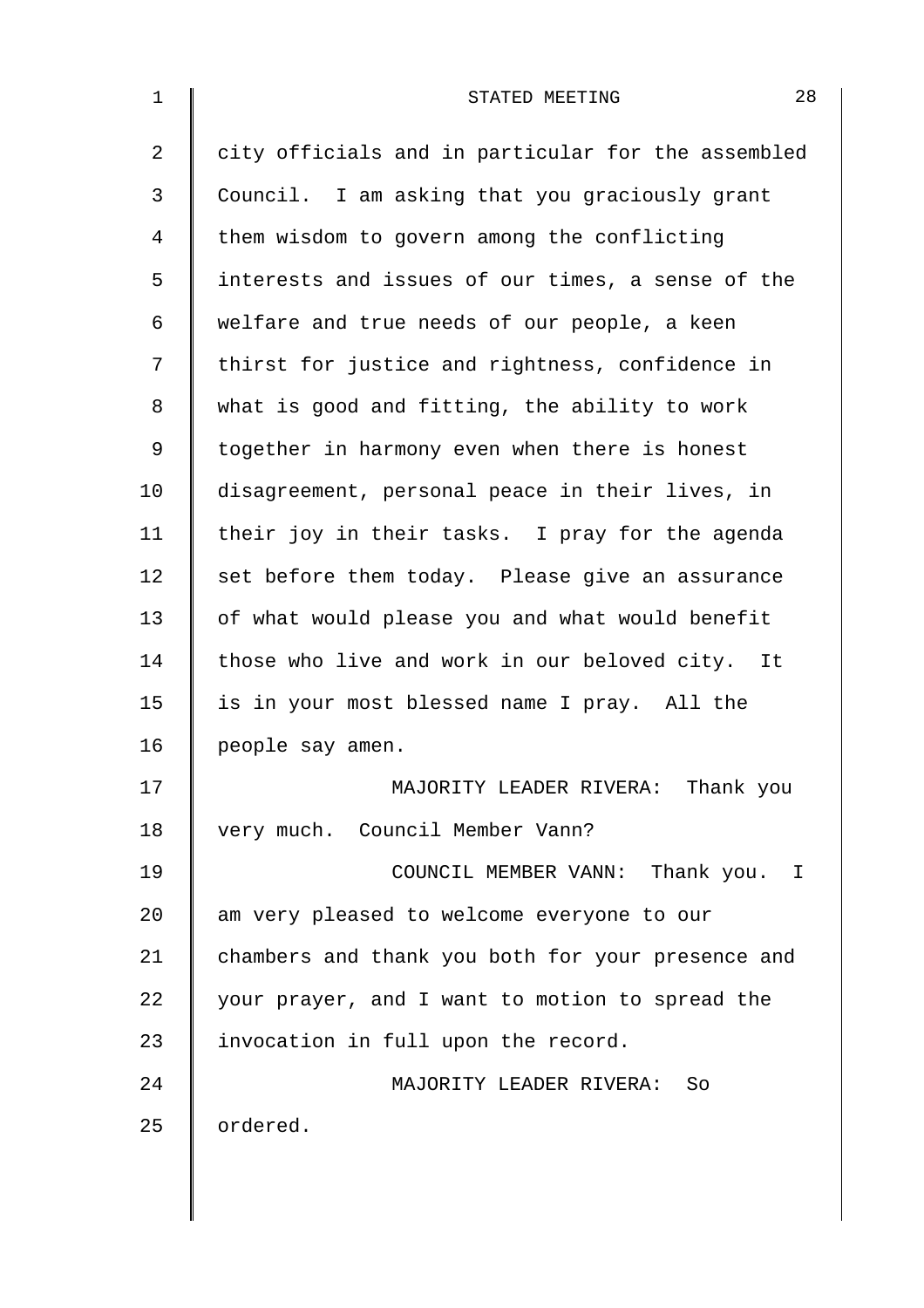city officials and in particular for the assembled Council. I am asking that you graciously grant them wisdom to govern among the conflicting interests and issues of our times, a sense of the welfare and true needs of our people, a keen thirst for justice and rightness, confidence in what is good and fitting, the ability to work together in harmony even when there is honest disagreement, personal peace in their lives, in their joy in their tasks. I pray for the agenda set before them today. Please give an assurance of what would please you and what would benefit those who live and work in our beloved city. It is in your most blessed name I pray. All the people say amen.

MAJORITY LEADER RIVERA: Thank you very much. Council Member Vann?

COUNCIL MEMBER VANN: Thank you. I am very pleased to welcome everyone to our chambers and thank you both for your presence and your prayer, and I want to motion to spread the invocation in full upon the record.

MAJORITY LEADER RIVERA: So ordered.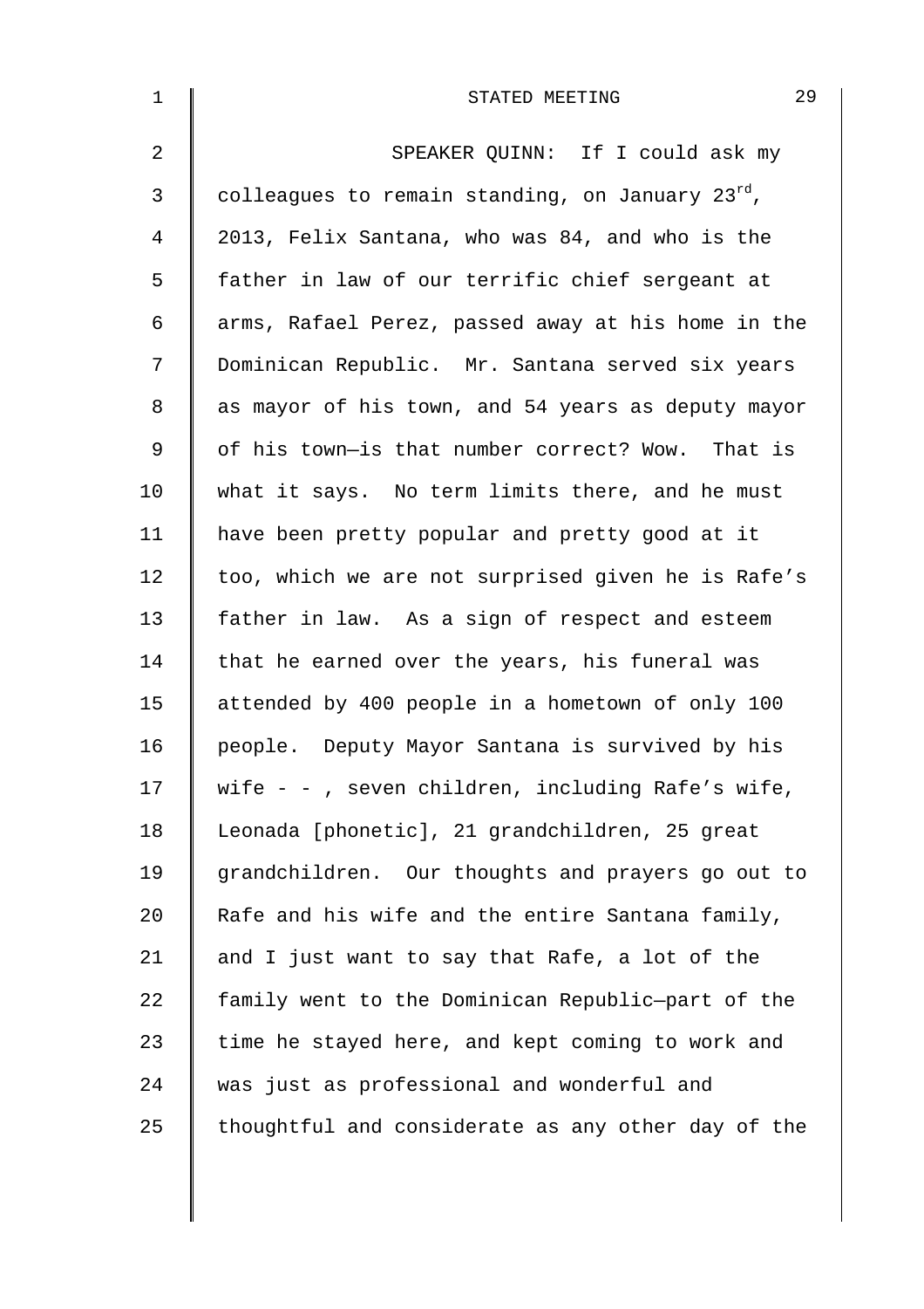SPEAKER QUINN: If I could ask my colleagues to remain standing, on January 23rd, 2013, Felix Santana, who was 84, and who is the father in law of our terrific chief sergeant at arms, Rafael Perez, passed away at his home in the Dominican Republic. Mr. Santana served six years as mayor of his town, and 54 years as deputy mayor of his town—is that number correct? Wow. That is what it says. No term limits there, and he must have been pretty popular and pretty good at it too, which we are not surprised given he is Rafe's father in law. As a sign of respect and esteem that he earned over the years, his funeral was attended by 400 people in a hometown of only 100 people. Deputy Mayor Santana is survived by his wife - - , seven children, including Rafe's wife, Leonada [phonetic], 21 grandchildren, 25 great grandchildren. Our thoughts and prayers go out to Rafe and his wife and the entire Santana family, and I just want to say that Rafe, a lot of the family went to the Dominican Republic—part of the time he stayed here, and kept coming to work and was just as professional and wonderful and thoughtful and considerate as any other day of the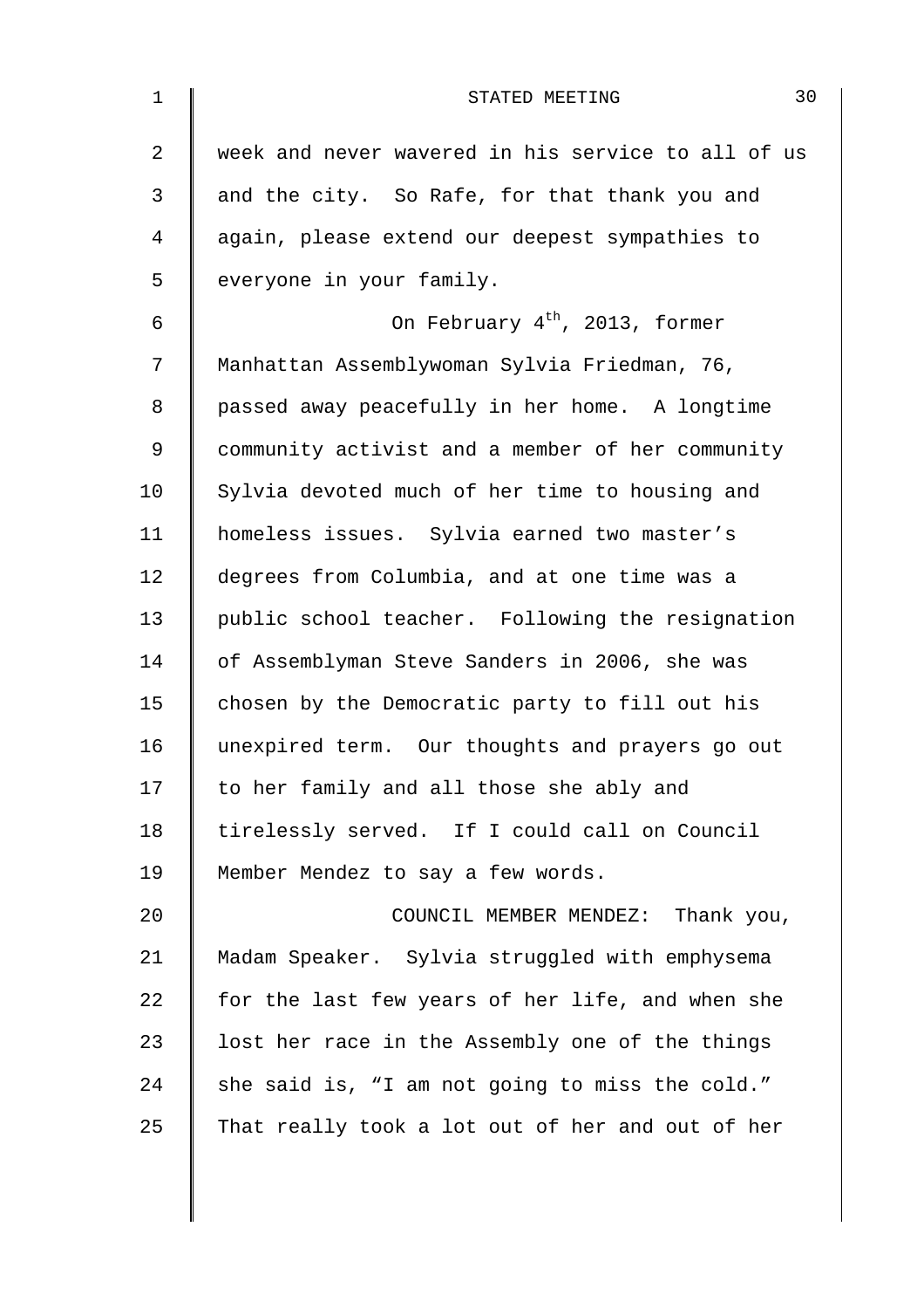week and never wavered in his service to all of us and the city. So Rafe, for that thank you and again, please extend our deepest sympathies to everyone in your family.

On February $4^{th}$, 2013, former Manhattan Assemblywoman Sylvia Friedman, 76, passed away peacefully in her home. A longtime community activist and a member of her community Sylvia devoted much of her time to housing and homeless issues. Sylvia earned two master's degrees from Columbia, and at one time was a public school teacher. Following the resignation of Assemblyman Steve Sanders in 2006, she was chosen by the Democratic party to fill out his unexpired term. Our thoughts and prayers go out to her family and all those she ably and tirelessly served. If I could call on Council Member Mendez to say a few words.

COUNCIL MEMBER MENDEZ: Thank you, Madam Speaker. Sylvia struggled with emphysema for the last few years of her life, and when she lost her race in the Assembly one of the things she said is, "I am not going to miss the cold." That really took a lot out of her and out of her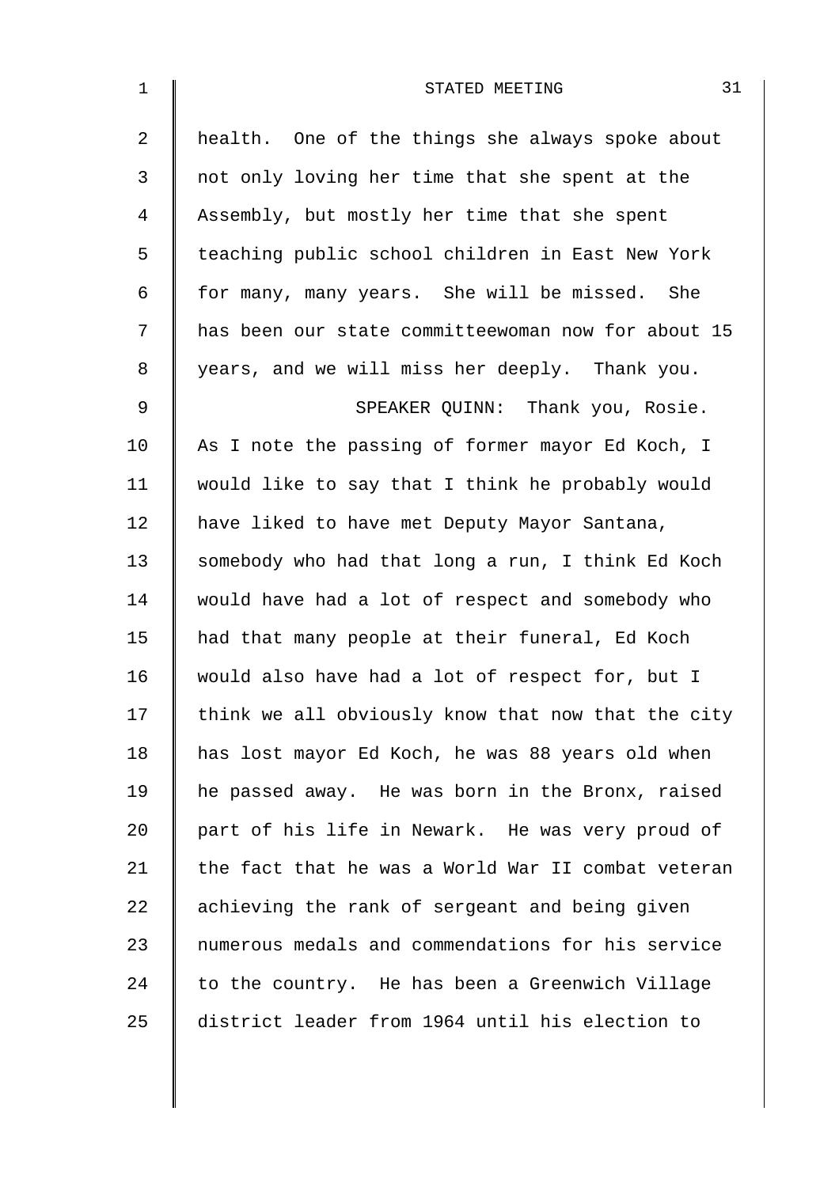health. One of the things she always spoke about not only loving her time that she spent at the Assembly, but mostly her time that she spent teaching public school children in East New York for many, many years. She will be missed. She has been our state committeewoman now for about 15 years, and we will miss her deeply. Thank you.

SPEAKER QUINN: Thank you, Rosie. As I note the passing of former mayor Ed Koch, I would like to say that I think he probably would have liked to have met Deputy Mayor Santana, somebody who had that long a run, I think Ed Koch would have had a lot of respect and somebody who had that many people at their funeral, Ed Koch would also have had a lot of respect for, but I think we all obviously know that now that the city has lost mayor Ed Koch, he was 88 years old when he passed away. He was born in the Bronx, raised part of his life in Newark. He was very proud of the fact that he was a World War II combat veteran achieving the rank of sergeant and being given numerous medals and commendations for his service to the country. He has been a Greenwich Village district leader from 1964 until his election to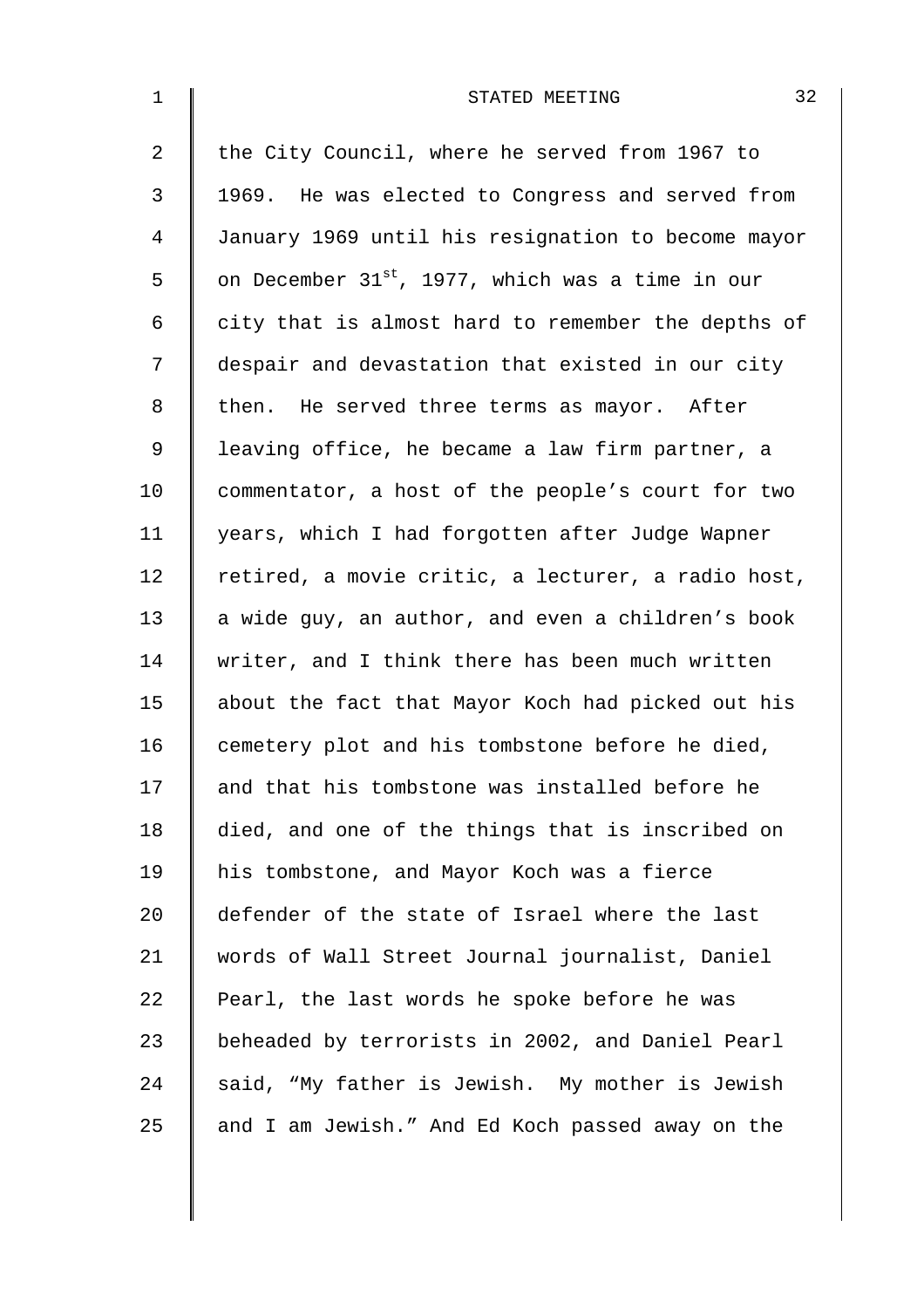the City Council, where he served from 1967 to 1969. He was elected to Congress and served from January 1969 until his resignation to become mayor on December 31st, 1977, which was a time in our city that is almost hard to remember the depths of despair and devastation that existed in our city then. He served three terms as mayor. After leaving office, he became a law firm partner, a commentator, a host of the people's court for two years, which I had forgotten after Judge Wapner retired, a movie critic, a lecturer, a radio host, a wide guy, an author, and even a children's book writer, and I think there has been much written about the fact that Mayor Koch had picked out his cemetery plot and his tombstone before he died, and that his tombstone was installed before he died, and one of the things that is inscribed on his tombstone, and Mayor Koch was a fierce defender of the state of Israel where the last words of Wall Street Journal journalist, Daniel Pearl, the last words he spoke before he was beheaded by terrorists in 2002, and Daniel Pearl said, "My father is Jewish. My mother is Jewish and I am Jewish." And Ed Koch passed away on the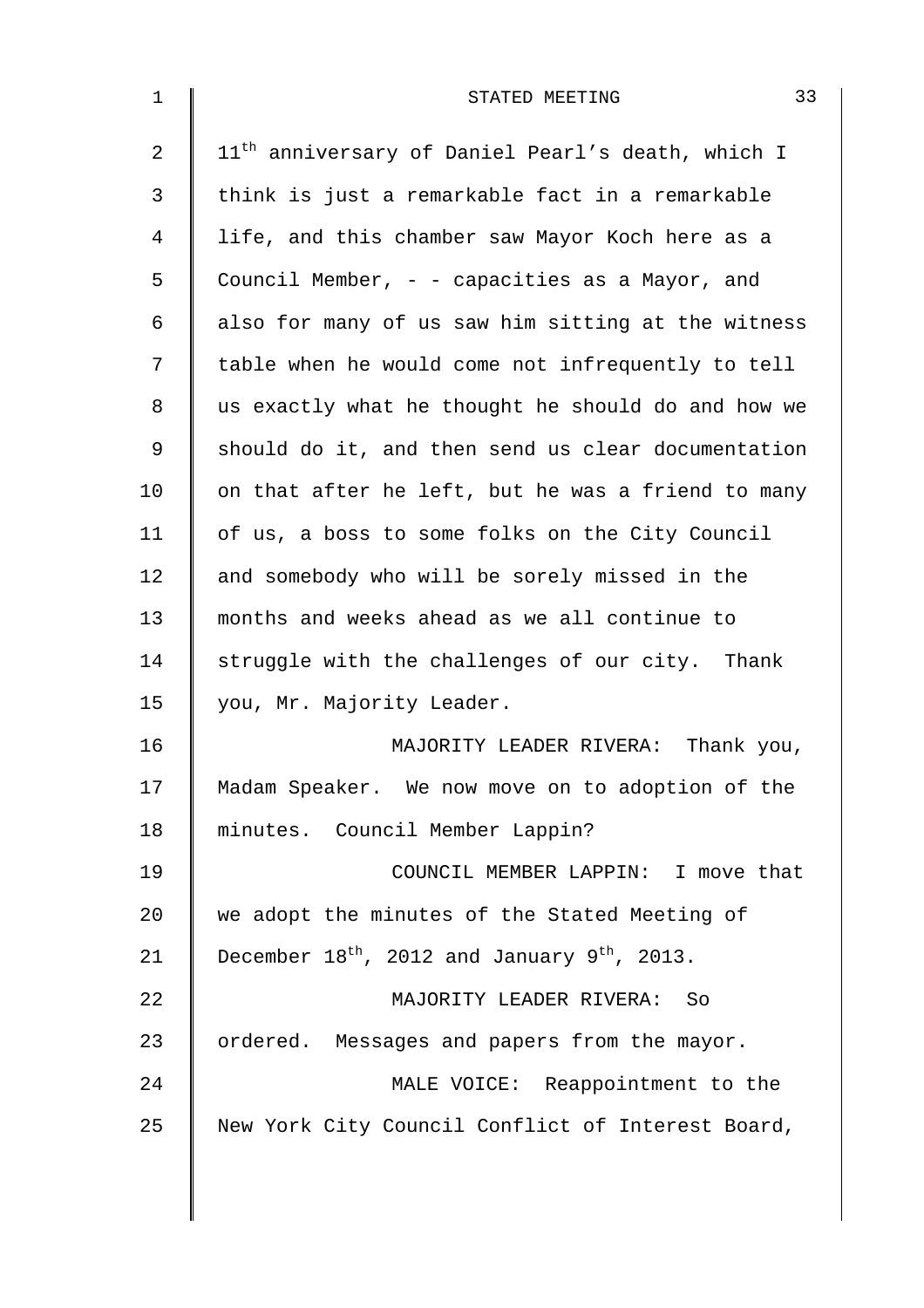11th anniversary of Daniel Pearl's death, which I think is just a remarkable fact in a remarkable life, and this chamber saw Mayor Koch here as a Council Member, - - capacities as a Mayor, and also for many of us saw him sitting at the witness table when he would come not infrequently to tell us exactly what he thought he should do and how we should do it, and then send us clear documentation on that after he left, but he was a friend to many of us, a boss to some folks on the City Council and somebody who will be sorely missed in the months and weeks ahead as we all continue to struggle with the challenges of our city. Thank you, Mr. Majority Leader.

MAJORITY LEADER RIVERA: Thank you, Madam Speaker. We now move on to adoption of the minutes. Council Member Lappin?

COUNCIL MEMBER LAPPIN: I move that we adopt the minutes of the Stated Meeting of December 18th, 2012 and January 9th, 2013.

MAJORITY LEADER RIVERA: So ordered. Messages and papers from the mayor.

MALE VOICE: Reappointment to the New York City Council Conflict of Interest Board,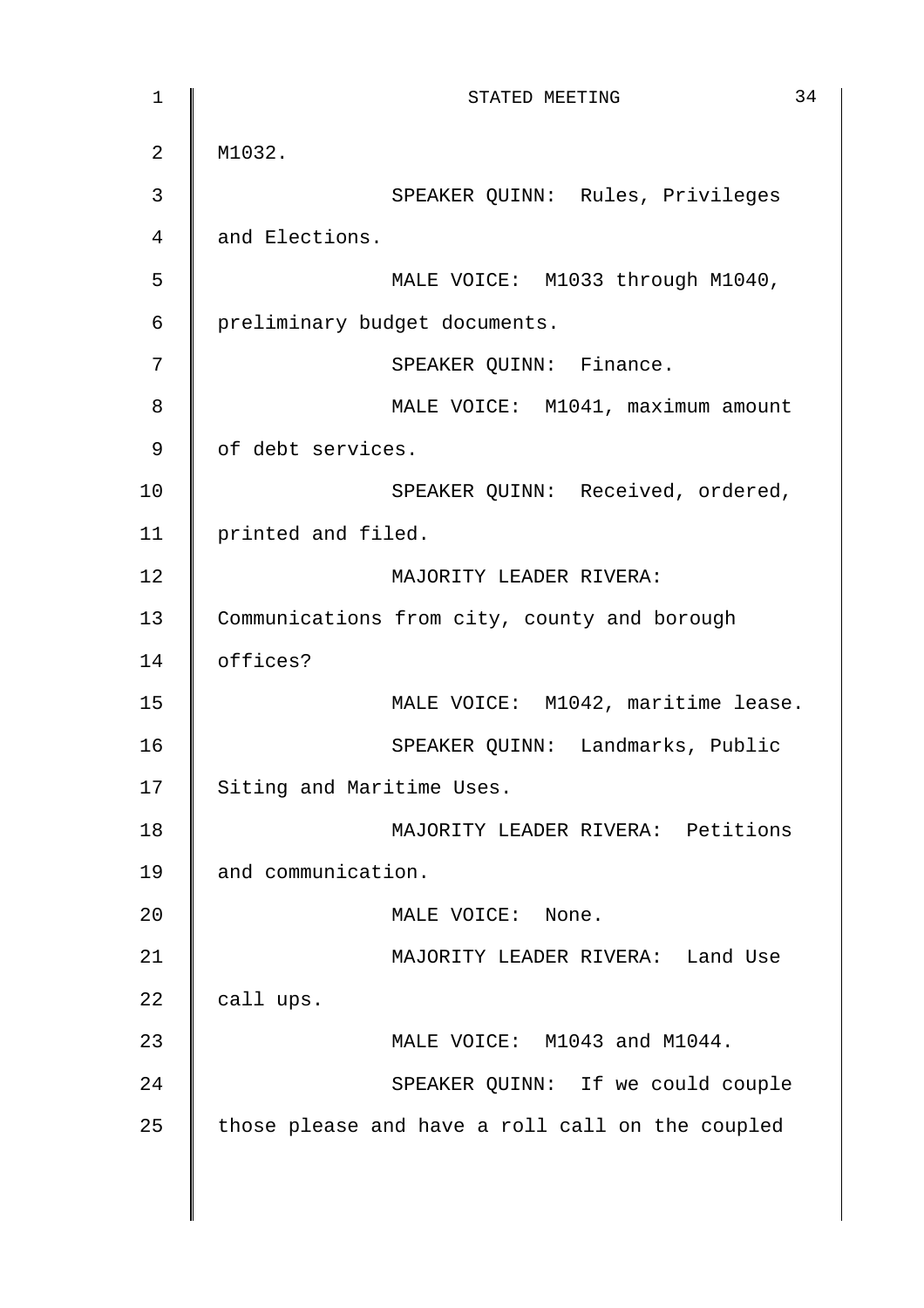M1032.

SPEAKER QUINN: Rules, Privileges and Elections.

MALE VOICE: M1033 through M1040, preliminary budget documents.

SPEAKER QUINN: Finance.

MALE VOICE: M1041, maximum amount of debt services.

SPEAKER QUINN: Received, ordered, printed and filed.

MAJORITY LEADER RIVERA: Communications from city, county and borough offices?

MALE VOICE: M1042, maritime lease.

SPEAKER QUINN: Landmarks, Public Siting and Maritime Uses.

MAJORITY LEADER RIVERA: Petitions and communication.

MALE VOICE: None.

MAJORITY LEADER RIVERA: Land Use call ups.

MALE VOICE: M1043 and M1044.

SPEAKER QUINN: If we could couple those please and have a roll call on the coupled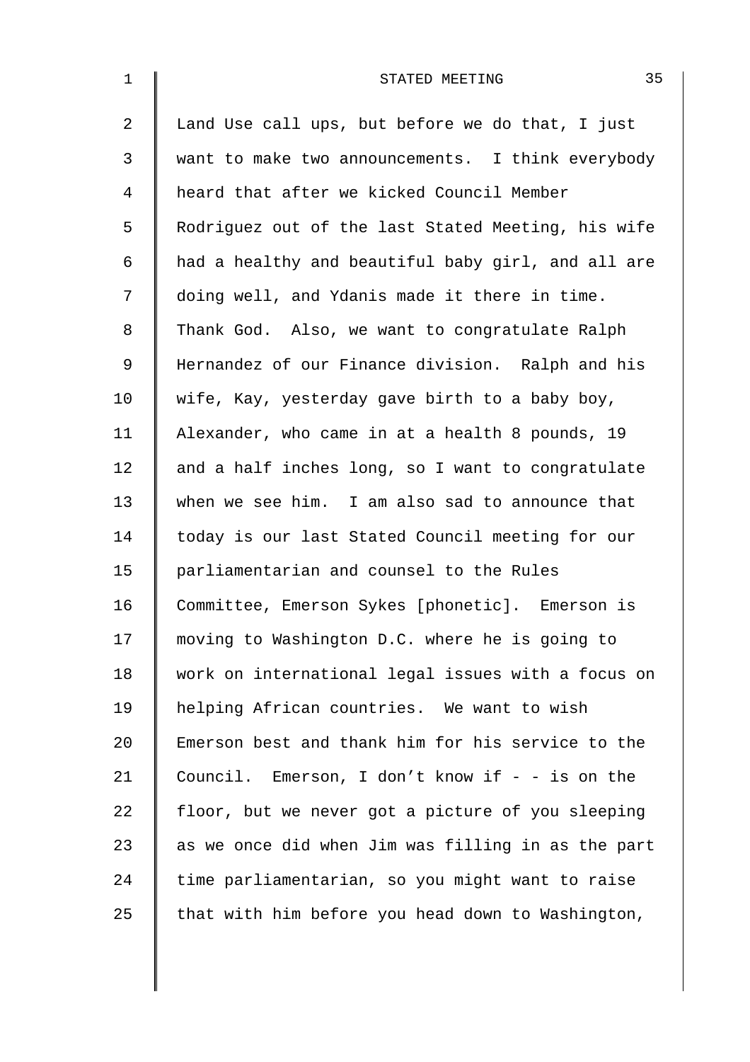Land Use call ups, but before we do that, I just want to make two announcements. I think everybody heard that after we kicked Council Member Rodriguez out of the last Stated Meeting, his wife had a healthy and beautiful baby girl, and all are doing well, and Ydanis made it there in time. Thank God. Also, we want to congratulate Ralph Hernandez of our Finance division. Ralph and his wife, Kay, yesterday gave birth to a baby boy, Alexander, who came in at a health 8 pounds, 19 and a half inches long, so I want to congratulate when we see him. I am also sad to announce that today is our last Stated Council meeting for our parliamentarian and counsel to the Rules Committee, Emerson Sykes [phonetic]. Emerson is moving to Washington D.C. where he is going to work on international legal issues with a focus on helping African countries. We want to wish Emerson best and thank him for his service to the Council. Emerson, I don’t know if - - is on the floor, but we never got a picture of you sleeping as we once did when Jim was filling in as the part time parliamentarian, so you might want to raise that with him before you head down to Washington,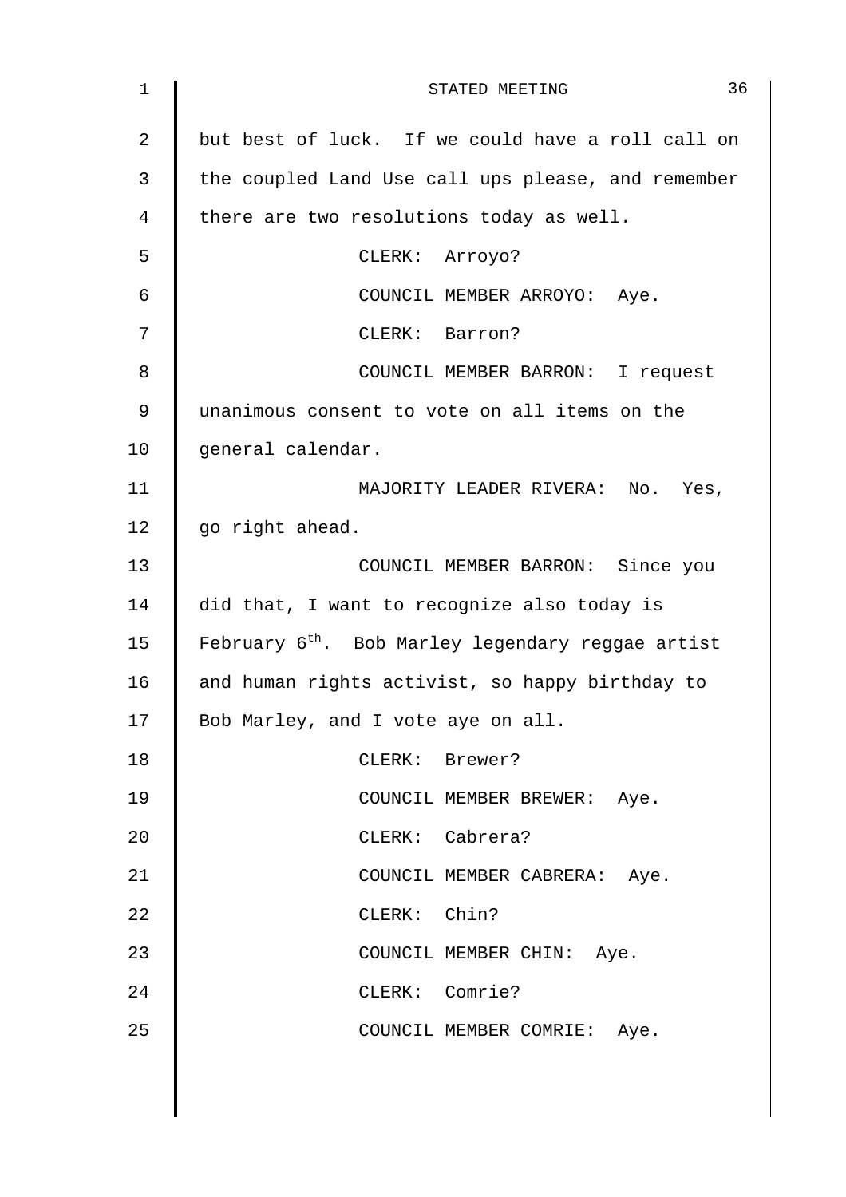but best of luck. If we could have a roll call on the coupled Land Use call ups please, and remember there are two resolutions today as well.

CLERK: Arroyo?

COUNCIL MEMBER ARROYO: Aye.

CLERK: Barron?

COUNCIL MEMBER BARRON: I request unanimous consent to vote on all items on the general calendar.

MAJORITY LEADER RIVERA: No. Yes, go right ahead.

COUNCIL MEMBER BARRON: Since you did that, I want to recognize also today is February 6th. Bob Marley legendary reggae artist and human rights activist, so happy birthday to Bob Marley, and I vote aye on all.

CLERK: Brewer?

COUNCIL MEMBER BREWER: Aye.

CLERK: Cabrera?

COUNCIL MEMBER CABRERA: Aye.

CLERK: Chin?

COUNCIL MEMBER CHIN: Aye.

CLERK: Comrie?

COUNCIL MEMBER COMRIE: Aye.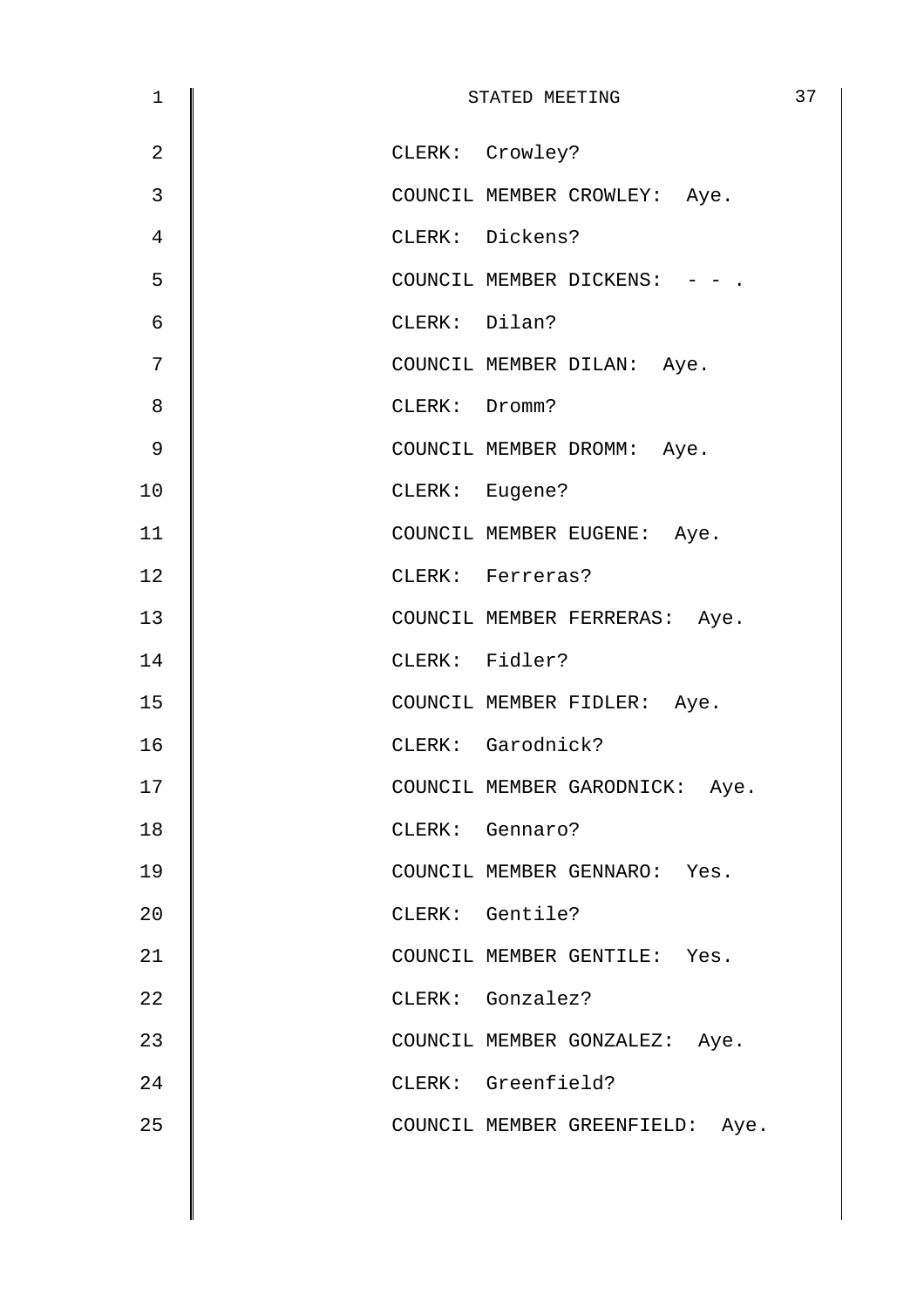CLERK: Crowley?

COUNCIL MEMBER CROWLEY: Aye.

CLERK: Dickens?

COUNCIL MEMBER DICKENS: - - .

CLERK: Dilan?

COUNCIL MEMBER DILAN: Aye.

CLERK: Dromm?

COUNCIL MEMBER DROMM: Aye.

CLERK: Eugene?

COUNCIL MEMBER EUGENE: Aye.

CLERK: Ferreras?

COUNCIL MEMBER FERRERAS: Aye.

CLERK: Fidler?

COUNCIL MEMBER FIDLER: Aye.

CLERK: Garodnick?

COUNCIL MEMBER GARODNICK: Aye.

CLERK: Gennaro?

COUNCIL MEMBER GENNARO: Yes.

CLERK: Gentile?

COUNCIL MEMBER GENTILE: Yes.

CLERK: Gonzalez?

COUNCIL MEMBER GONZALEZ: Aye.

CLERK: Greenfield?

COUNCIL MEMBER GREENFIELD: Aye.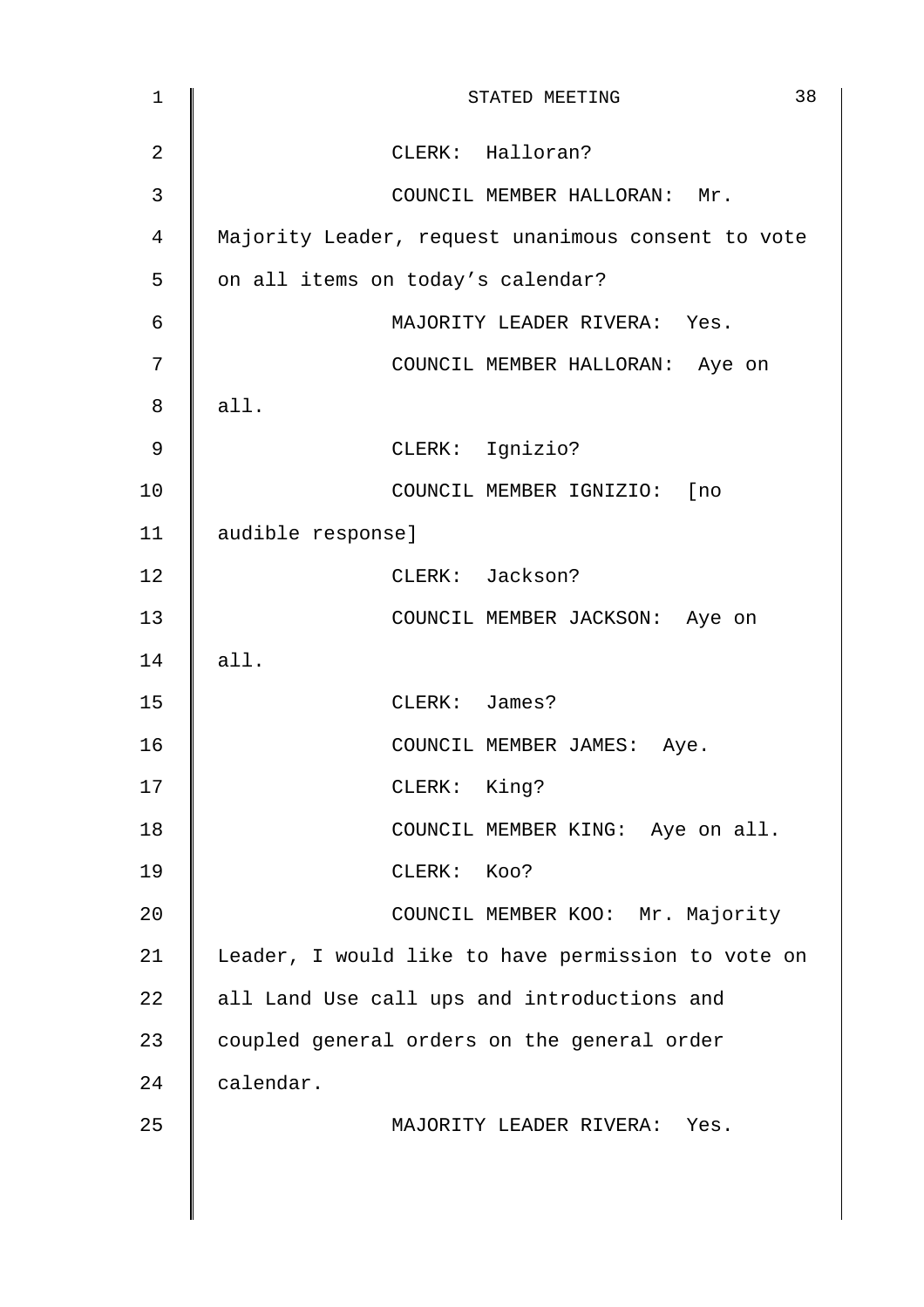CLERK: Halloran?

COUNCIL MEMBER HALLORAN: Mr. Majority Leader, request unanimous consent to vote on all items on today's calendar?

MAJORITY LEADER RIVERA: Yes.

COUNCIL MEMBER HALLORAN: Aye on all.

CLERK: Ignizio?

COUNCIL MEMBER IGNIZIO: [no audible response]

CLERK: Jackson?

COUNCIL MEMBER JACKSON: Aye on all.

CLERK: James?

COUNCIL MEMBER JAMES: Aye.

CLERK: King?

COUNCIL MEMBER KING: Aye on all.

CLERK: Koo?

COUNCIL MEMBER KOO: Mr. Majority Leader, I would like to have permission to vote on all Land Use call ups and introductions and coupled general orders on the general order calendar.

MAJORITY LEADER RIVERA: Yes.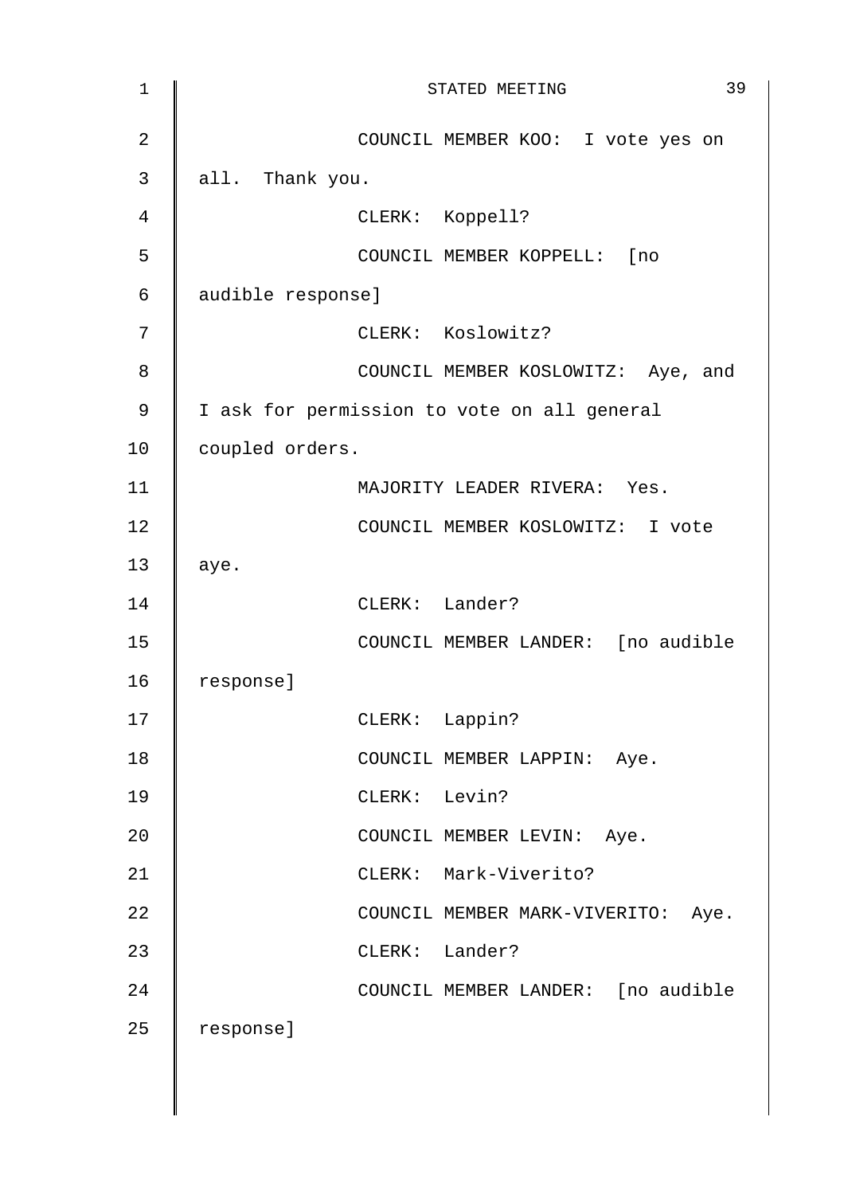COUNCIL MEMBER KOO: I vote yes on all. Thank you.

CLERK: Koppell?

COUNCIL MEMBER KOPPELL: [no audible response]

CLERK: Koslowitz?

COUNCIL MEMBER KOSLOWITZ: Aye, and I ask for permission to vote on all general coupled orders.

MAJORITY LEADER RIVERA: Yes.

COUNCIL MEMBER KOSLOWITZ: I vote aye.

CLERK: Lander?

COUNCIL MEMBER LANDER: [no audible response]

CLERK: Lappin?

COUNCIL MEMBER LAPPIN: Aye.

CLERK: Levin?

COUNCIL MEMBER LEVIN: Aye.

CLERK: Mark-Viverito?

COUNCIL MEMBER MARK-VIVERITO: Aye.

CLERK: Lander?

COUNCIL MEMBER LANDER: [no audible response]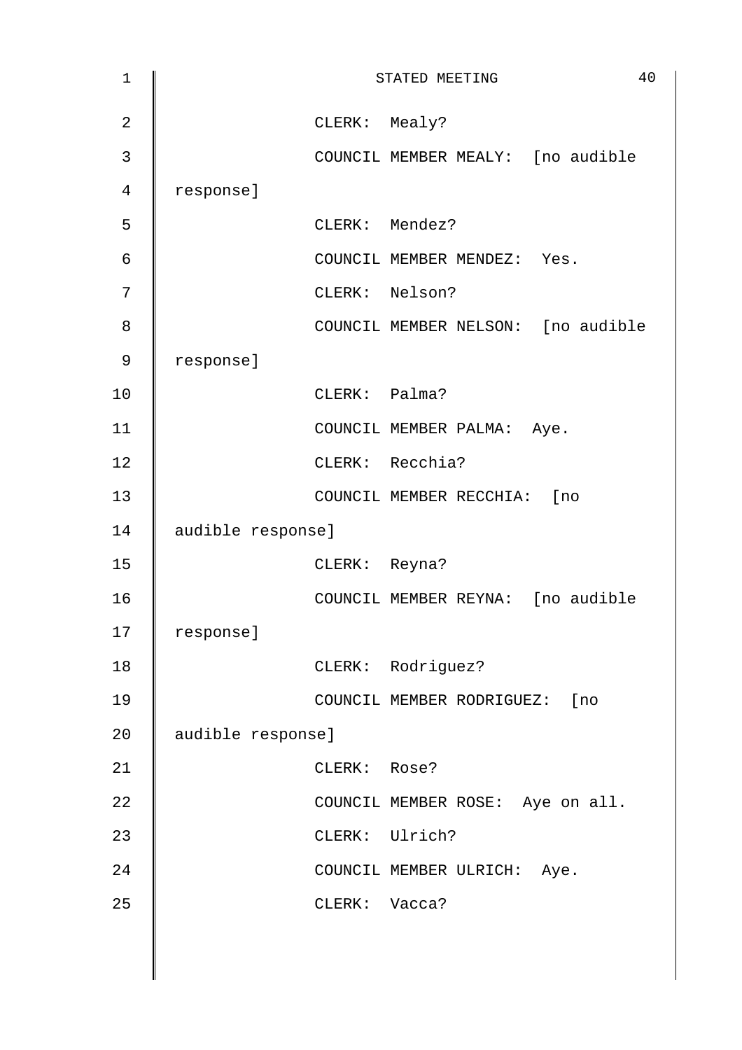CLERK: Mealy?

COUNCIL MEMBER MEALY: [no audible response]

CLERK: Mendez?

COUNCIL MEMBER MENDEZ: Yes.

CLERK: Nelson?

COUNCIL MEMBER NELSON: [no audible response]

CLERK: Palma?

COUNCIL MEMBER PALMA: Aye.

CLERK: Recchia?

COUNCIL MEMBER RECCHIA: [no audible response]

CLERK: Reyna?

COUNCIL MEMBER REYNA: [no audible response]

CLERK: Rodriguez?

COUNCIL MEMBER RODRIGUEZ: [no audible response]

CLERK: Rose?

COUNCIL MEMBER ROSE: Aye on all.

CLERK: Ulrich?

COUNCIL MEMBER ULRICH: Aye.

CLERK: Vacca?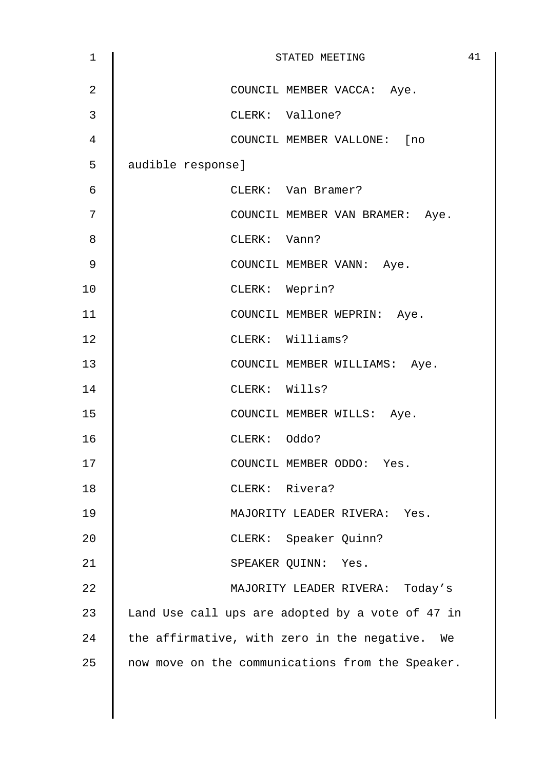COUNCIL MEMBER VACCA: Aye.

CLERK: Vallone?

COUNCIL MEMBER VALLONE: [no audible response]

CLERK: Van Bramer?

COUNCIL MEMBER VAN BRAMER: Aye.

CLERK: Vann?

COUNCIL MEMBER VANN: Aye.

CLERK: Weprin?

COUNCIL MEMBER WEPRIN: Aye.

CLERK: Williams?

COUNCIL MEMBER WILLIAMS: Aye.

CLERK: Wills?

COUNCIL MEMBER WILLS: Aye.

CLERK: Oddo?

COUNCIL MEMBER ODDO: Yes.

CLERK: Rivera?

MAJORITY LEADER RIVERA: Yes.

CLERK: Speaker Quinn?

SPEAKER QUINN: Yes.

MAJORITY LEADER RIVERA: Today's Land Use call ups are adopted by a vote of 47 in the affirmative, with zero in the negative. We now move on the communications from the Speaker.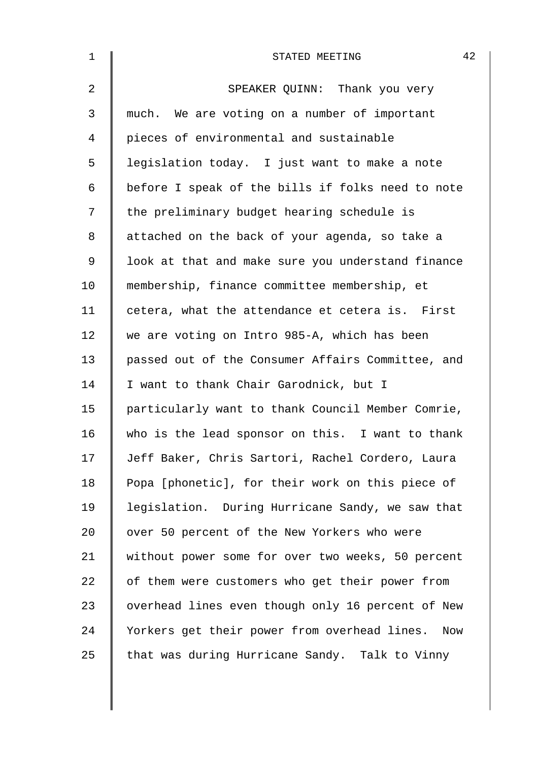SPEAKER QUINN: Thank you very much. We are voting on a number of important pieces of environmental and sustainable legislation today. I just want to make a note before I speak of the bills if folks need to note the preliminary budget hearing schedule is attached on the back of your agenda, so take a look at that and make sure you understand finance membership, finance committee membership, et cetera, what the attendance et cetera is. First we are voting on Intro 985-A, which has been passed out of the Consumer Affairs Committee, and I want to thank Chair Garodnick, but I particularly want to thank Council Member Comrie, who is the lead sponsor on this. I want to thank Jeff Baker, Chris Sartori, Rachel Cordero, Laura Popa [phonetic], for their work on this piece of legislation. During Hurricane Sandy, we saw that over 50 percent of the New Yorkers who were without power some for over two weeks, 50 percent of them were customers who get their power from overhead lines even though only 16 percent of New Yorkers get their power from overhead lines. Now that was during Hurricane Sandy. Talk to Vinny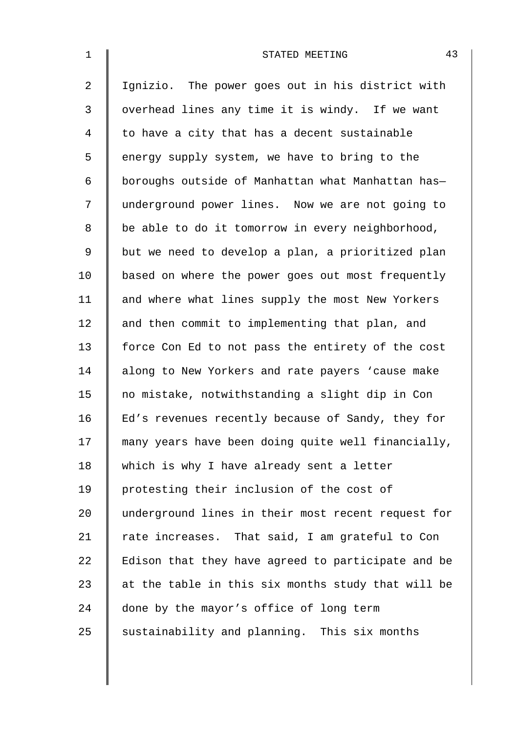Ignizio. The power goes out in his district with overhead lines any time it is windy. If we want to have a city that has a decent sustainable energy supply system, we have to bring to the boroughs outside of Manhattan what Manhattan has— underground power lines. Now we are not going to be able to do it tomorrow in every neighborhood, but we need to develop a plan, a prioritized plan based on where the power goes out most frequently and where what lines supply the most New Yorkers and then commit to implementing that plan, and force Con Ed to not pass the entirety of the cost along to New Yorkers and rate payers 'cause make no mistake, notwithstanding a slight dip in Con Ed's revenues recently because of Sandy, they for many years have been doing quite well financially, which is why I have already sent a letter protesting their inclusion of the cost of underground lines in their most recent request for rate increases. That said, I am grateful to Con Edison that they have agreed to participate and be at the table in this six months study that will be done by the mayor's office of long term sustainability and planning. This six months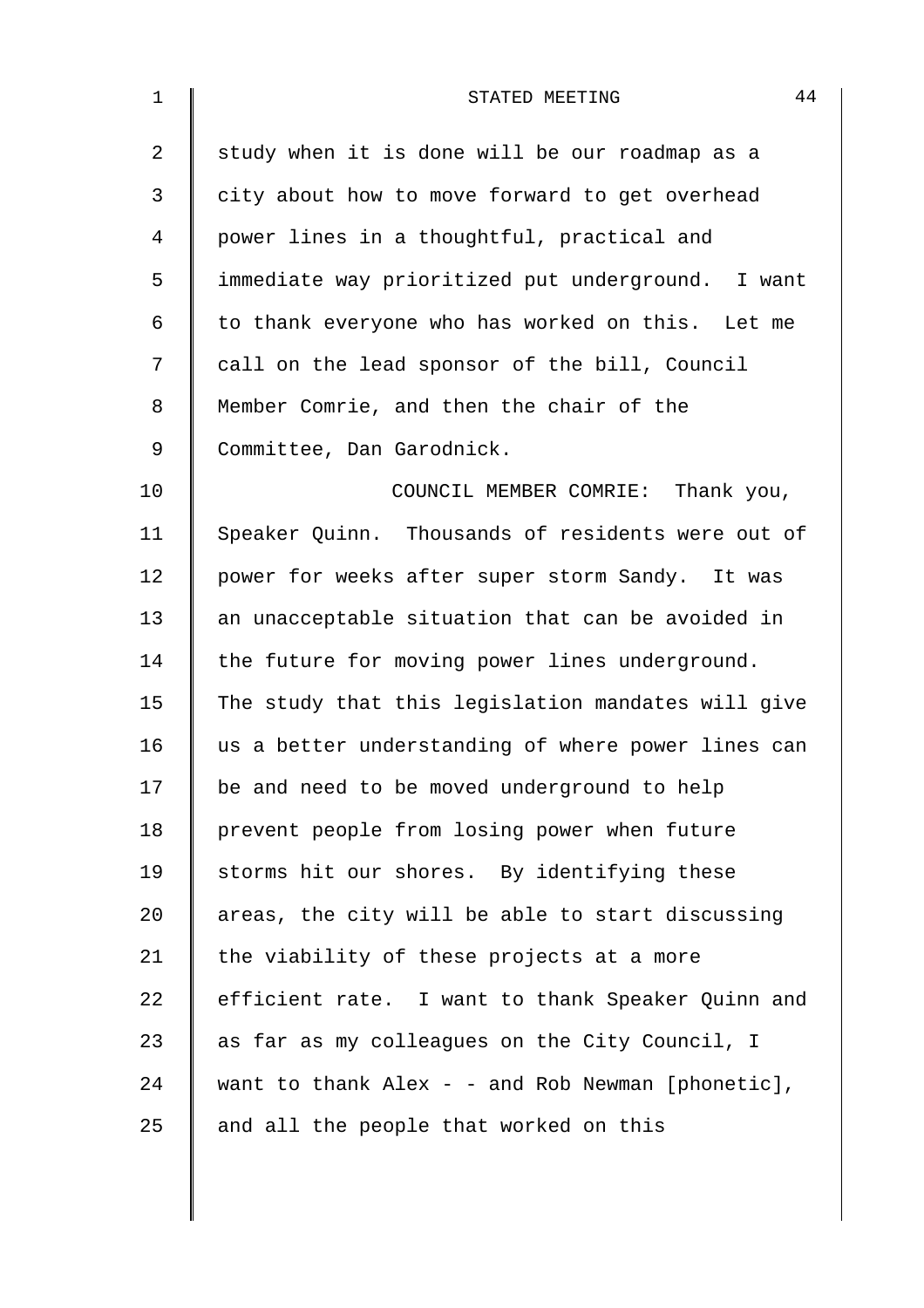study when it is done will be our roadmap as a city about how to move forward to get overhead power lines in a thoughtful, practical and immediate way prioritized put underground. I want to thank everyone who has worked on this. Let me call on the lead sponsor of the bill, Council Member Comrie, and then the chair of the Committee, Dan Garodnick.

COUNCIL MEMBER COMRIE: Thank you, Speaker Quinn. Thousands of residents were out of power for weeks after super storm Sandy. It was an unacceptable situation that can be avoided in the future for moving power lines underground. The study that this legislation mandates will give us a better understanding of where power lines can be and need to be moved underground to help prevent people from losing power when future storms hit our shores. By identifying these areas, the city will be able to start discussing the viability of these projects at a more efficient rate. I want to thank Speaker Quinn and as far as my colleagues on the City Council, I want to thank Alex - - and Rob Newman [phonetic], and all the people that worked on this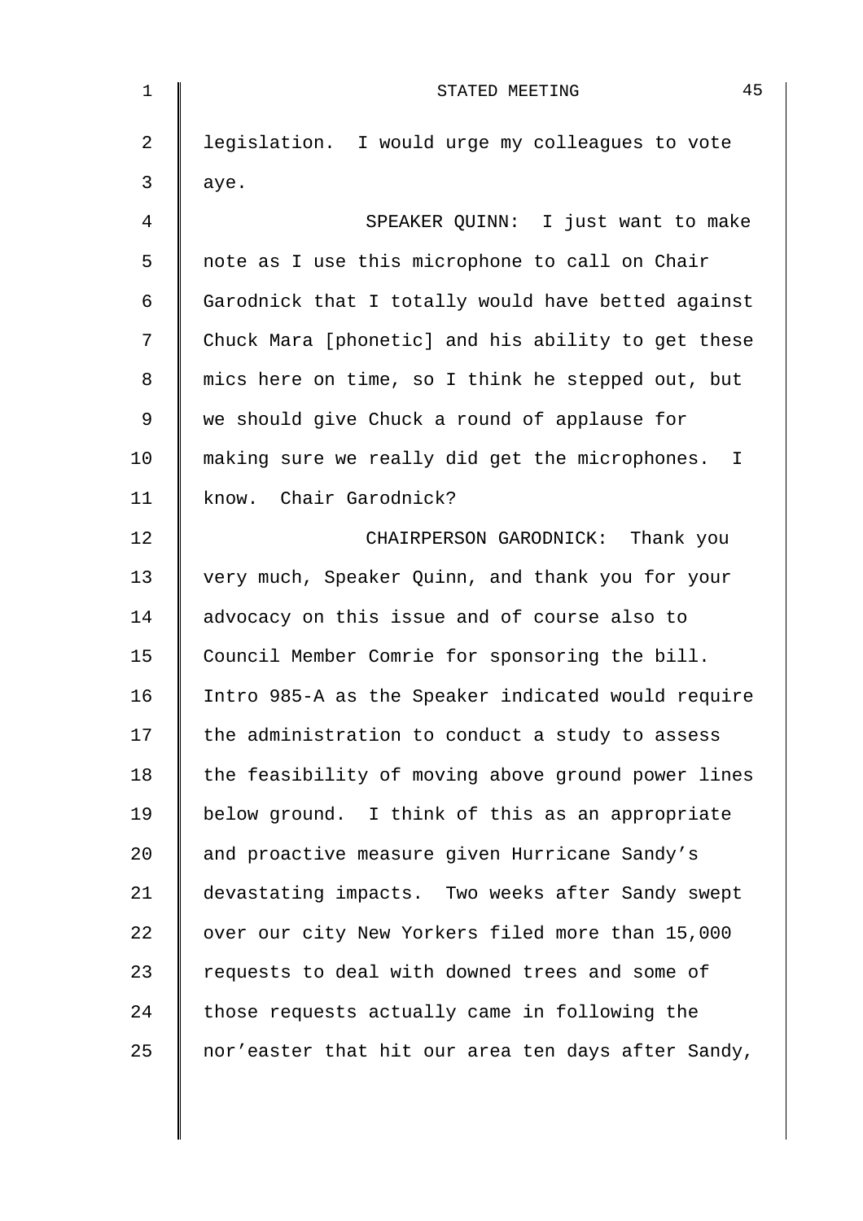legislation. I would urge my colleagues to vote aye.

SPEAKER QUINN: I just want to make note as I use this microphone to call on Chair Garodnick that I totally would have betted against Chuck Mara [phonetic] and his ability to get these mics here on time, so I think he stepped out, but we should give Chuck a round of applause for making sure we really did get the microphones. I know. Chair Garodnick?

CHAIRPERSON GARODNICK: Thank you very much, Speaker Quinn, and thank you for your advocacy on this issue and of course also to Council Member Comrie for sponsoring the bill. Intro 985-A as the Speaker indicated would require the administration to conduct a study to assess the feasibility of moving above ground power lines below ground. I think of this as an appropriate and proactive measure given Hurricane Sandy's devastating impacts. Two weeks after Sandy swept over our city New Yorkers filed more than 15,000 requests to deal with downed trees and some of those requests actually came in following the nor'easter that hit our area ten days after Sandy,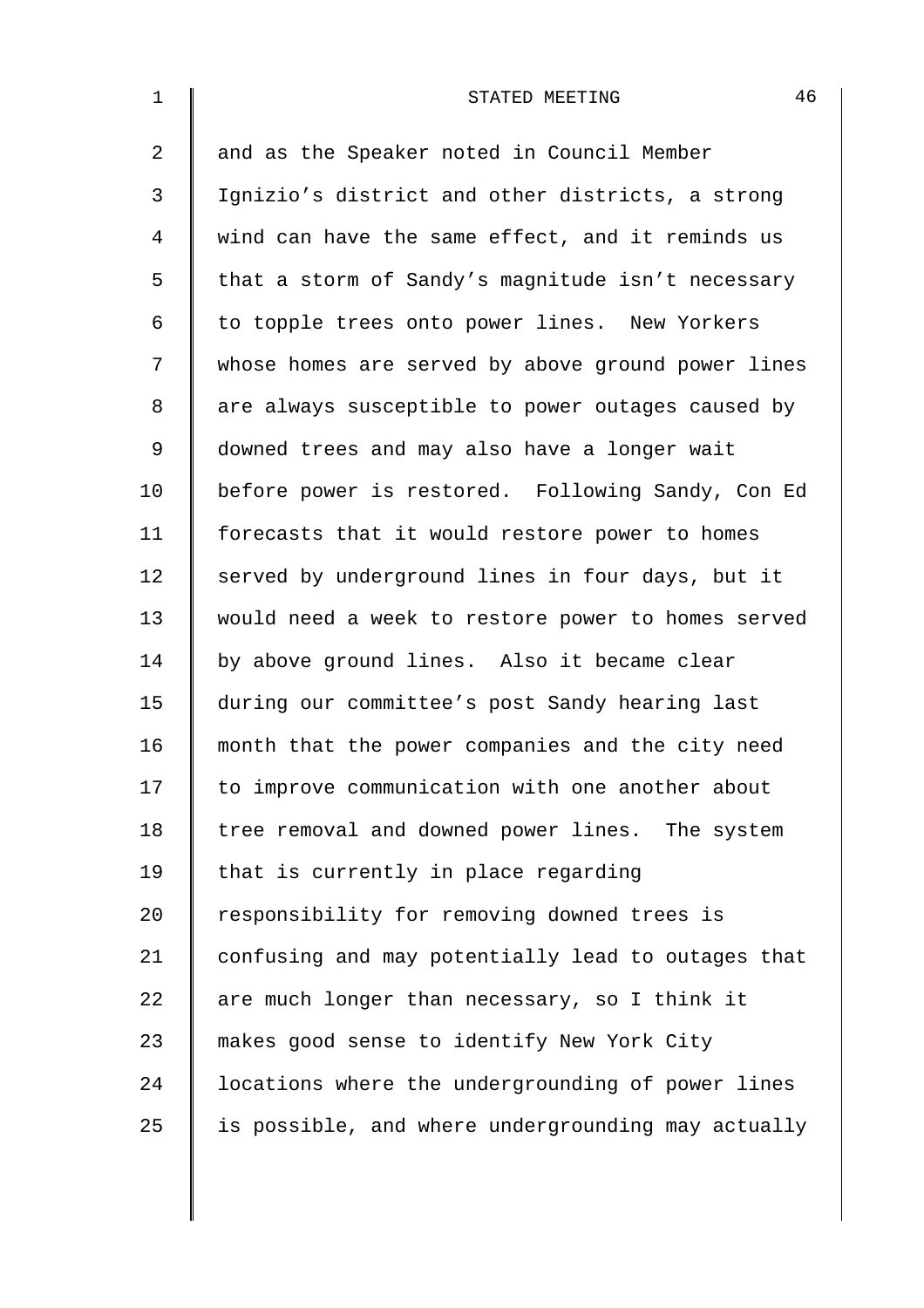and as the Speaker noted in Council Member Ignizio's district and other districts, a strong wind can have the same effect, and it reminds us that a storm of Sandy's magnitude isn't necessary to topple trees onto power lines. New Yorkers whose homes are served by above ground power lines are always susceptible to power outages caused by downed trees and may also have a longer wait before power is restored. Following Sandy, Con Ed forecasts that it would restore power to homes served by underground lines in four days, but it would need a week to restore power to homes served by above ground lines. Also it became clear during our committee's post Sandy hearing last month that the power companies and the city need to improve communication with one another about tree removal and downed power lines. The system that is currently in place regarding responsibility for removing downed trees is confusing and may potentially lead to outages that are much longer than necessary, so I think it makes good sense to identify New York City locations where the undergrounding of power lines is possible, and where undergrounding may actually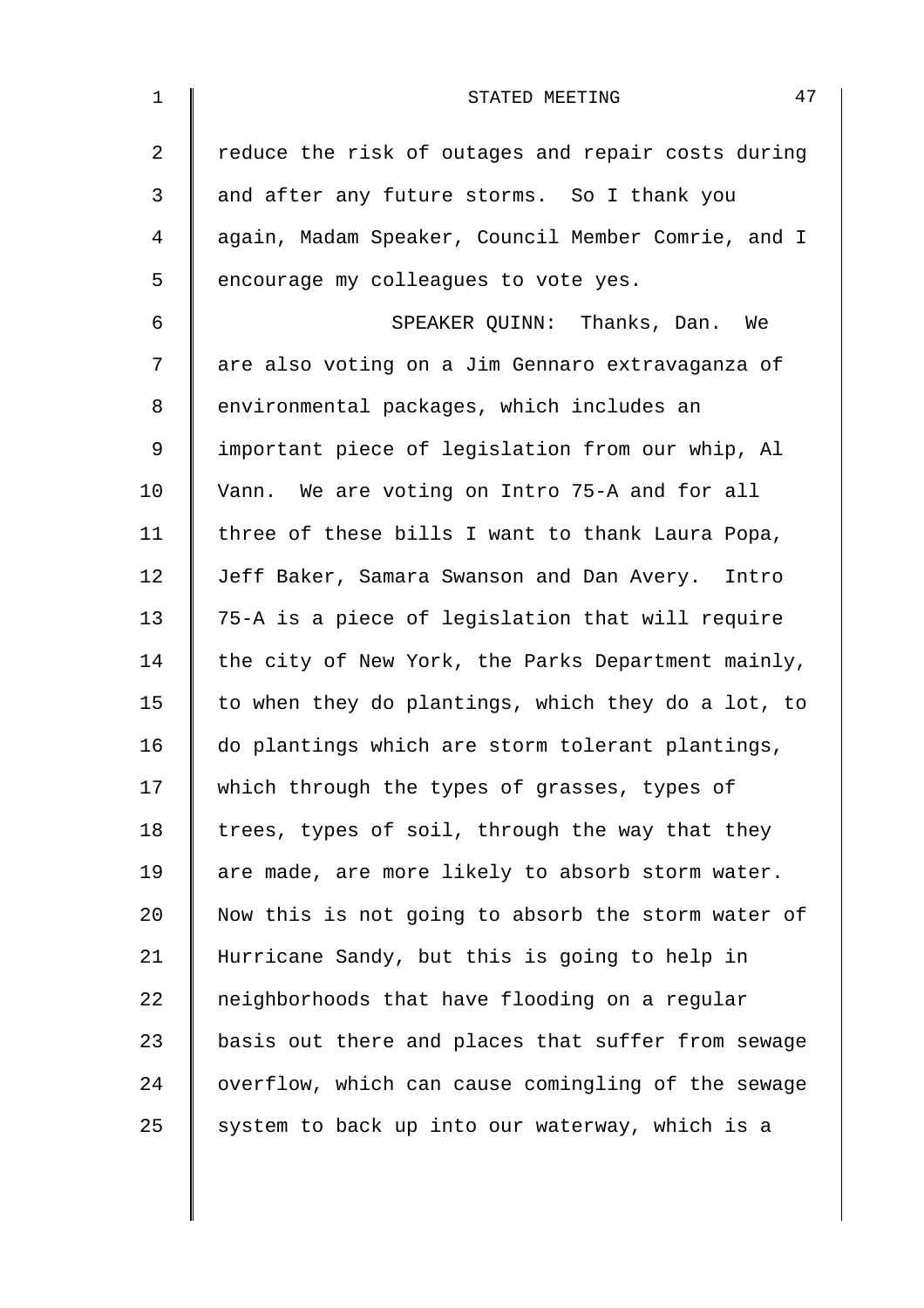reduce the risk of outages and repair costs during and after any future storms. So I thank you again, Madam Speaker, Council Member Comrie, and I encourage my colleagues to vote yes.

SPEAKER QUINN: Thanks, Dan. We are also voting on a Jim Gennaro extravaganza of environmental packages, which includes an important piece of legislation from our whip, Al Vann. We are voting on Intro 75-A and for all three of these bills I want to thank Laura Popa, Jeff Baker, Samara Swanson and Dan Avery. Intro 75-A is a piece of legislation that will require the city of New York, the Parks Department mainly, to when they do plantings, which they do a lot, to do plantings which are storm tolerant plantings, which through the types of grasses, types of trees, types of soil, through the way that they are made, are more likely to absorb storm water. Now this is not going to absorb the storm water of Hurricane Sandy, but this is going to help in neighborhoods that have flooding on a regular basis out there and places that suffer from sewage overflow, which can cause comingling of the sewage system to back up into our waterway, which is a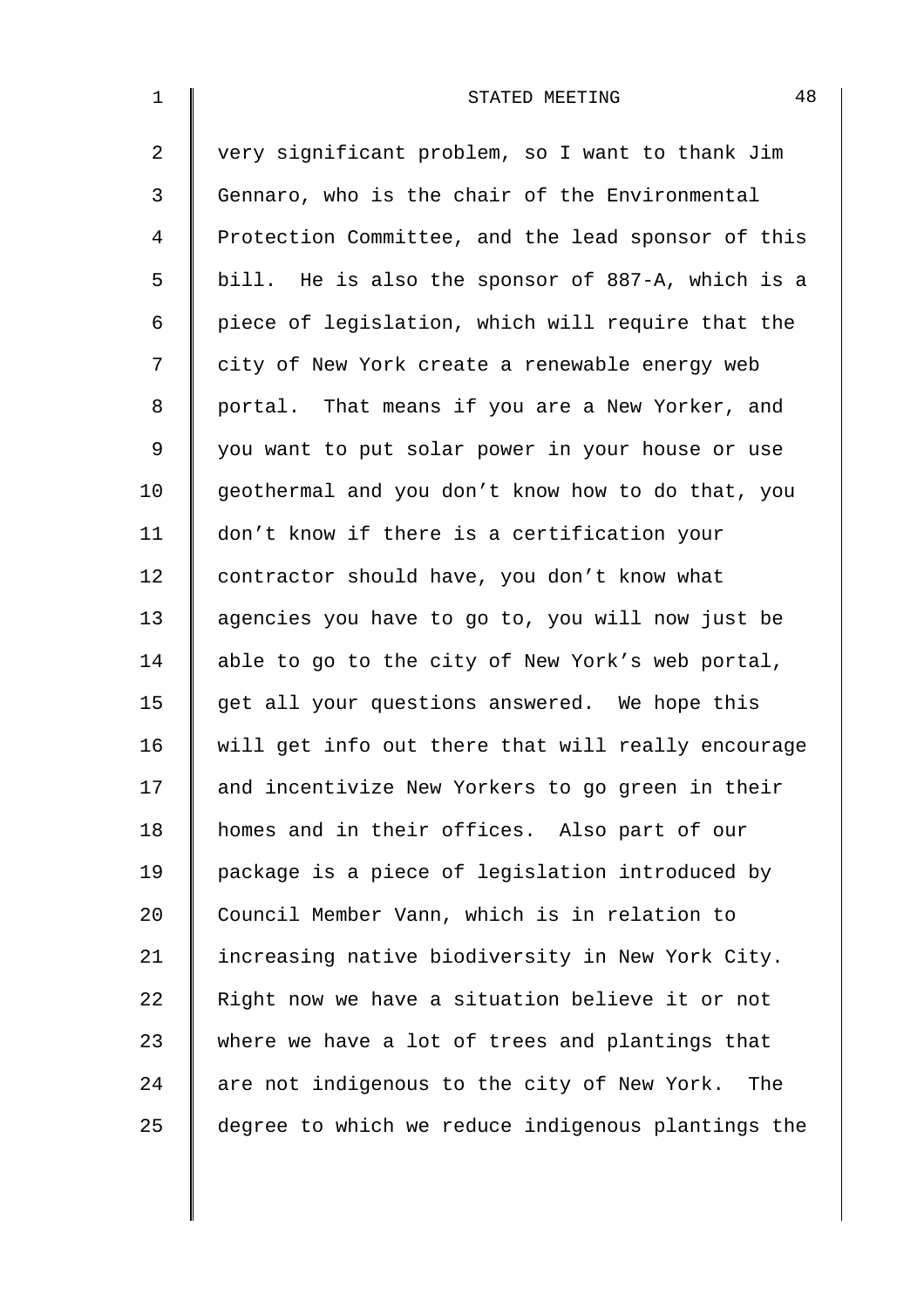very significant problem, so I want to thank Jim Gennaro, who is the chair of the Environmental Protection Committee, and the lead sponsor of this bill. He is also the sponsor of 887-A, which is a piece of legislation, which will require that the city of New York create a renewable energy web portal. That means if you are a New Yorker, and you want to put solar power in your house or use geothermal and you don't know how to do that, you don't know if there is a certification your contractor should have, you don't know what agencies you have to go to, you will now just be able to go to the city of New York's web portal, get all your questions answered. We hope this will get info out there that will really encourage and incentivize New Yorkers to go green in their homes and in their offices. Also part of our package is a piece of legislation introduced by Council Member Vann, which is in relation to increasing native biodiversity in New York City. Right now we have a situation believe it or not where we have a lot of trees and plantings that are not indigenous to the city of New York. The degree to which we reduce indigenous plantings the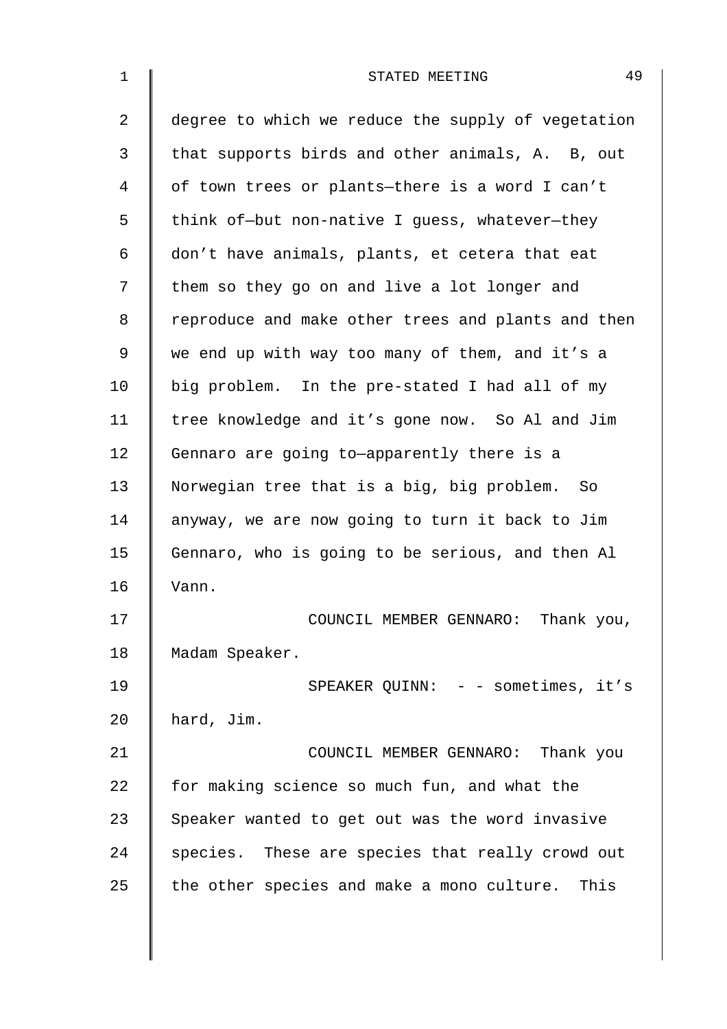degree to which we reduce the supply of vegetation that supports birds and other animals, A. B, out of town trees or plants—there is a word I can't think of—but non-native I guess, whatever—they don't have animals, plants, et cetera that eat them so they go on and live a lot longer and reproduce and make other trees and plants and then we end up with way too many of them, and it's a big problem. In the pre-stated I had all of my tree knowledge and it's gone now. So Al and Jim Gennaro are going to—apparently there is a Norwegian tree that is a big, big problem. So anyway, we are now going to turn it back to Jim Gennaro, who is going to be serious, and then Al Vann.

COUNCIL MEMBER GENNARO: Thank you, Madam Speaker.

SPEAKER QUINN: - - sometimes, it's hard, Jim.

COUNCIL MEMBER GENNARO: Thank you for making science so much fun, and what the Speaker wanted to get out was the word invasive species. These are species that really crowd out the other species and make a mono culture. This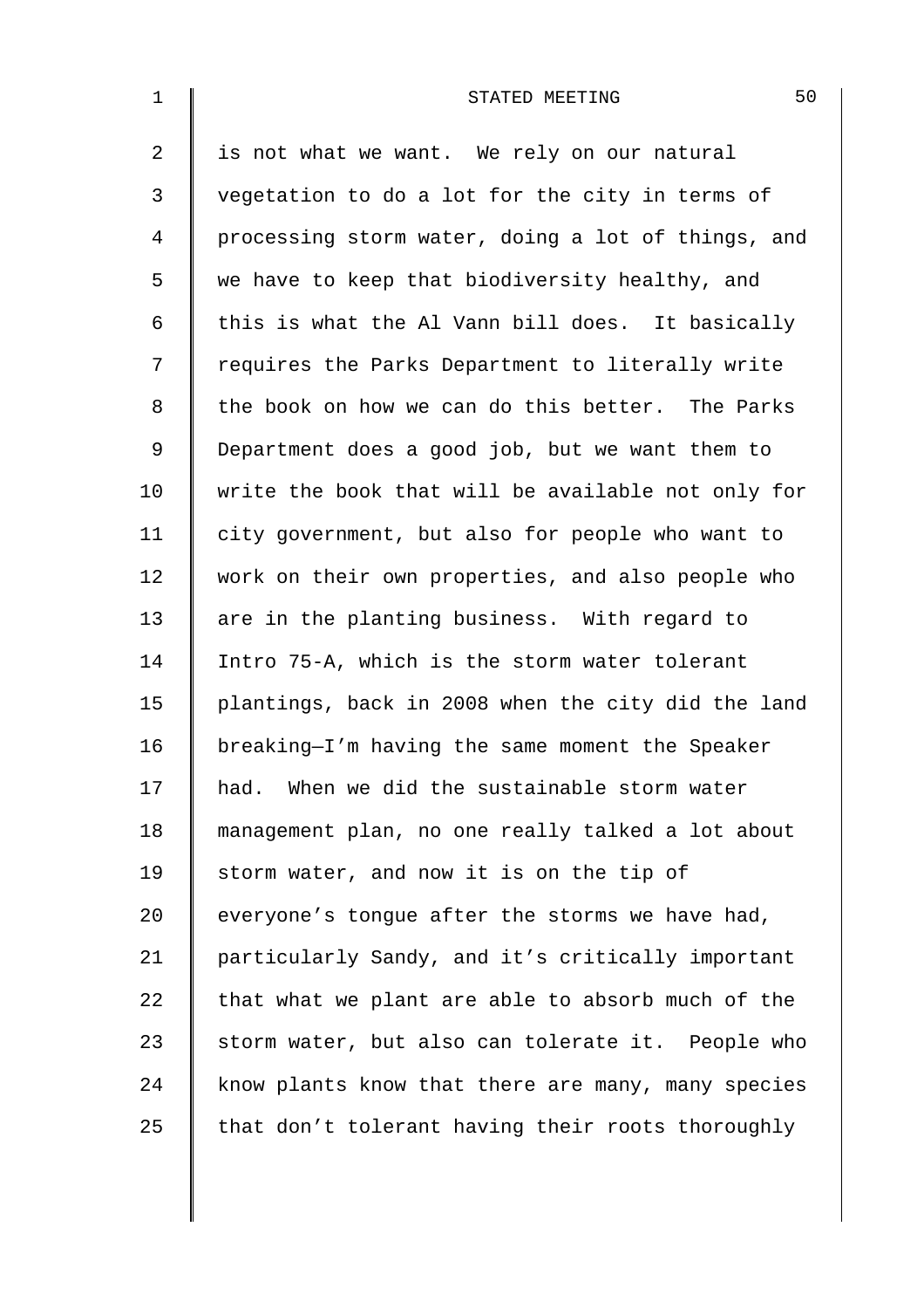is not what we want. We rely on our natural vegetation to do a lot for the city in terms of processing storm water, doing a lot of things, and we have to keep that biodiversity healthy, and this is what the Al Vann bill does. It basically requires the Parks Department to literally write the book on how we can do this better. The Parks Department does a good job, but we want them to write the book that will be available not only for city government, but also for people who want to work on their own properties, and also people who are in the planting business. With regard to Intro 75-A, which is the storm water tolerant plantings, back in 2008 when the city did the land breaking—I'm having the same moment the Speaker had. When we did the sustainable storm water management plan, no one really talked a lot about storm water, and now it is on the tip of everyone's tongue after the storms we have had, particularly Sandy, and it's critically important that what we plant are able to absorb much of the storm water, but also can tolerate it. People who know plants know that there are many, many species that don't tolerant having their roots thoroughly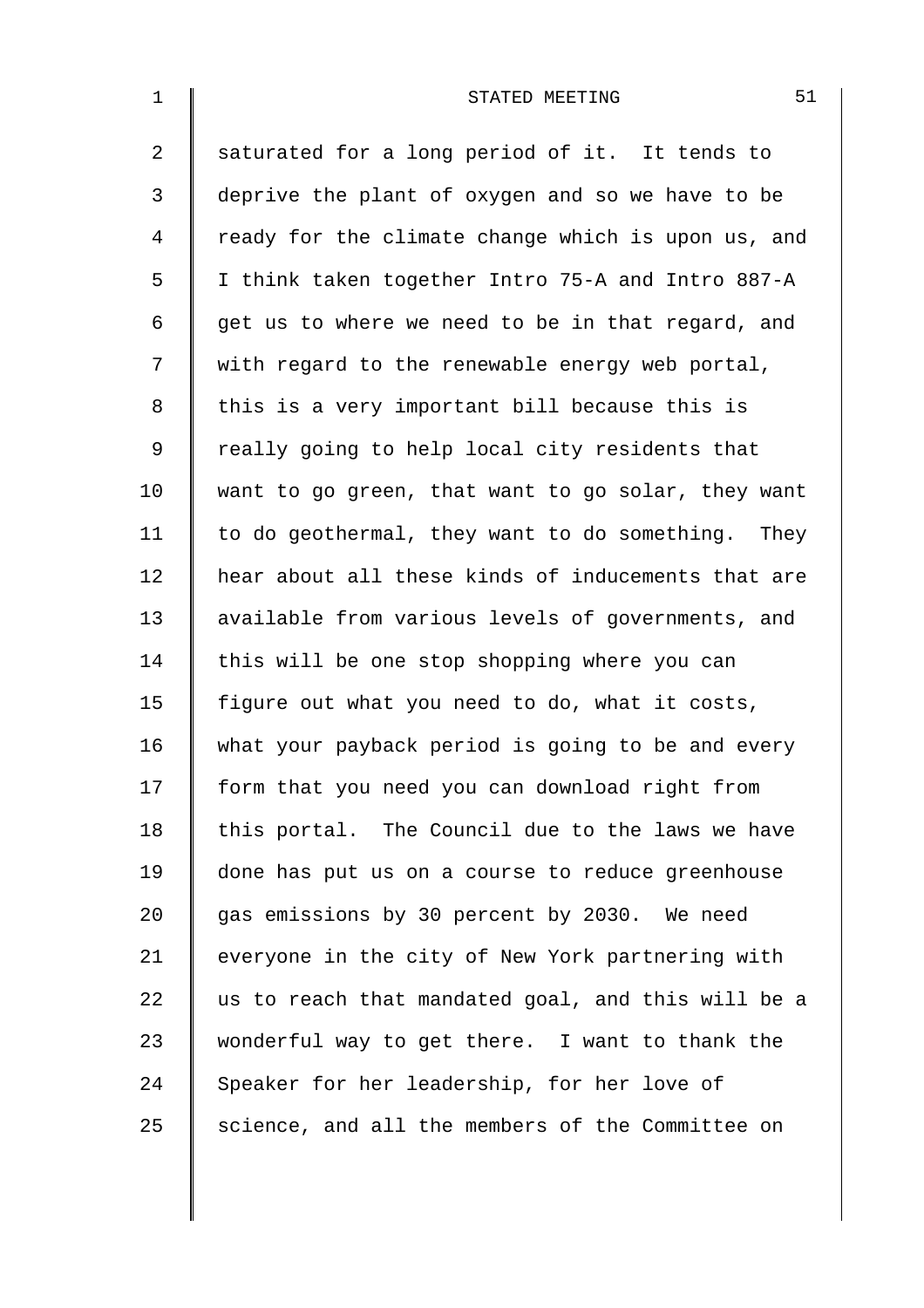saturated for a long period of it. It tends to deprive the plant of oxygen and so we have to be ready for the climate change which is upon us, and I think taken together Intro 75-A and Intro 887-A get us to where we need to be in that regard, and with regard to the renewable energy web portal, this is a very important bill because this is really going to help local city residents that want to go green, that want to go solar, they want to do geothermal, they want to do something. They hear about all these kinds of inducements that are available from various levels of governments, and this will be one stop shopping where you can figure out what you need to do, what it costs, what your payback period is going to be and every form that you need you can download right from this portal. The Council due to the laws we have done has put us on a course to reduce greenhouse gas emissions by 30 percent by 2030. We need everyone in the city of New York partnering with us to reach that mandated goal, and this will be a wonderful way to get there. I want to thank the Speaker for her leadership, for her love of science, and all the members of the Committee on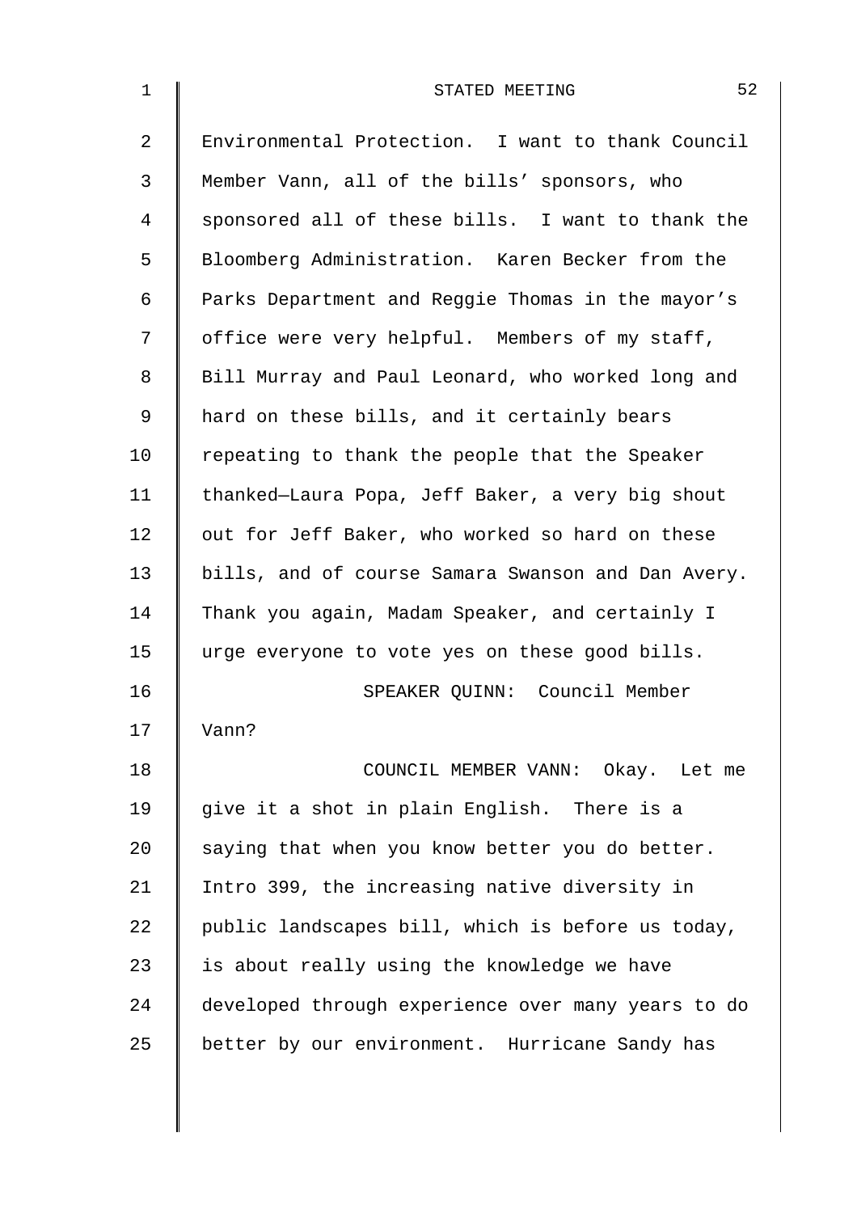Environmental Protection. I want to thank Council Member Vann, all of the bills' sponsors, who sponsored all of these bills. I want to thank the Bloomberg Administration. Karen Becker from the Parks Department and Reggie Thomas in the mayor's office were very helpful. Members of my staff, Bill Murray and Paul Leonard, who worked long and hard on these bills, and it certainly bears repeating to thank the people that the Speaker thanked—Laura Popa, Jeff Baker, a very big shout out for Jeff Baker, who worked so hard on these bills, and of course Samara Swanson and Dan Avery. Thank you again, Madam Speaker, and certainly I urge everyone to vote yes on these good bills.

SPEAKER QUINN: Council Member Vann?

COUNCIL MEMBER VANN: Okay. Let me give it a shot in plain English. There is a saying that when you know better you do better. Intro 399, the increasing native diversity in public landscapes bill, which is before us today, is about really using the knowledge we have developed through experience over many years to do better by our environment. Hurricane Sandy has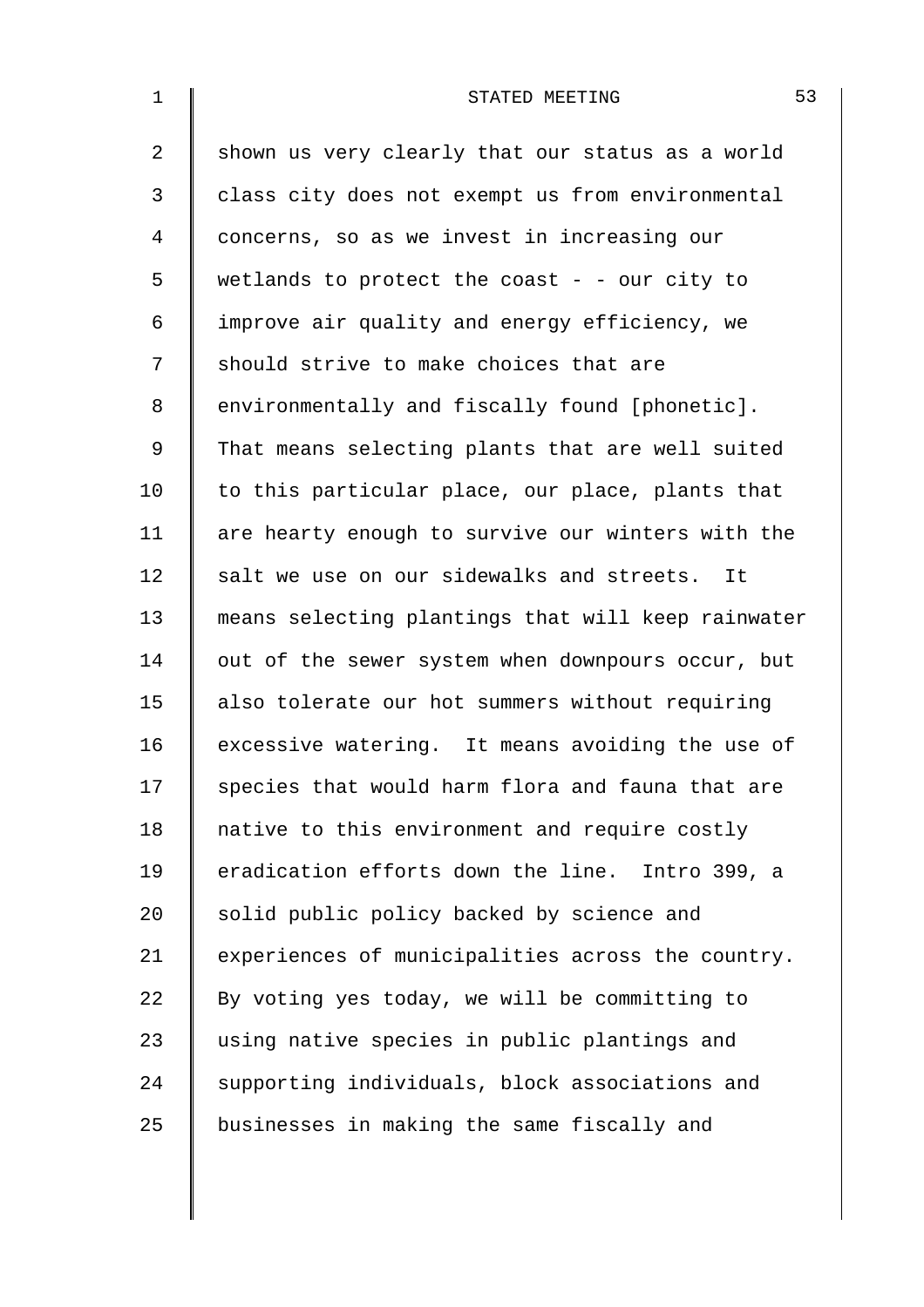shown us very clearly that our status as a world class city does not exempt us from environmental concerns, so as we invest in increasing our wetlands to protect the coast - - our city to improve air quality and energy efficiency, we should strive to make choices that are environmentally and fiscally found [phonetic]. That means selecting plants that are well suited to this particular place, our place, plants that are hearty enough to survive our winters with the salt we use on our sidewalks and streets. It means selecting plantings that will keep rainwater out of the sewer system when downpours occur, but also tolerate our hot summers without requiring excessive watering. It means avoiding the use of species that would harm flora and fauna that are native to this environment and require costly eradication efforts down the line. Intro 399, a solid public policy backed by science and experiences of municipalities across the country. By voting yes today, we will be committing to using native species in public plantings and supporting individuals, block associations and businesses in making the same fiscally and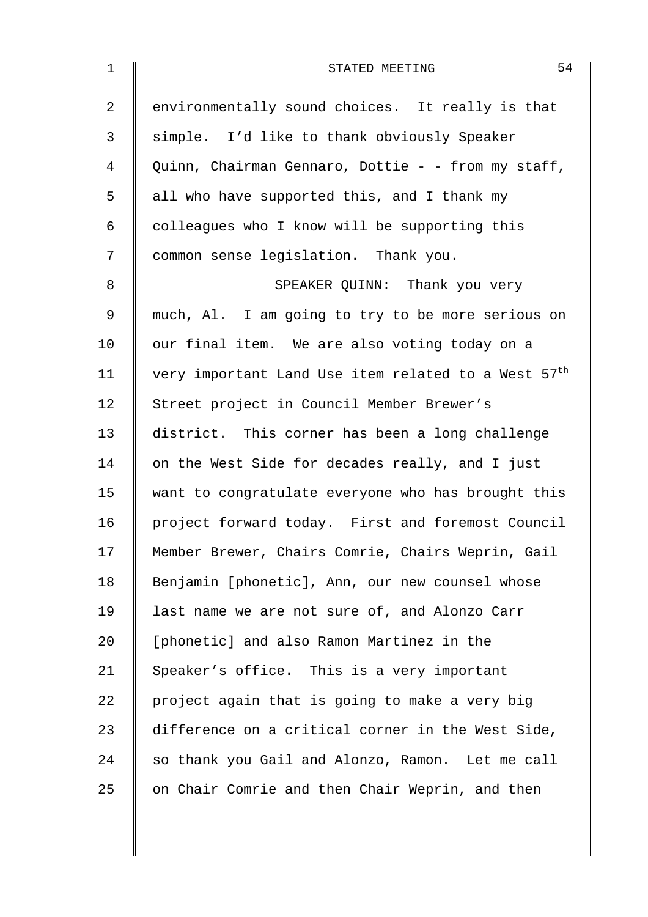environmentally sound choices. It really is that simple. I'd like to thank obviously Speaker Quinn, Chairman Gennaro, Dottie - - from my staff, all who have supported this, and I thank my colleagues who I know will be supporting this common sense legislation. Thank you.

SPEAKER QUINN: Thank you very much, Al. I am going to try to be more serious on our final item. We are also voting today on a very important Land Use item related to a West 57th Street project in Council Member Brewer's district. This corner has been a long challenge on the West Side for decades really, and I just want to congratulate everyone who has brought this project forward today. First and foremost Council Member Brewer, Chairs Comrie, Chairs Weprin, Gail Benjamin [phonetic], Ann, our new counsel whose last name we are not sure of, and Alonzo Carr [phonetic] and also Ramon Martinez in the Speaker's office. This is a very important project again that is going to make a very big difference on a critical corner in the West Side, so thank you Gail and Alonzo, Ramon. Let me call on Chair Comrie and then Chair Weprin, and then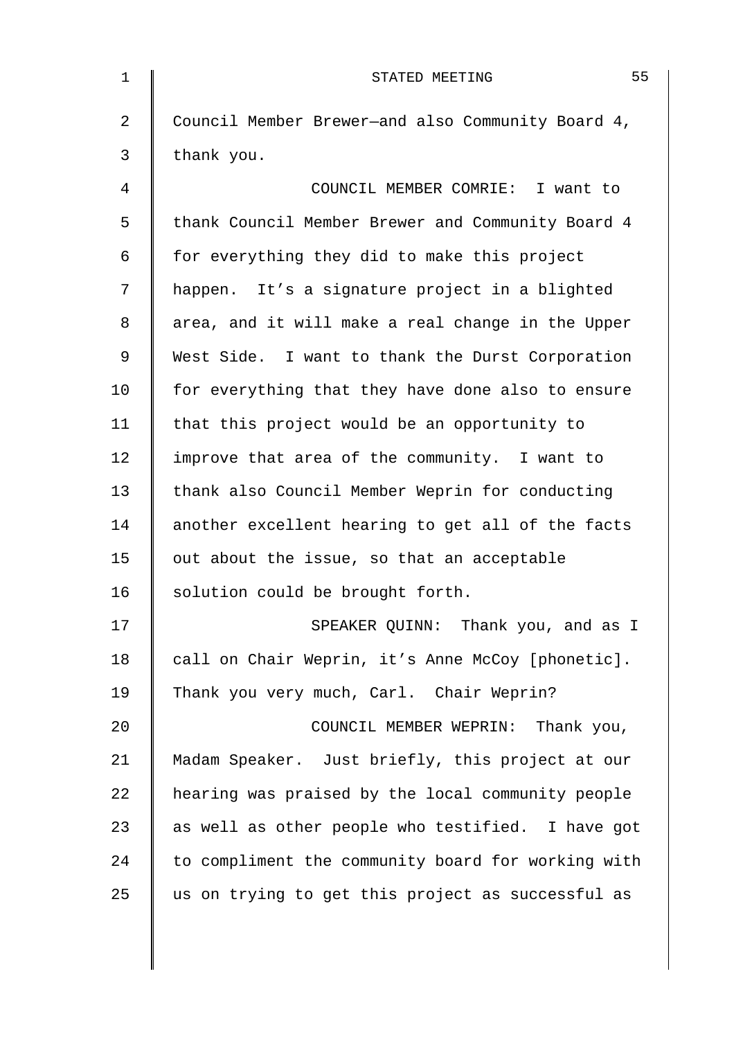Council Member Brewer—and also Community Board 4, thank you.

COUNCIL MEMBER COMRIE: I want to thank Council Member Brewer and Community Board 4 for everything they did to make this project happen. It's a signature project in a blighted area, and it will make a real change in the Upper West Side. I want to thank the Durst Corporation for everything that they have done also to ensure that this project would be an opportunity to improve that area of the community. I want to thank also Council Member Weprin for conducting another excellent hearing to get all of the facts out about the issue, so that an acceptable solution could be brought forth.

SPEAKER QUINN: Thank you, and as I call on Chair Weprin, it's Anne McCoy [phonetic]. Thank you very much, Carl. Chair Weprin?

COUNCIL MEMBER WEPRIN: Thank you, Madam Speaker. Just briefly, this project at our hearing was praised by the local community people as well as other people who testified. I have got to compliment the community board for working with us on trying to get this project as successful as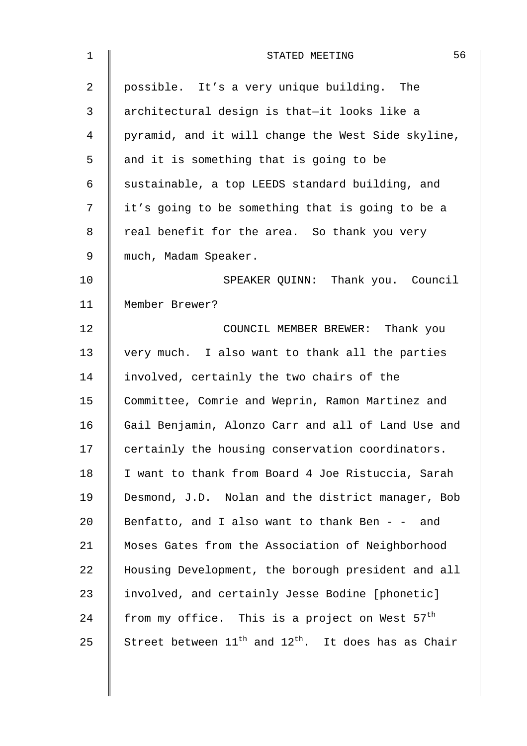possible. It's a very unique building. The architectural design is that—it looks like a pyramid, and it will change the West Side skyline, and it is something that is going to be sustainable, a top LEEDS standard building, and it's going to be something that is going to be a real benefit for the area. So thank you very much, Madam Speaker.

SPEAKER QUINN: Thank you. Council Member Brewer?

COUNCIL MEMBER BREWER: Thank you very much. I also want to thank all the parties involved, certainly the two chairs of the Committee, Comrie and Weprin, Ramon Martinez and Gail Benjamin, Alonzo Carr and all of Land Use and certainly the housing conservation coordinators. I want to thank from Board 4 Joe Ristuccia, Sarah Desmond, J.D. Nolan and the district manager, Bob Benfatto, and I also want to thank Ben - - and Moses Gates from the Association of Neighborhood Housing Development, the borough president and all involved, and certainly Jesse Bodine [phonetic] from my office. This is a project on West 57th Street between 11th and 12th. It does has as Chair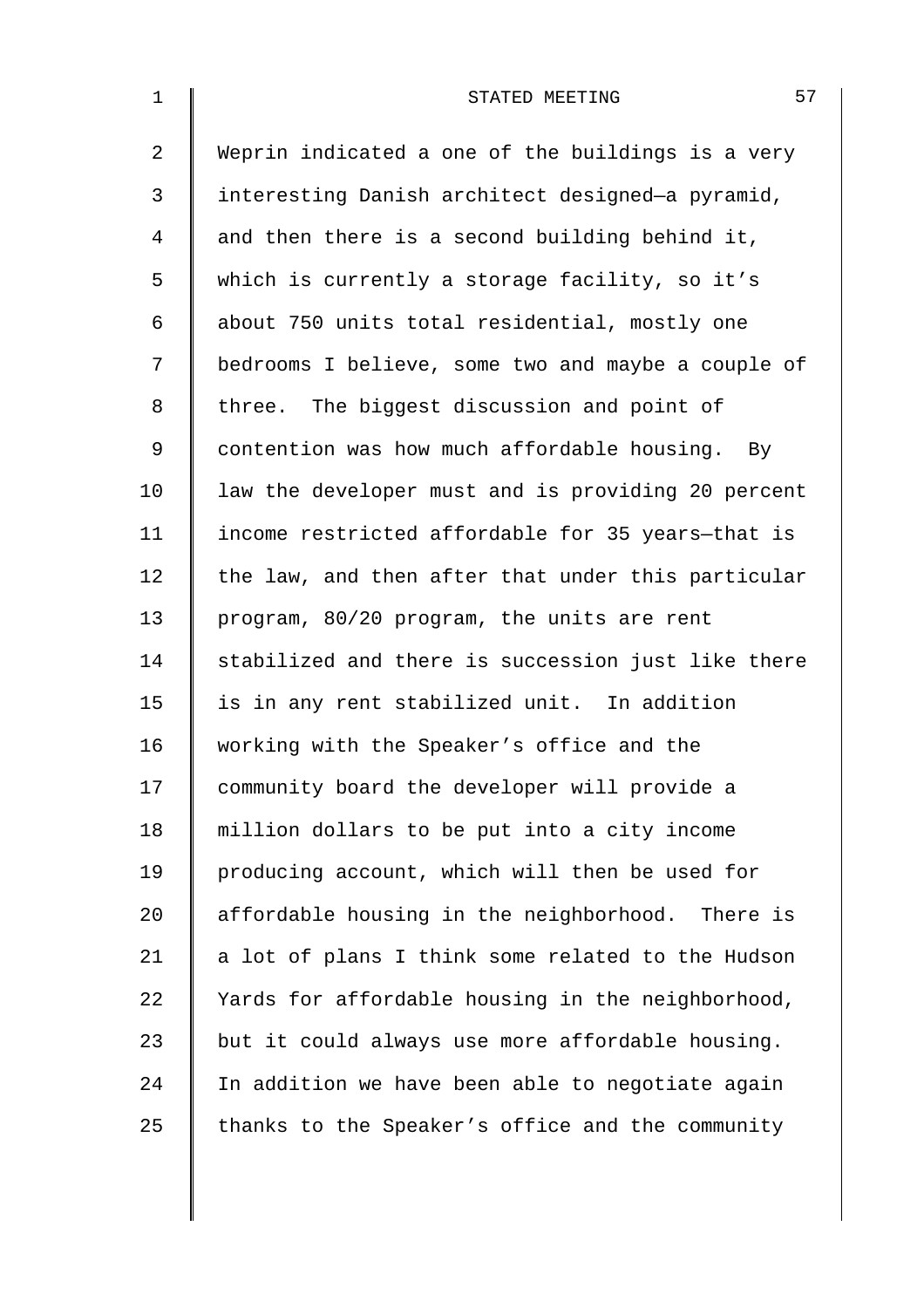Weprin indicated a one of the buildings is a very interesting Danish architect designed—a pyramid, and then there is a second building behind it, which is currently a storage facility, so it’s about 750 units total residential, mostly one bedrooms I believe, some two and maybe a couple of three. The biggest discussion and point of contention was how much affordable housing. By law the developer must and is providing 20 percent income restricted affordable for 35 years—that is the law, and then after that under this particular program, 80/20 program, the units are rent stabilized and there is succession just like there is in any rent stabilized unit. In addition working with the Speaker’s office and the community board the developer will provide a million dollars to be put into a city income producing account, which will then be used for affordable housing in the neighborhood. There is a lot of plans I think some related to the Hudson Yards for affordable housing in the neighborhood, but it could always use more affordable housing. In addition we have been able to negotiate again thanks to the Speaker’s office and the community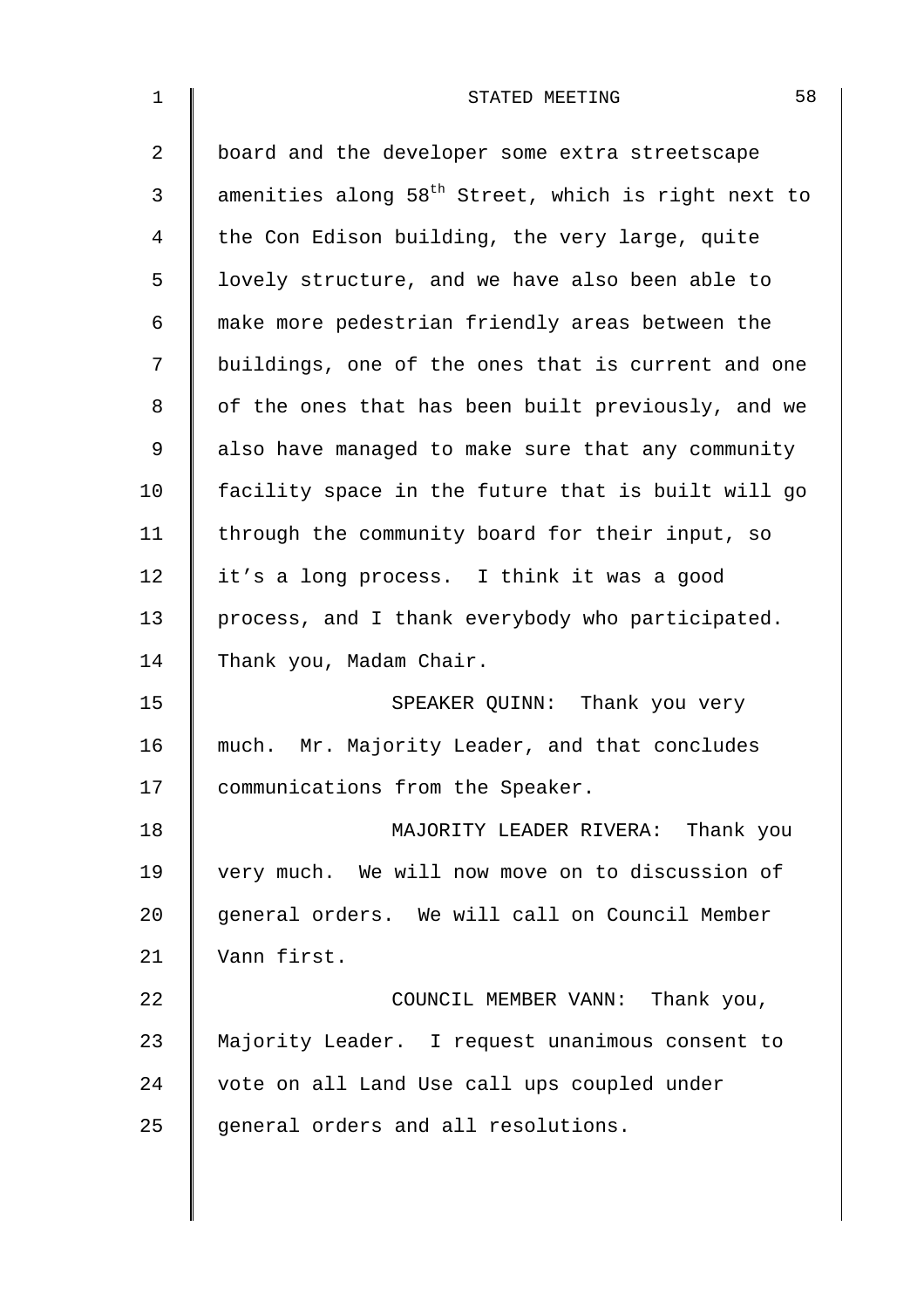board and the developer some extra streetscape amenities along 58th Street, which is right next to the Con Edison building, the very large, quite lovely structure, and we have also been able to make more pedestrian friendly areas between the buildings, one of the ones that is current and one of the ones that has been built previously, and we also have managed to make sure that any community facility space in the future that is built will go through the community board for their input, so it's a long process. I think it was a good process, and I thank everybody who participated. Thank you, Madam Chair.

SPEAKER QUINN: Thank you very much. Mr. Majority Leader, and that concludes communications from the Speaker.

MAJORITY LEADER RIVERA: Thank you very much. We will now move on to discussion of general orders. We will call on Council Member Vann first.

COUNCIL MEMBER VANN: Thank you, Majority Leader. I request unanimous consent to vote on all Land Use call ups coupled under general orders and all resolutions.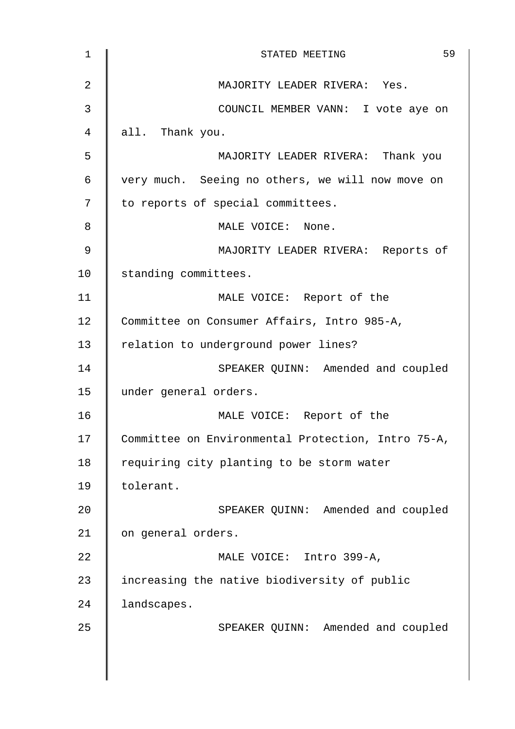MAJORITY LEADER RIVERA: Yes.

COUNCIL MEMBER VANN: I vote aye on all. Thank you.

MAJORITY LEADER RIVERA: Thank you very much. Seeing no others, we will now move on to reports of special committees.

MALE VOICE: None.

MAJORITY LEADER RIVERA: Reports of standing committees.

MALE VOICE: Report of the Committee on Consumer Affairs, Intro 985-A, relation to underground power lines?

SPEAKER QUINN: Amended and coupled under general orders.

MALE VOICE: Report of the Committee on Environmental Protection, Intro 75-A, requiring city planting to be storm water tolerant.

SPEAKER QUINN: Amended and coupled on general orders.

MALE VOICE: Intro 399-A, increasing the native biodiversity of public landscapes.

SPEAKER QUINN: Amended and coupled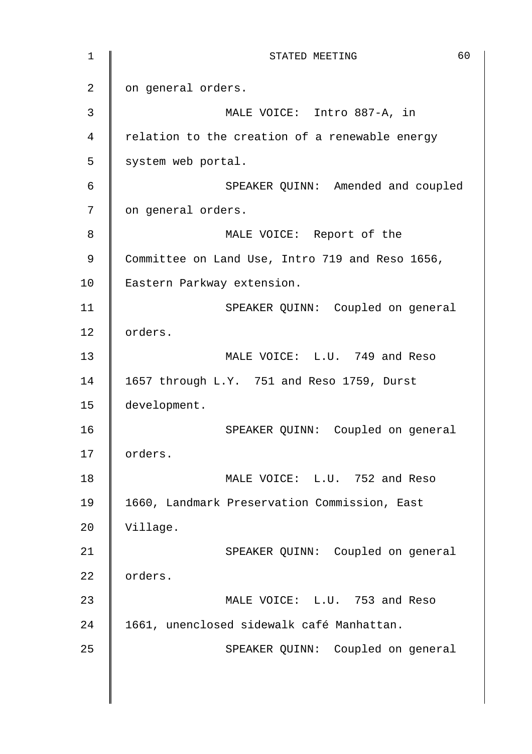on general orders.

MALE VOICE: Intro 887-A, in relation to the creation of a renewable energy system web portal.

SPEAKER QUINN: Amended and coupled on general orders.

MALE VOICE: Report of the Committee on Land Use, Intro 719 and Reso 1656, Eastern Parkway extension.

SPEAKER QUINN: Coupled on general orders.

MALE VOICE: L.U. 749 and Reso 1657 through L.Y. 751 and Reso 1759, Durst development.

SPEAKER QUINN: Coupled on general orders.

MALE VOICE: L.U. 752 and Reso 1660, Landmark Preservation Commission, East Village.

SPEAKER QUINN: Coupled on general orders.

MALE VOICE: L.U. 753 and Reso 1661, unenclosed sidewalk café Manhattan.

SPEAKER QUINN: Coupled on general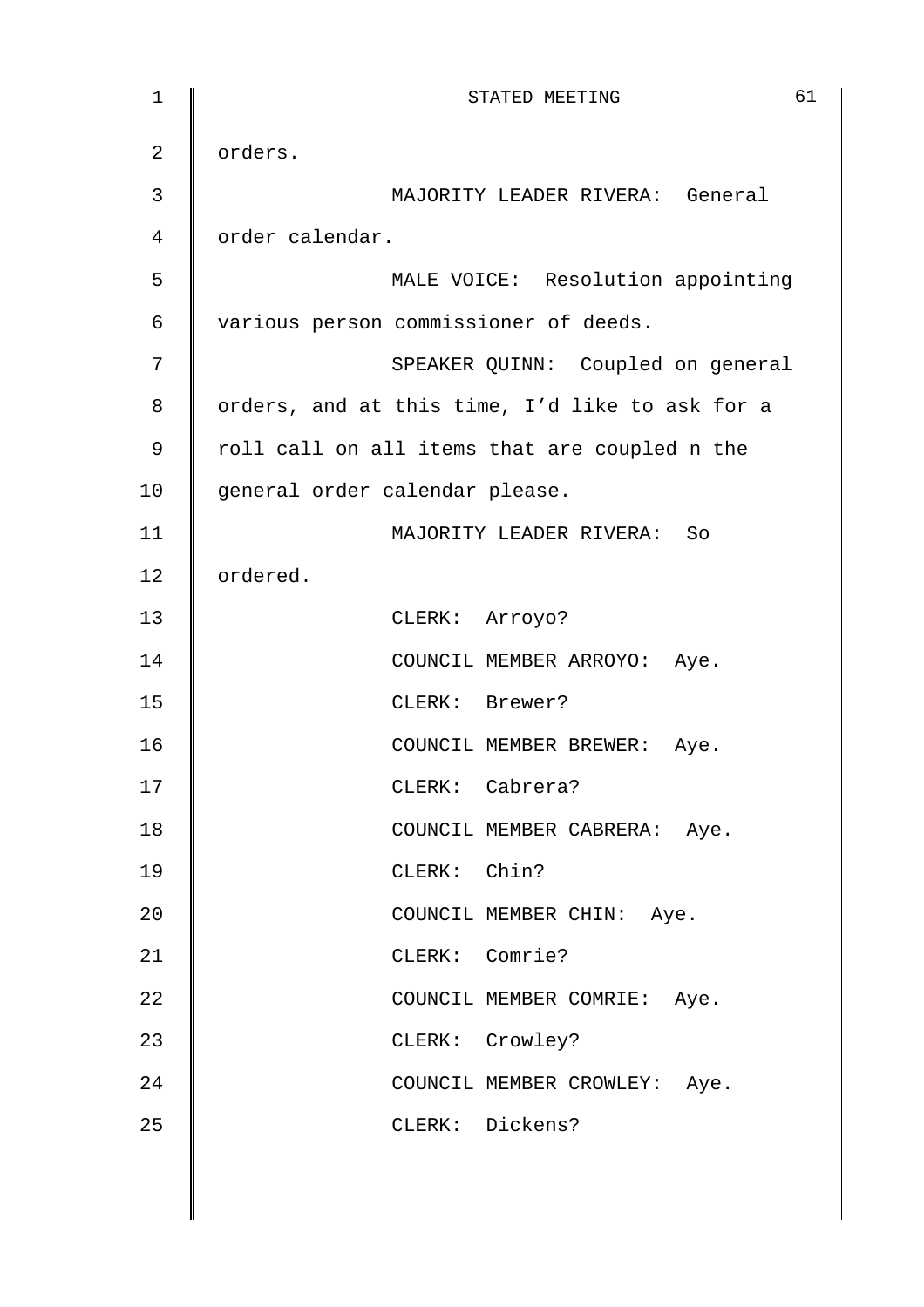orders.

MAJORITY LEADER RIVERA: General order calendar.

MALE VOICE: Resolution appointing various person commissioner of deeds.

SPEAKER QUINN: Coupled on general orders, and at this time, I'd like to ask for a roll call on all items that are coupled n the general order calendar please.

MAJORITY LEADER RIVERA: So ordered.

CLERK: Arroyo?

COUNCIL MEMBER ARROYO: Aye.

CLERK: Brewer?

COUNCIL MEMBER BREWER: Aye.

CLERK: Cabrera?

COUNCIL MEMBER CABRERA: Aye.

CLERK: Chin?

COUNCIL MEMBER CHIN: Aye.

CLERK: Comrie?

COUNCIL MEMBER COMRIE: Aye.

CLERK: Crowley?

COUNCIL MEMBER CROWLEY: Aye.

CLERK: Dickens?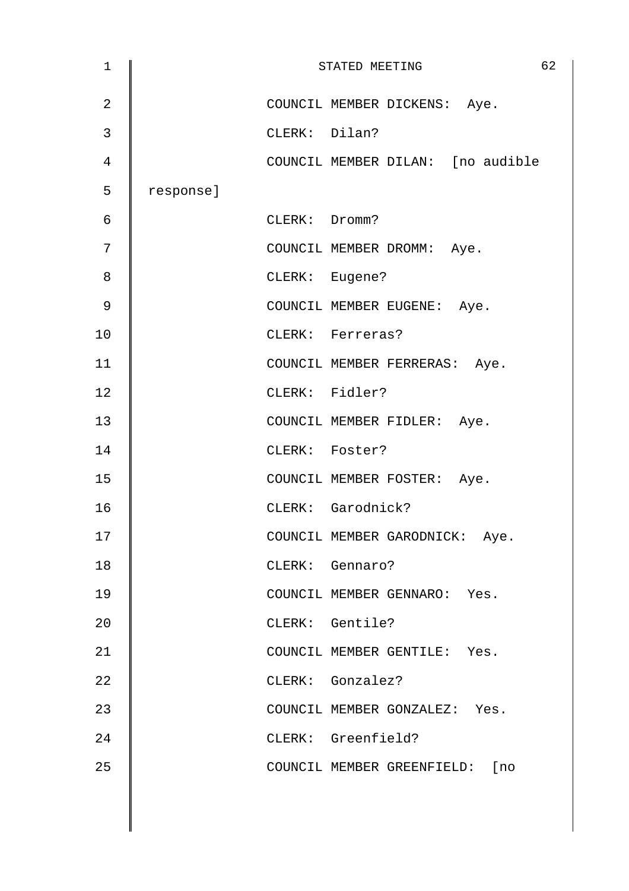COUNCIL MEMBER DICKENS: Aye.

CLERK: Dilan?

COUNCIL MEMBER DILAN: [no audible response]

CLERK: Dromm?

COUNCIL MEMBER DROMM: Aye.

CLERK: Eugene?

COUNCIL MEMBER EUGENE: Aye.

CLERK: Ferreras?

COUNCIL MEMBER FERRERAS: Aye.

CLERK: Fidler?

COUNCIL MEMBER FIDLER: Aye.

CLERK: Foster?

COUNCIL MEMBER FOSTER: Aye.

CLERK: Garodnick?

COUNCIL MEMBER GARODNICK: Aye.

CLERK: Gennaro?

COUNCIL MEMBER GENNARO: Yes.

CLERK: Gentile?

COUNCIL MEMBER GENTILE: Yes.

CLERK: Gonzalez?

COUNCIL MEMBER GONZALEZ: Yes.

CLERK: Greenfield?

COUNCIL MEMBER GREENFIELD: [no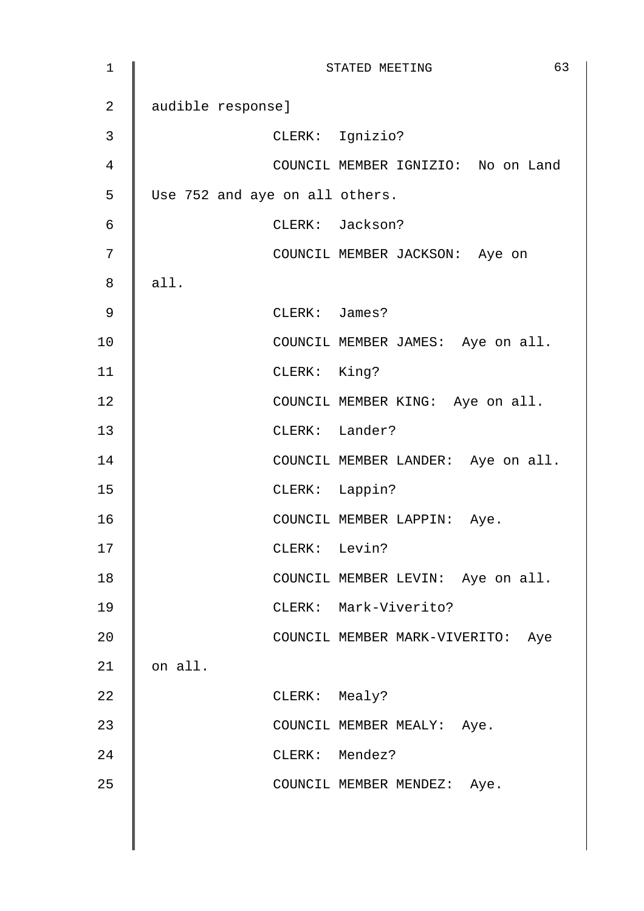audible response]

CLERK: Ignizio?

COUNCIL MEMBER IGNIZIO: No on Land Use 752 and aye on all others.

CLERK: Jackson?

COUNCIL MEMBER JACKSON: Aye on all.

CLERK: James?

COUNCIL MEMBER JAMES: Aye on all.

CLERK: King?

COUNCIL MEMBER KING: Aye on all.

CLERK: Lander?

COUNCIL MEMBER LANDER: Aye on all.

CLERK: Lappin?

COUNCIL MEMBER LAPPIN: Aye.

CLERK: Levin?

COUNCIL MEMBER LEVIN: Aye on all.

CLERK: Mark-Viverito?

COUNCIL MEMBER MARK-VIVERITO: Aye on all.

CLERK: Mealy?

COUNCIL MEMBER MEALY: Aye.

CLERK: Mendez?

COUNCIL MEMBER MENDEZ: Aye.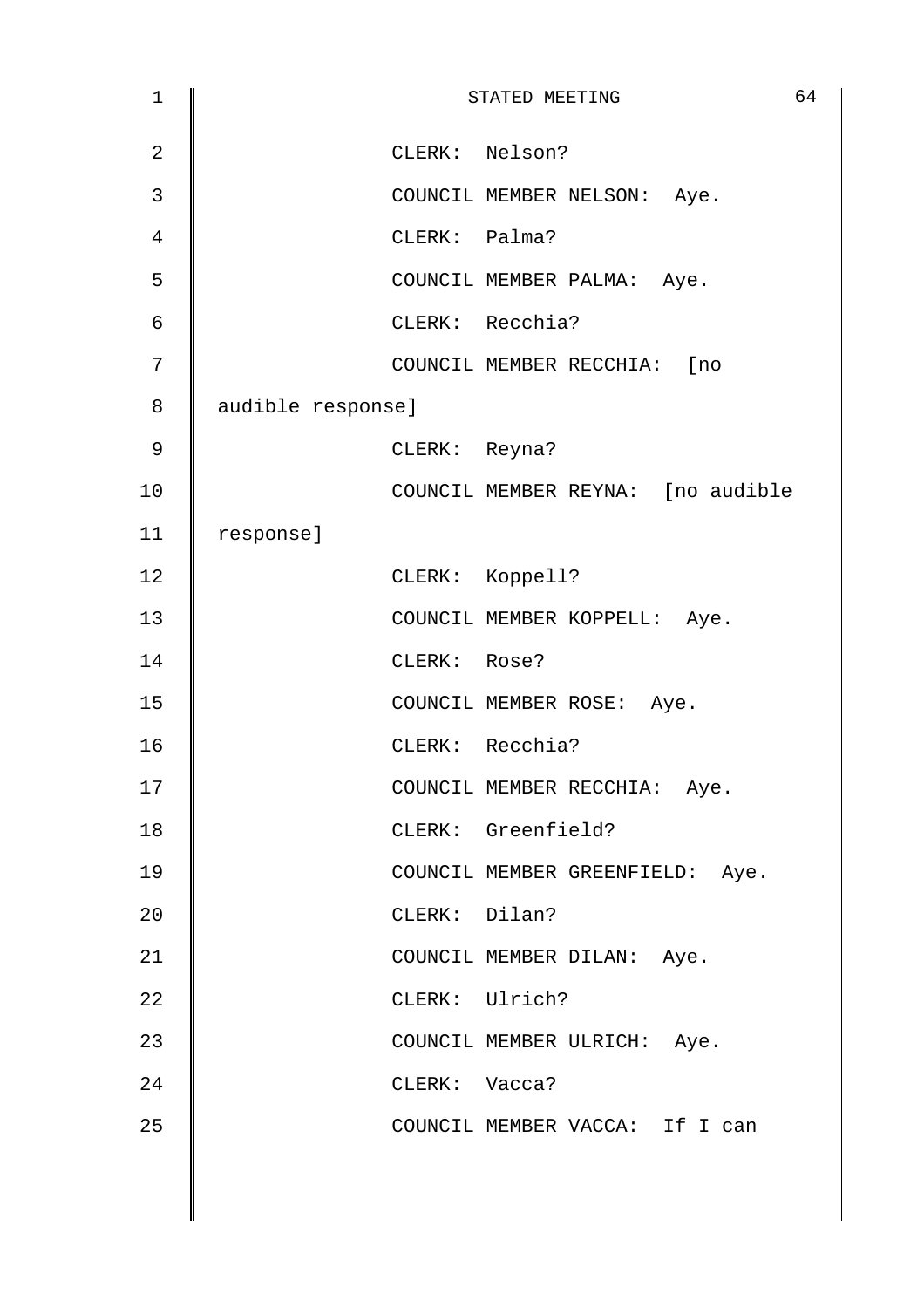CLERK: Nelson?

COUNCIL MEMBER NELSON: Aye.

CLERK: Palma?

COUNCIL MEMBER PALMA: Aye.

CLERK: Recchia?

COUNCIL MEMBER RECCHIA: [no audible response]

CLERK: Reyna?

COUNCIL MEMBER REYNA: [no audible response]

CLERK: Koppell?

COUNCIL MEMBER KOPPELL: Aye.

CLERK: Rose?

COUNCIL MEMBER ROSE: Aye.

CLERK: Recchia?

COUNCIL MEMBER RECCHIA: Aye.

CLERK: Greenfield?

COUNCIL MEMBER GREENFIELD: Aye.

CLERK: Dilan?

COUNCIL MEMBER DILAN: Aye.

CLERK: Ulrich?

COUNCIL MEMBER ULRICH: Aye.

CLERK: Vacca?

COUNCIL MEMBER VACCA: If I can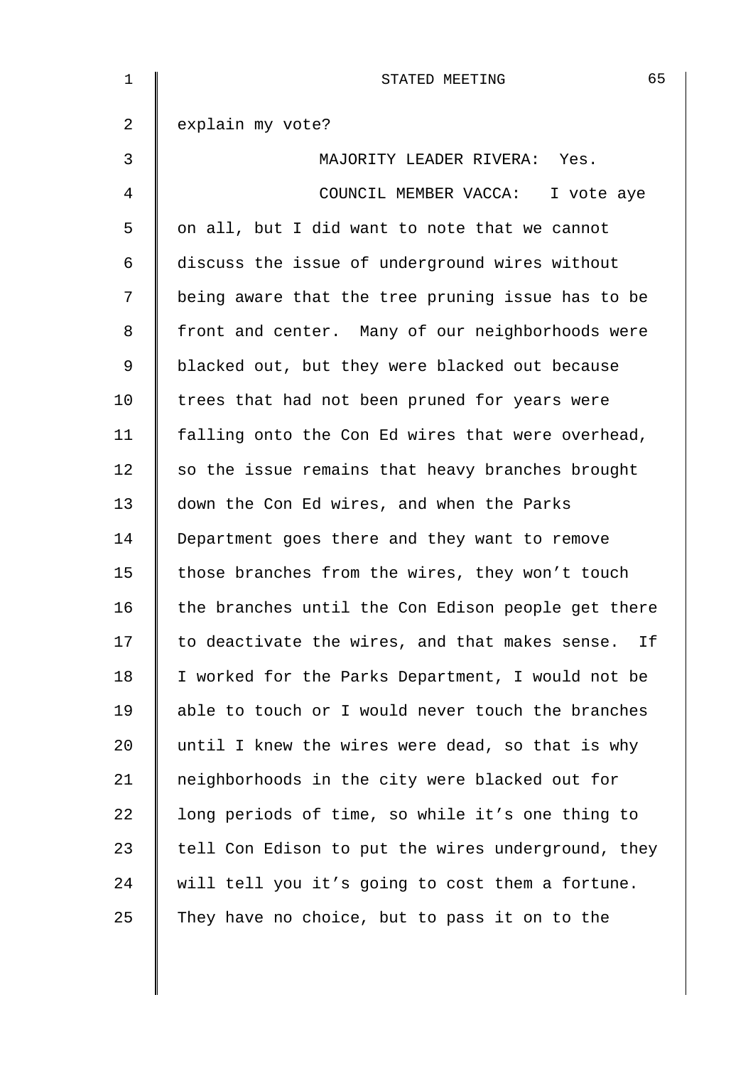explain my vote?

MAJORITY LEADER RIVERA: Yes.

COUNCIL MEMBER VACCA: I vote aye on all, but I did want to note that we cannot discuss the issue of underground wires without being aware that the tree pruning issue has to be front and center. Many of our neighborhoods were blacked out, but they were blacked out because trees that had not been pruned for years were falling onto the Con Ed wires that were overhead, so the issue remains that heavy branches brought down the Con Ed wires, and when the Parks Department goes there and they want to remove those branches from the wires, they won't touch the branches until the Con Edison people get there to deactivate the wires, and that makes sense. If I worked for the Parks Department, I would not be able to touch or I would never touch the branches until I knew the wires were dead, so that is why neighborhoods in the city were blacked out for long periods of time, so while it's one thing to tell Con Edison to put the wires underground, they will tell you it's going to cost them a fortune. They have no choice, but to pass it on to the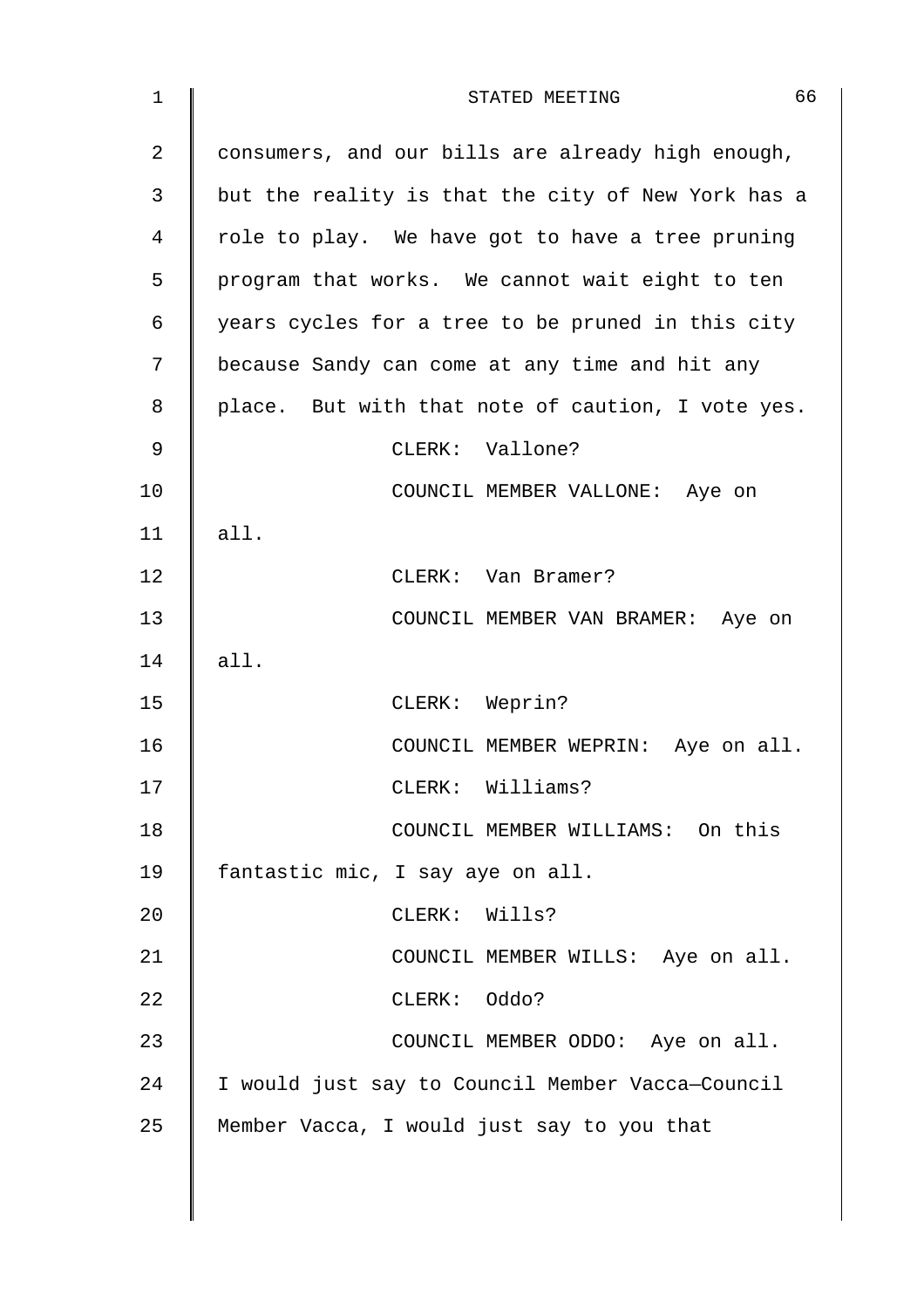consumers, and our bills are already high enough, but the reality is that the city of New York has a role to play. We have got to have a tree pruning program that works. We cannot wait eight to ten years cycles for a tree to be pruned in this city because Sandy can come at any time and hit any place. But with that note of caution, I vote yes.

CLERK: Vallone?

COUNCIL MEMBER VALLONE: Aye on all.

CLERK: Van Bramer?

COUNCIL MEMBER VAN BRAMER: Aye on all.

CLERK: Weprin?

COUNCIL MEMBER WEPRIN: Aye on all.

CLERK: Williams?

COUNCIL MEMBER WILLIAMS: On this fantastic mic, I say aye on all.

CLERK: Wills?

COUNCIL MEMBER WILLS: Aye on all.

CLERK: Oddo?

COUNCIL MEMBER ODDO: Aye on all. I would just say to Council Member Vacca—Council Member Vacca, I would just say to you that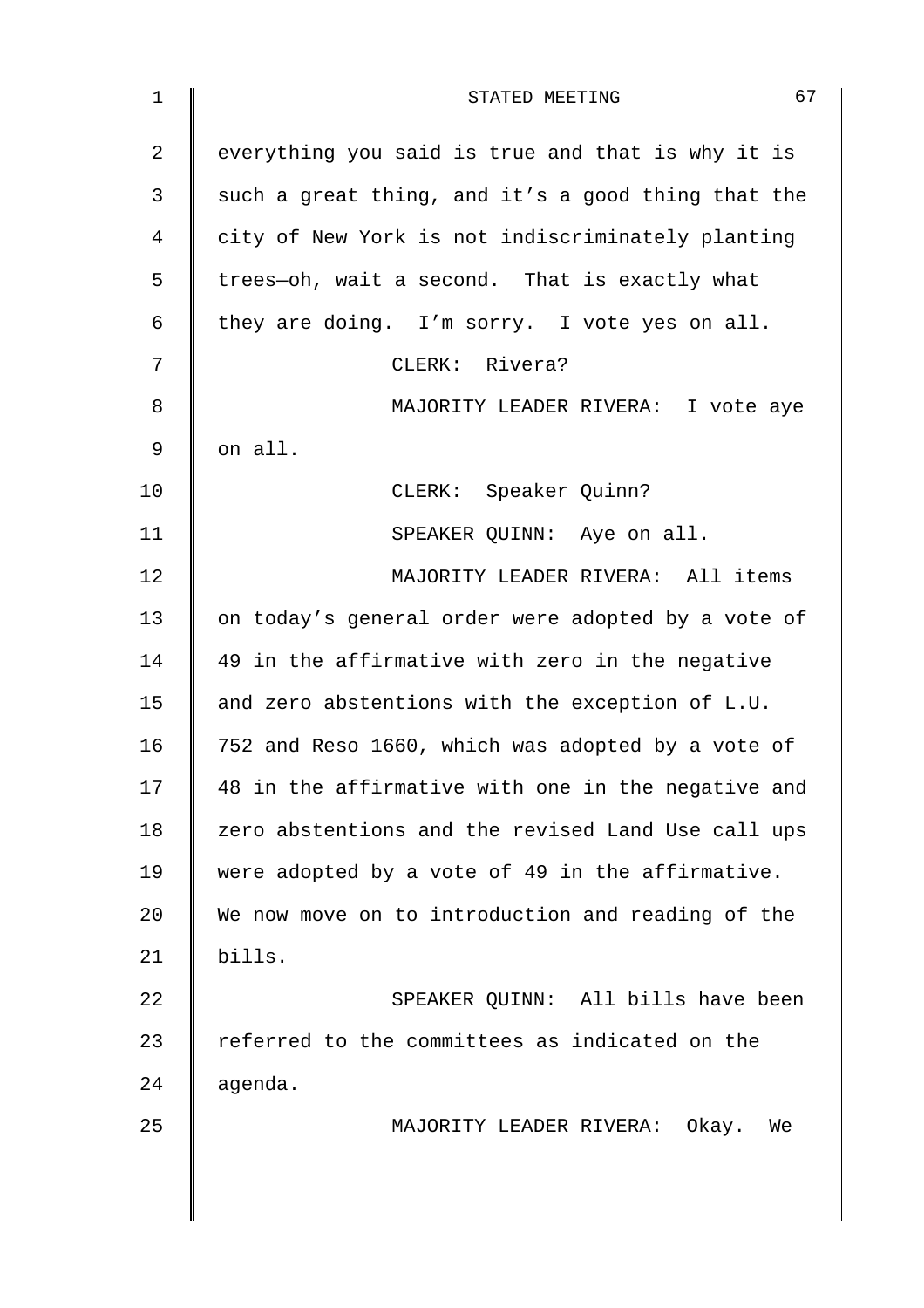everything you said is true and that is why it is such a great thing, and it's a good thing that the city of New York is not indiscriminately planting trees—oh, wait a second. That is exactly what they are doing. I'm sorry. I vote yes on all.

CLERK: Rivera?

MAJORITY LEADER RIVERA: I vote aye on all.

CLERK: Speaker Quinn?

SPEAKER QUINN: Aye on all.

MAJORITY LEADER RIVERA: All items on today's general order were adopted by a vote of 49 in the affirmative with zero in the negative and zero abstentions with the exception of L.U. 752 and Reso 1660, which was adopted by a vote of 48 in the affirmative with one in the negative and zero abstentions and the revised Land Use call ups were adopted by a vote of 49 in the affirmative. We now move on to introduction and reading of the bills.

SPEAKER QUINN: All bills have been referred to the committees as indicated on the agenda.

MAJORITY LEADER RIVERA: Okay. We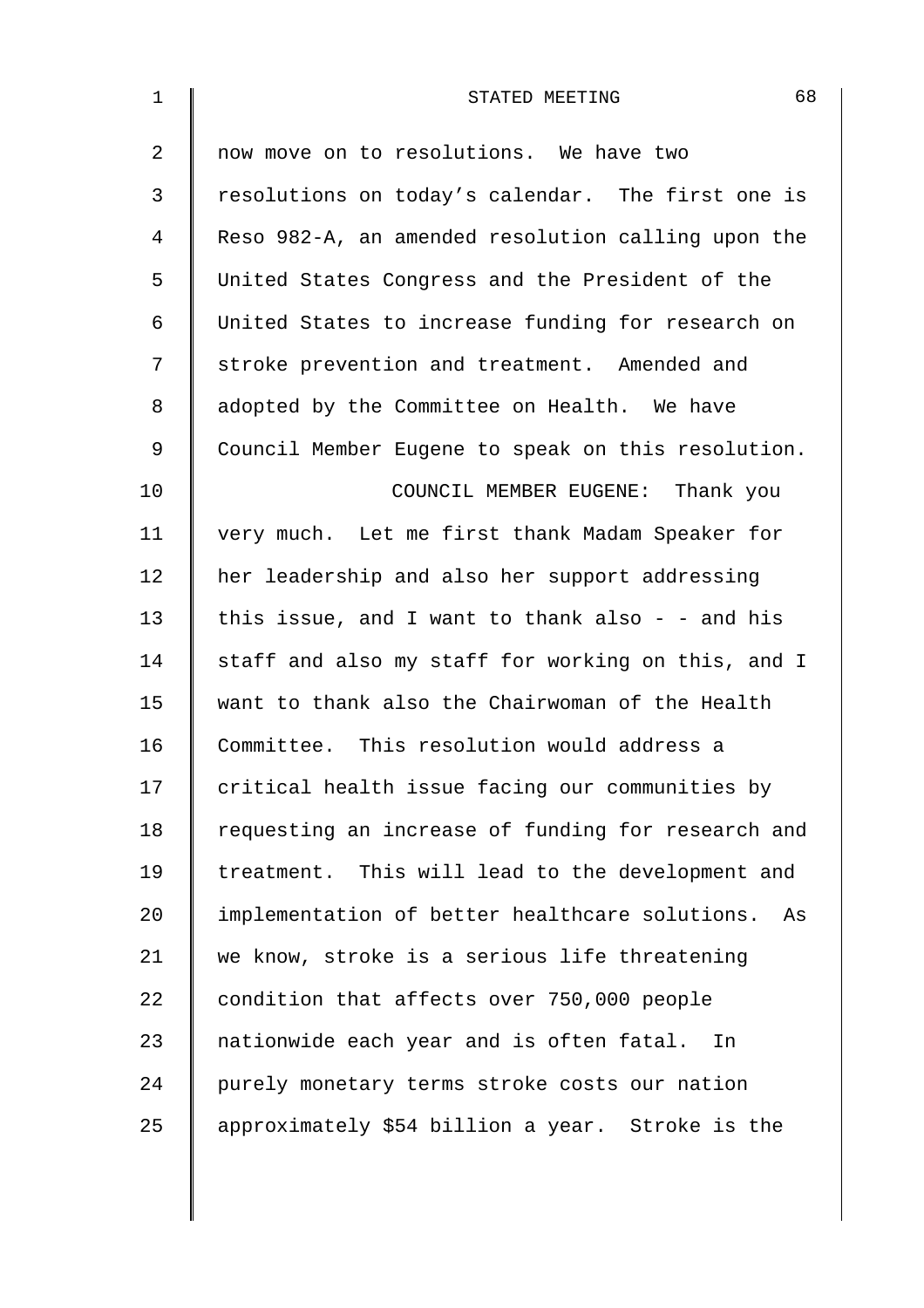now move on to resolutions. We have two resolutions on today's calendar. The first one is Reso 982-A, an amended resolution calling upon the United States Congress and the President of the United States to increase funding for research on stroke prevention and treatment. Amended and adopted by the Committee on Health. We have Council Member Eugene to speak on this resolution.

COUNCIL MEMBER EUGENE: Thank you very much. Let me first thank Madam Speaker for her leadership and also her support addressing this issue, and I want to thank also - - and his staff and also my staff for working on this, and I want to thank also the Chairwoman of the Health Committee. This resolution would address a critical health issue facing our communities by requesting an increase of funding for research and treatment. This will lead to the development and implementation of better healthcare solutions. As we know, stroke is a serious life threatening condition that affects over 750,000 people nationwide each year and is often fatal. In purely monetary terms stroke costs our nation approximately $54 billion a year. Stroke is the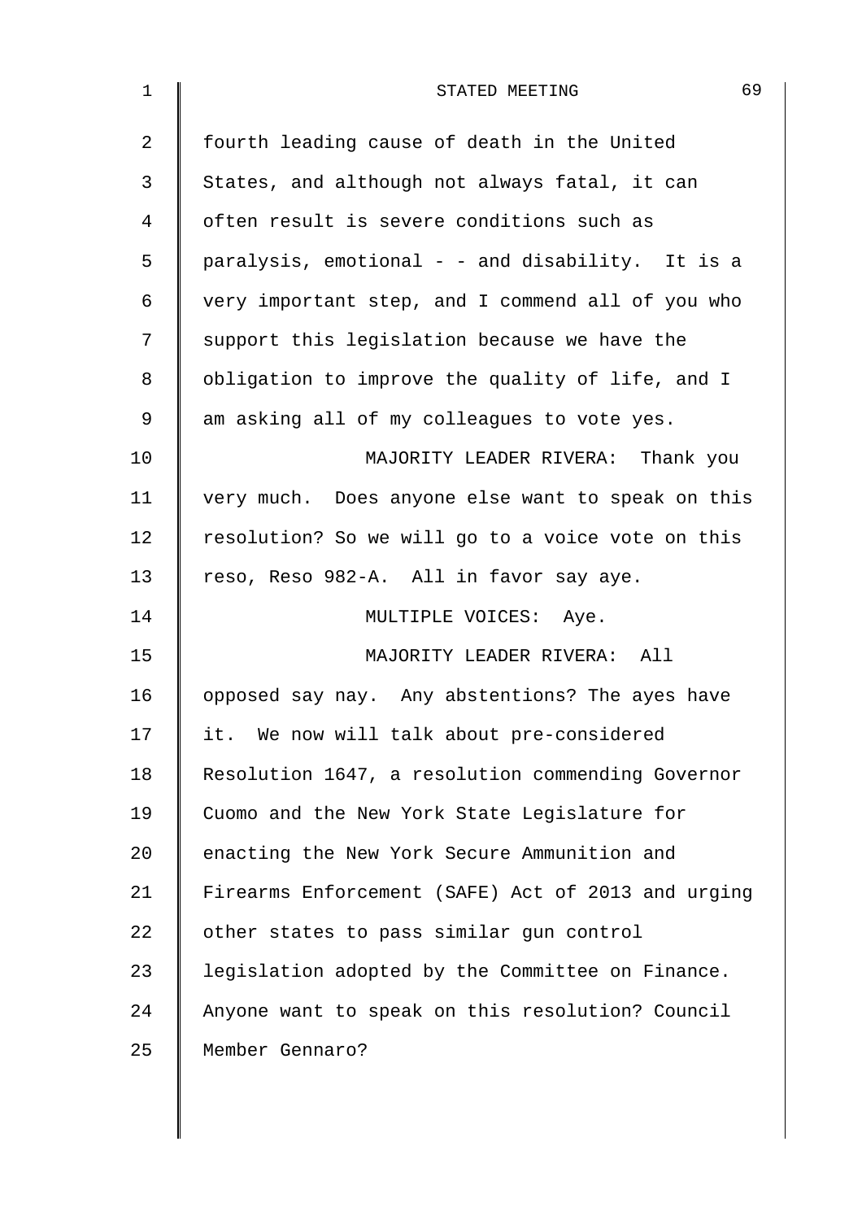fourth leading cause of death in the United States, and although not always fatal, it can often result is severe conditions such as paralysis, emotional - - and disability. It is a very important step, and I commend all of you who support this legislation because we have the obligation to improve the quality of life, and I am asking all of my colleagues to vote yes.

MAJORITY LEADER RIVERA: Thank you very much. Does anyone else want to speak on this resolution? So we will go to a voice vote on this reso, Reso 982-A. All in favor say aye.

MULTIPLE VOICES: Aye.

MAJORITY LEADER RIVERA: All opposed say nay. Any abstentions? The ayes have it. We now will talk about pre-considered Resolution 1647, a resolution commending Governor Cuomo and the New York State Legislature for enacting the New York Secure Ammunition and Firearms Enforcement (SAFE) Act of 2013 and urging other states to pass similar gun control legislation adopted by the Committee on Finance. Anyone want to speak on this resolution? Council Member Gennaro?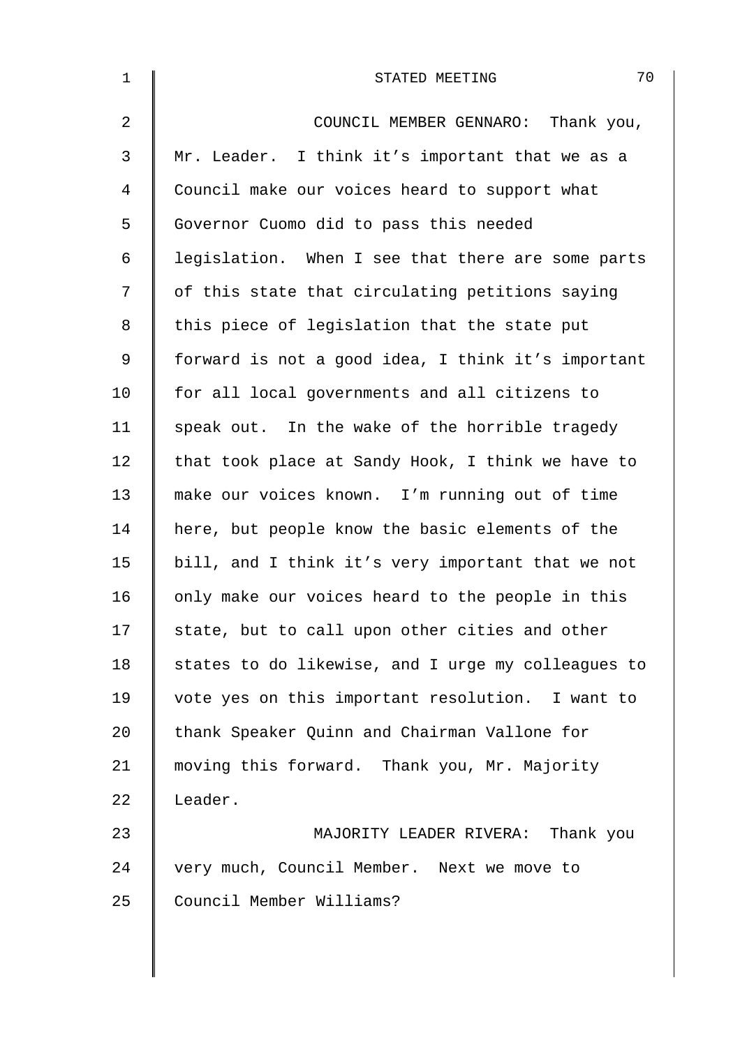COUNCIL MEMBER GENNARO: Thank you, Mr. Leader. I think it's important that we as a Council make our voices heard to support what Governor Cuomo did to pass this needed legislation. When I see that there are some parts of this state that circulating petitions saying this piece of legislation that the state put forward is not a good idea, I think it's important for all local governments and all citizens to speak out. In the wake of the horrible tragedy that took place at Sandy Hook, I think we have to make our voices known. I'm running out of time here, but people know the basic elements of the bill, and I think it's very important that we not only make our voices heard to the people in this state, but to call upon other cities and other states to do likewise, and I urge my colleagues to vote yes on this important resolution. I want to thank Speaker Quinn and Chairman Vallone for moving this forward. Thank you, Mr. Majority Leader.

MAJORITY LEADER RIVERA: Thank you very much, Council Member. Next we move to Council Member Williams?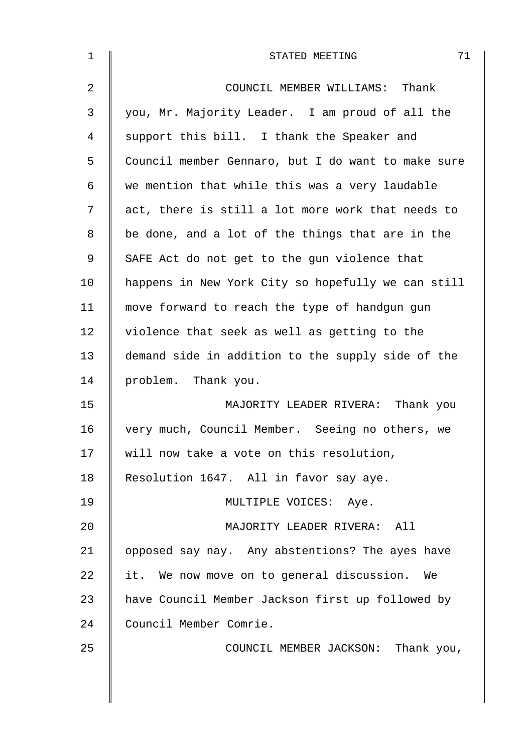COUNCIL MEMBER WILLIAMS: Thank you, Mr. Majority Leader. I am proud of all the support this bill. I thank the Speaker and Council member Gennaro, but I do want to make sure we mention that while this was a very laudable act, there is still a lot more work that needs to be done, and a lot of the things that are in the SAFE Act do not get to the gun violence that happens in New York City so hopefully we can still move forward to reach the type of handgun gun violence that seek as well as getting to the demand side in addition to the supply side of the problem. Thank you.

MAJORITY LEADER RIVERA: Thank you very much, Council Member. Seeing no others, we will now take a vote on this resolution, Resolution 1647. All in favor say aye.

MULTIPLE VOICES: Aye.

MAJORITY LEADER RIVERA: All opposed say nay. Any abstentions? The ayes have it. We now move on to general discussion. We have Council Member Jackson first up followed by Council Member Comrie.

COUNCIL MEMBER JACKSON: Thank you,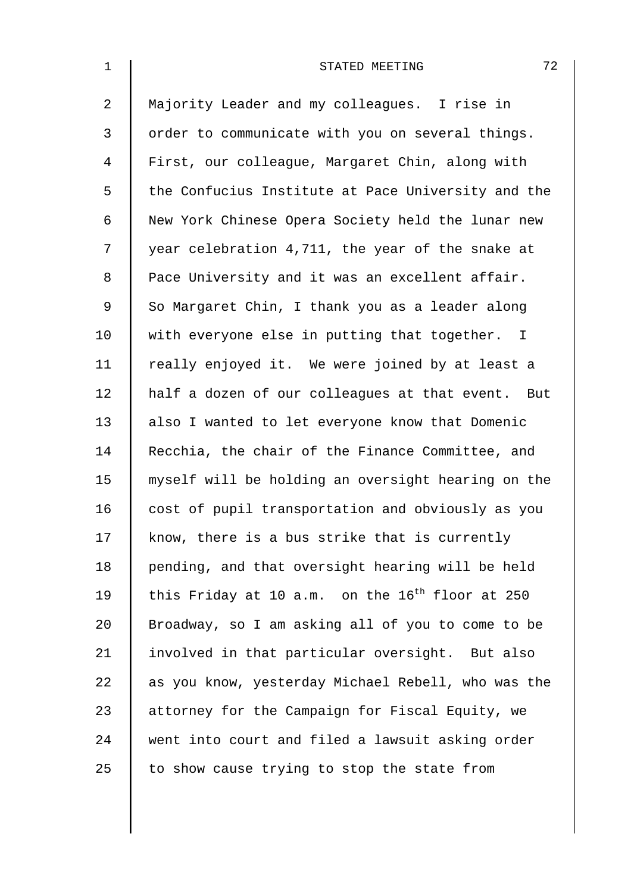Majority Leader and my colleagues. I rise in order to communicate with you on several things. First, our colleague, Margaret Chin, along with the Confucius Institute at Pace University and the New York Chinese Opera Society held the lunar new year celebration 4,711, the year of the snake at Pace University and it was an excellent affair. So Margaret Chin, I thank you as a leader along with everyone else in putting that together. I really enjoyed it. We were joined by at least a half a dozen of our colleagues at that event. But also I wanted to let everyone know that Domenic Recchia, the chair of the Finance Committee, and myself will be holding an oversight hearing on the cost of pupil transportation and obviously as you know, there is a bus strike that is currently pending, and that oversight hearing will be held this Friday at 10 a.m. on the 16th floor at 250 Broadway, so I am asking all of you to come to be involved in that particular oversight. But also as you know, yesterday Michael Rebell, who was the attorney for the Campaign for Fiscal Equity, we went into court and filed a lawsuit asking order to show cause trying to stop the state from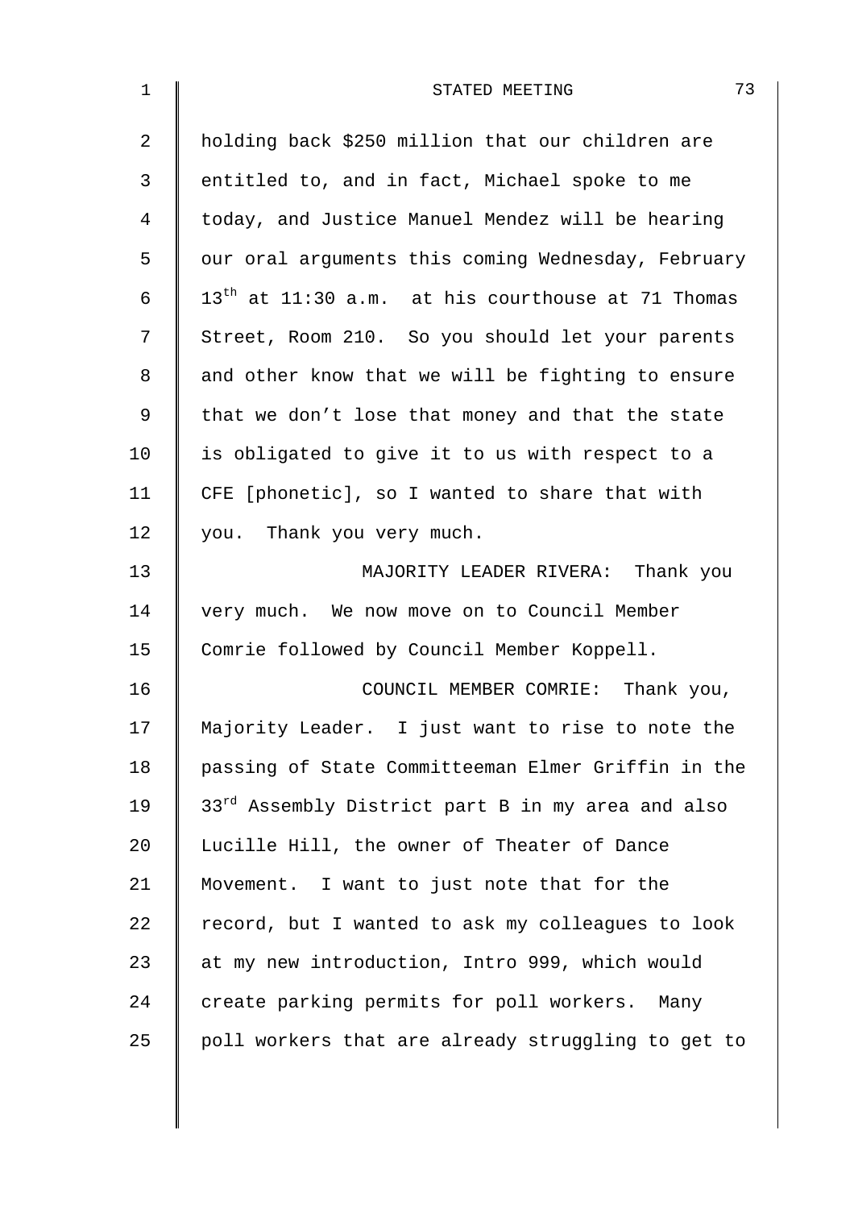holding back $250 million that our children are entitled to, and in fact, Michael spoke to me today, and Justice Manuel Mendez will be hearing our oral arguments this coming Wednesday, February 13th at 11:30 a.m. at his courthouse at 71 Thomas Street, Room 210. So you should let your parents and other know that we will be fighting to ensure that we don't lose that money and that the state is obligated to give it to us with respect to a CFE [phonetic], so I wanted to share that with you. Thank you very much.

MAJORITY LEADER RIVERA: Thank you very much. We now move on to Council Member Comrie followed by Council Member Koppell.

COUNCIL MEMBER COMRIE: Thank you, Majority Leader. I just want to rise to note the passing of State Committeeman Elmer Griffin in the 33rd Assembly District part B in my area and also Lucille Hill, the owner of Theater of Dance Movement. I want to just note that for the record, but I wanted to ask my colleagues to look at my new introduction, Intro 999, which would create parking permits for poll workers. Many poll workers that are already struggling to get to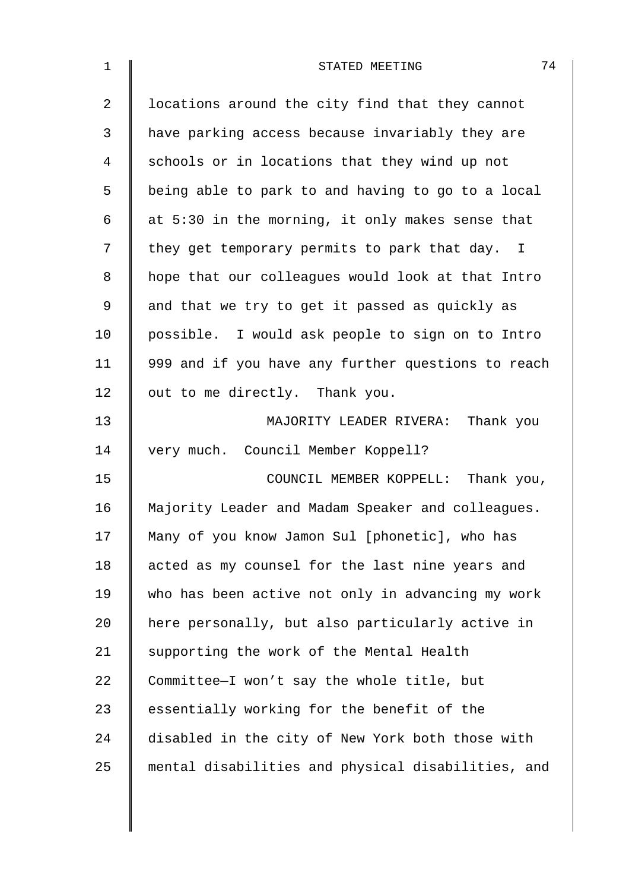locations around the city find that they cannot have parking access because invariably they are schools or in locations that they wind up not being able to park to and having to go to a local at 5:30 in the morning, it only makes sense that they get temporary permits to park that day. I hope that our colleagues would look at that Intro and that we try to get it passed as quickly as possible. I would ask people to sign on to Intro 999 and if you have any further questions to reach out to me directly. Thank you.

MAJORITY LEADER RIVERA: Thank you very much. Council Member Koppell?

COUNCIL MEMBER KOPPELL: Thank you, Majority Leader and Madam Speaker and colleagues. Many of you know Jamon Sul [phonetic], who has acted as my counsel for the last nine years and who has been active not only in advancing my work here personally, but also particularly active in supporting the work of the Mental Health Committee—I won't say the whole title, but essentially working for the benefit of the disabled in the city of New York both those with mental disabilities and physical disabilities, and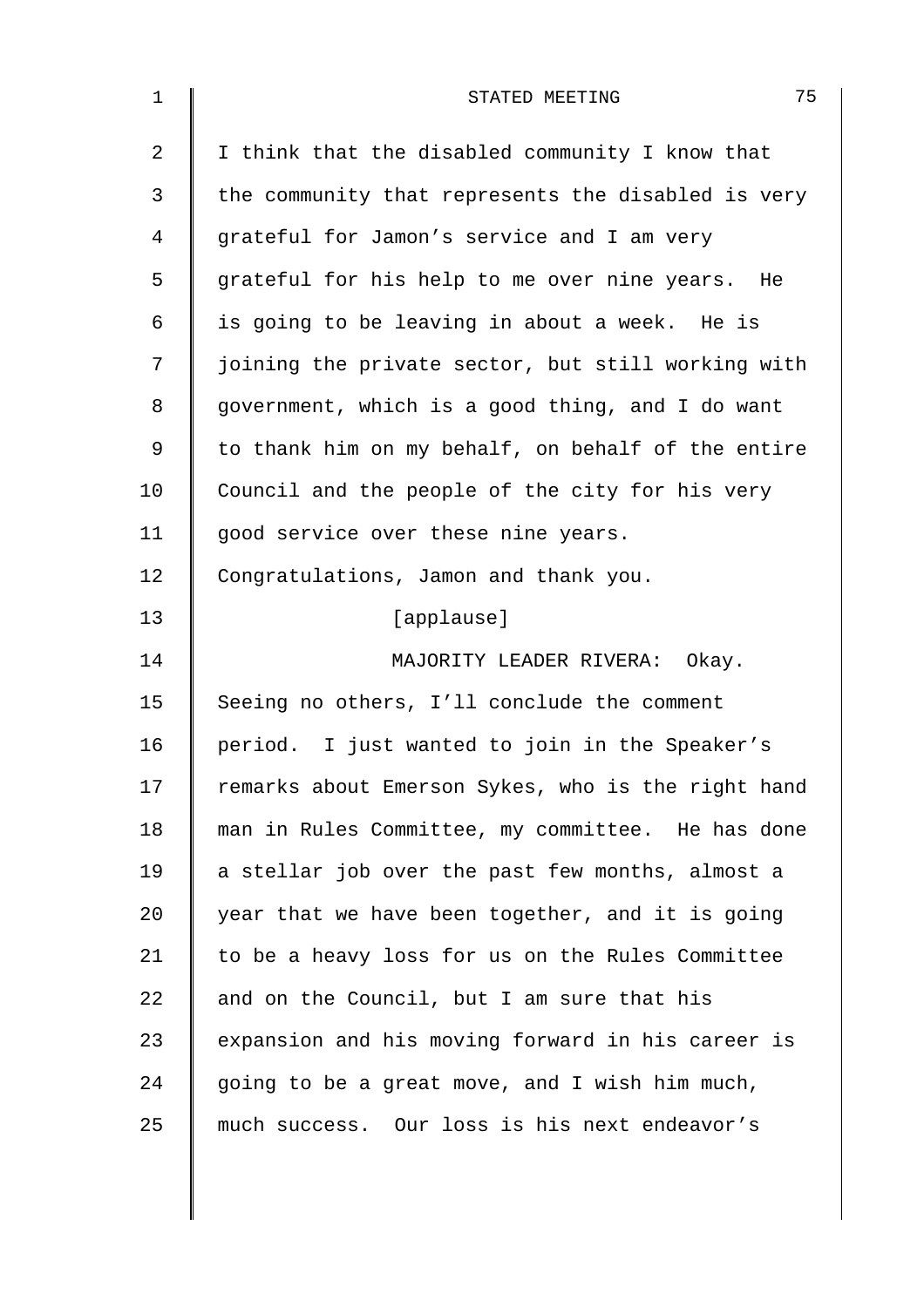I think that the disabled community I know that the community that represents the disabled is very grateful for Jamon's service and I am very grateful for his help to me over nine years. He is going to be leaving in about a week. He is joining the private sector, but still working with government, which is a good thing, and I do want to thank him on my behalf, on behalf of the entire Council and the people of the city for his very good service over these nine years. Congratulations, Jamon and thank you.

[applause]

MAJORITY LEADER RIVERA: Okay. Seeing no others, I'll conclude the comment period. I just wanted to join in the Speaker's remarks about Emerson Sykes, who is the right hand man in Rules Committee, my committee. He has done a stellar job over the past few months, almost a year that we have been together, and it is going to be a heavy loss for us on the Rules Committee and on the Council, but I am sure that his expansion and his moving forward in his career is going to be a great move, and I wish him much, much success. Our loss is his next endeavor's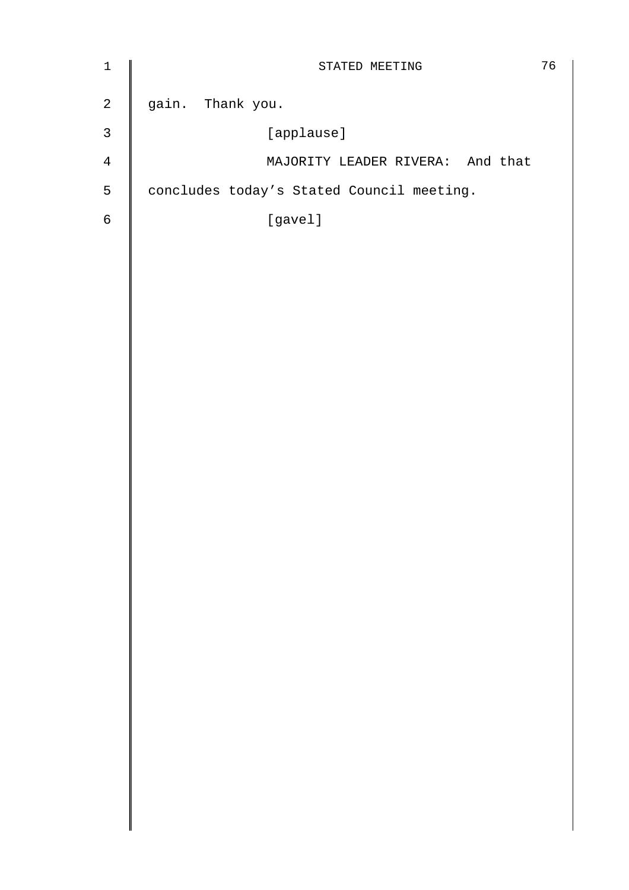gain. Thank you.

[applause]

MAJORITY LEADER RIVERA: And that concludes today's Stated Council meeting.

[gavel]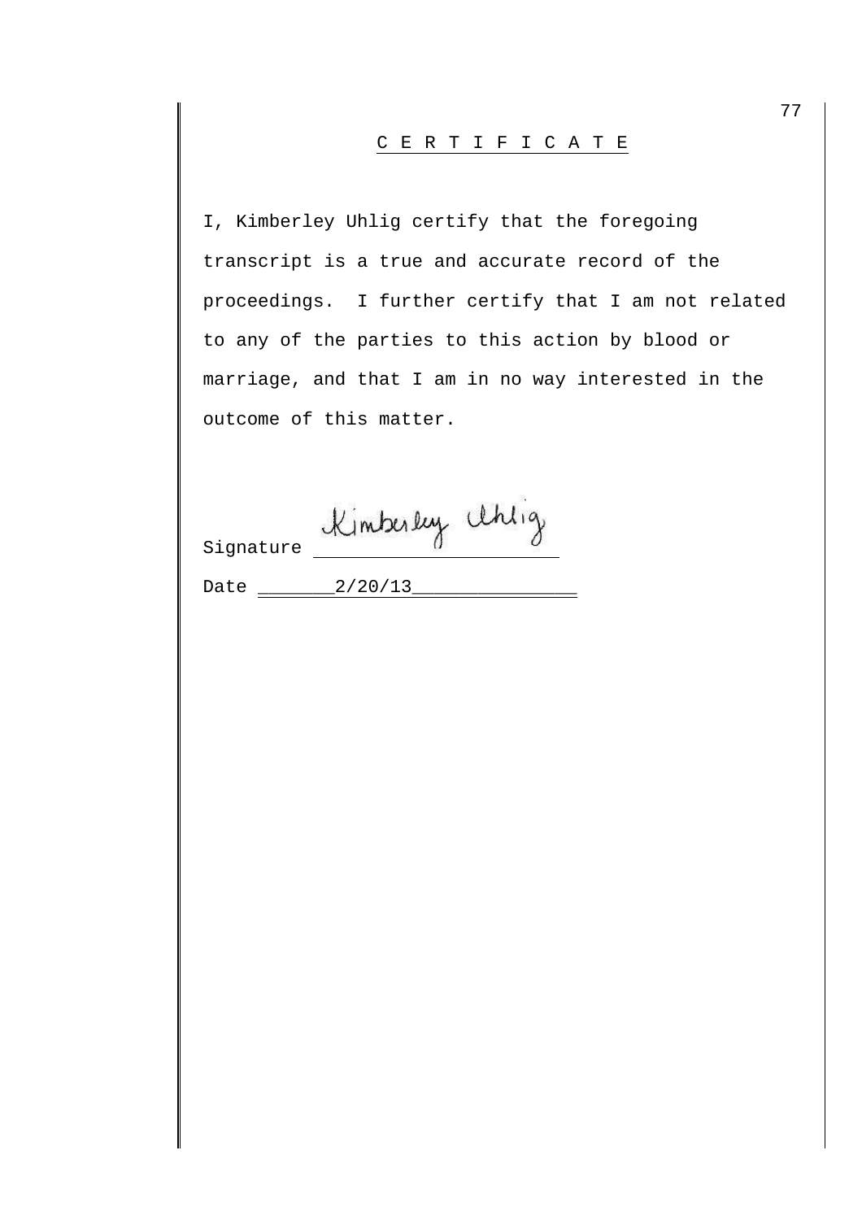# C E R T I F I C A T E

I, Kimberley Uhlig certify that the foregoing transcript is a true and accurate record of the proceedings. I further certify that I am not related to any of the parties to this action by blood or marriage, and that I am in no way interested in the outcome of this matter.

Signature Kimberley Uhlig

Date 2/20/13